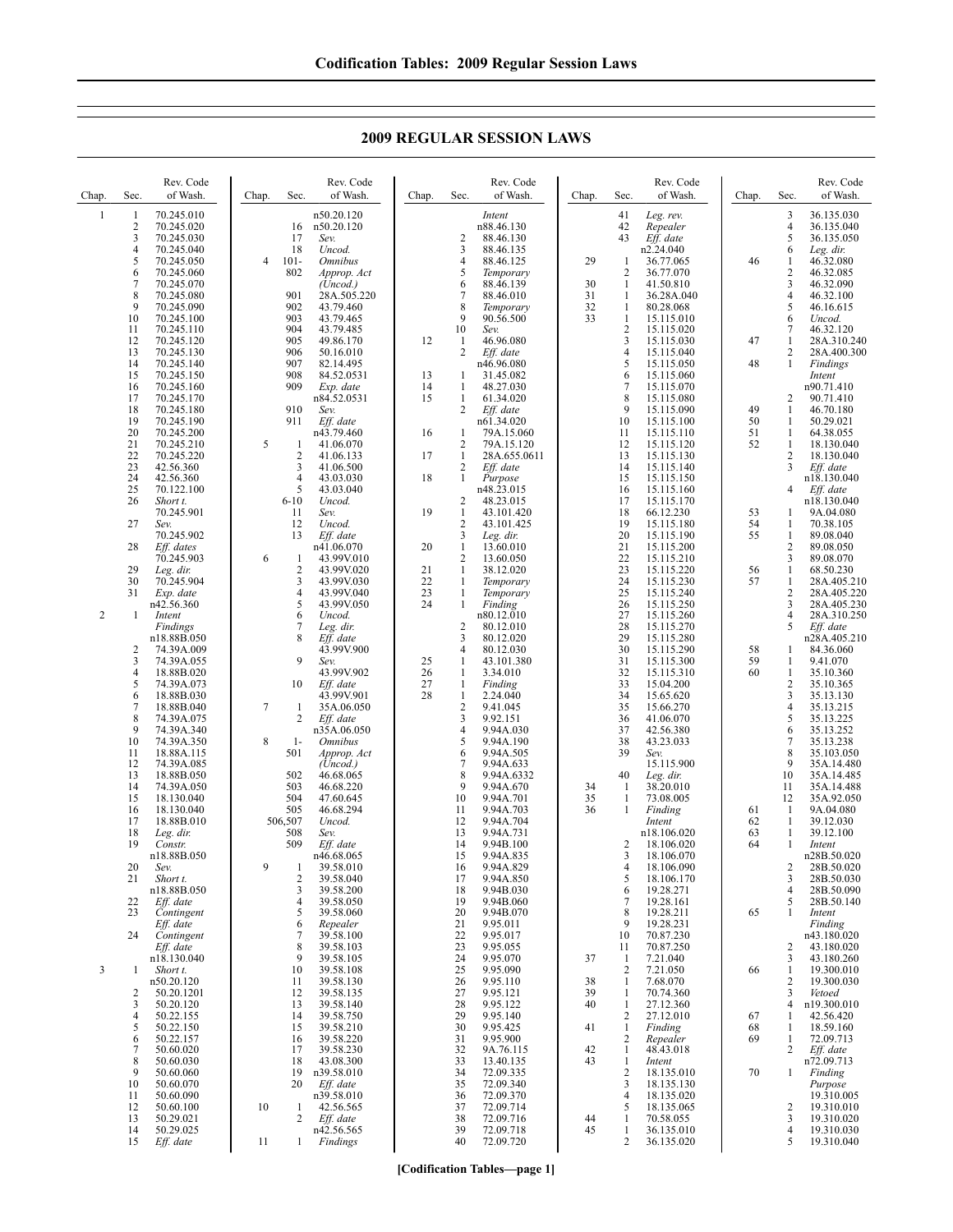# 2009 REGULAR SESSION LAWS

| Chap. | Sec. | Rev. Code of Wash. |
|---|---|---|
| 1 | 1 | 70.245.010 |
| | 2 | 70.245.020 |
| | 3 | 70.245.030 |
| | 4 | 70.245.040 |
| | 5 | 70.245.050 |
| | 6 | 70.245.060 |
| | 7 | 70.245.070 |
| | 8 | 70.245.080 |
| | 9 | 70.245.090 |
| | 10 | 70.245.100 |
| | 11 | 70.245.110 |
| | 12 | 70.245.120 |
| | 13 | 70.245.130 |
| | 14 | 70.245.140 |
| | 15 | 70.245.150 |
| | 16 | 70.245.160 |
| | 17 | 70.245.170 |
| | 18 | 70.245.180 |
| | 19 | 70.245.190 |
| | 20 | 70.245.200 |
| | 21 | 70.245.210 |
| | 22 | 70.245.220 |
| | 23 | 42.56.360 |
| | 24 | 42.56.360 |
| | 25 | 70.122.100 |
| | 26 | *Short t.* 70.245.901 |
| | 27 | *Sev.* 70.245.902 |
| | 28 | *Eff. dates* 70.245.903 |
| | 29 | *Leg. dir.* |
| | 30 | 70.245.904 |
| | 31 | *Exp. date* n42.56.360 |
| 2 | 1 | *Intent* *Findings* n18.88B.050 |
| | 2 | 74.39A.009 |
| | 3 | 74.39A.055 |
| | 4 | 18.88B.020 |
| | 5 | 74.39A.073 |
| | 6 | 18.88B.030 |
| | 7 | 18.88B.040 |
| | 8 | 74.39A.075 |
| | 9 | 74.39A.340 |
| | 10 | 74.39A.350 |
| | 11 | 18.88A.115 |
| | 12 | 74.39A.085 |
| | 13 | 18.88B.050 |
| | 14 | 74.39A.050 |
| | 15 | 18.130.040 |
| | 16 | 18.130.040 |
| | 17 | 18.88B.010 |
| | 18 | *Leg. dir.* |
| | 19 | *Constr.* n18.88B.050 |
| | 20 | *Sev.* |
| | 21 | *Short t.* n18.88B.050 |
| | 22 | *Eff. date* |
| | 23 | *Contingent Eff. date* |
| | 24 | *Contingent Eff. date* n18.130.040 |
| 3 | 1 | *Short t.* n50.20.120 |
| | 2 | 50.20.1201 |
| | 3 | 50.20.120 |
| | 4 | 50.22.155 |
| | 5 | 50.22.150 |
| | 6 | 50.22.157 |
| | 7 | 50.60.020 |
| | 8 | 50.60.030 |
| | 9 | 50.60.060 |
| | 10 | 50.60.070 |
| | 11 | 50.60.090 |
| | 12 | 50.60.100 |
| | 13 | 50.29.021 |
| | 14 | 50.29.025 |
| | 15 | *Eff. date* n50.20.120 |
| | 16 | n50.20.120 |
| | 17 | *Sev.* |
| | 18 | *Uncod.* |
| 4 | 101-802 | *Omnibus Approp. Act (Uncod.)* |
| | 901 | 28A.505.220 |
| | 902 | 43.79.460 |
| | 903 | 43.79.465 |
| | 904 | 43.79.485 |
| | 905 | 49.86.170 |
| | 906 | 50.16.010 |
| | 907 | 82.14.495 |
| | 908 | 84.52.0531 |
| | 909 | *Exp. date* n84.52.0531 |
| | 910 | *Sev.* |
| | 911 | *Eff. date* n43.79.460 |
| 5 | 1 | 41.06.070 |
| | 2 | 41.06.133 |
| | 3 | 41.06.500 |
| | 4 | 43.03.030 |
| | 5 | 43.03.040 |
| | 6-10 | *Uncod.* |
| | 11 | *Sev.* |
| | 12 | *Uncod.* |
| | 13 | *Eff. date* n41.06.070 |
| 6 | 1 | 43.99V.010 |
| | 2 | 43.99V.020 |
| | 3 | 43.99V.030 |
| | 4 | 43.99V.040 |
| | 5 | 43.99V.050 |
| | 6 | *Uncod.* |
| | 7 | *Leg. dir.* |
| | 8 | *Eff. date* 43.99V.900 |
| | 9 | *Sev.* 43.99V.902 |
| | 10 | *Eff. date* 43.99V.901 |
| 7 | 1 | 35A.06.050 |
| | 2 | *Eff. date* n35A.06.050 |
| 8 | 1-501 | *Omnibus Approp. Act (Uncod.)* |
| | 502 | 46.68.065 |
| | 503 | 46.68.220 |
| | 504 | 47.60.645 |
| | 505 | 46.68.294 |
| | 506,507 | *Uncod.* |
| | 508 | *Sev.* |
| | 509 | *Eff. date* n46.68.065 |
| 9 | 1 | 39.58.010 |
| | 2 | 39.58.040 |
| | 3 | 39.58.200 |
| | 4 | 39.58.050 |
| | 5 | 39.58.060 |
| | 6 | *Repealer* |
| | 7 | 39.58.100 |
| | 8 | 39.58.103 |
| | 9 | 39.58.105 |
| | 10 | 39.58.108 |
| | 11 | 39.58.130 |
| | 12 | 39.58.135 |
| | 13 | 39.58.140 |
| | 14 | 39.58.750 |
| | 15 | 39.58.210 |
| | 16 | 39.58.220 |
| | 17 | 39.58.230 |
| | 18 | 43.08.300 |
| | 19 | n39.58.010 |
| | 20 | *Eff. date* n39.58.010 |
| 10 | 1 | 42.56.565 |
| | 2 | *Eff. date* n42.56.565 |
| 11 | 1 | *Findings* *Intent* n88.46.130 |
| | 2 | 88.46.130 |
| | 3 | 88.46.135 |
| | 4 | 88.46.125 |
| | 5 | *Temporary* |
| | 6 | 88.46.139 |
| | 7 | 88.46.010 |
| | 8 | *Temporary* |
| | 9 | 90.56.500 |
| | 10 | *Sev.* |
| 12 | 1 | 46.96.080 |
| | 2 | *Eff. date* n46.96.080 |
| 13 | 1 | 31.45.082 |
| 14 | 1 | 48.27.030 |
| 15 | 1 | 61.34.020 |
| | 2 | *Eff. date* n61.34.020 |
| 16 | 1 | 79A.15.060 |
| | 2 | 79A.15.120 |
| 17 | 1 | 28A.655.0611 |
| | 2 | *Eff. date* |
| 18 | 1 | *Purpose* n48.23.015 |
| | 2 | 48.23.015 |
| 19 | 1 | 43.101.420 |
| | 2 | 43.101.425 |
| | 3 | *Leg. dir.* |
| 20 | 1 | 13.60.010 |
| | 2 | 13.60.050 |
| 21 | 1 | 38.12.020 |
| 22 | 1 | *Temporary* |
| 23 | 1 | *Temporary* |
| 24 | 1 | *Finding* n80.12.010 |
| | 2 | 80.12.010 |
| | 3 | 80.12.020 |
| | 4 | 80.12.030 |
| 25 | 1 | 43.101.380 |
| 26 | 1 | 3.34.010 |
| 27 | 1 | *Finding* |
| 28 | 1 | 2.24.040 |
| | 2 | 9.41.045 |
| | 3 | 9.92.151 |
| | 4 | 9.94A.030 |
| | 5 | 9.94A.190 |
| | 6 | 9.94A.505 |
| | 7 | 9.94A.633 |
| | 8 | 9.94A.6332 |
| | 9 | 9.94A.670 |
| | 10 | 9.94A.701 |
| | 11 | 9.94A.703 |
| | 12 | 9.94A.704 |
| | 13 | 9.94A.731 |
| | 14 | 9.94B.100 |
| | 15 | 9.94A.835 |
| | 16 | 9.94A.829 |
| | 17 | 9.94A.850 |
| | 18 | 9.94B.030 |
| | 19 | 9.94B.060 |
| | 20 | 9.94B.070 |
| | 21 | 9.95.011 |
| | 22 | 9.95.017 |
| | 23 | 9.95.055 |
| | 24 | 9.95.070 |
| | 25 | 9.95.090 |
| | 26 | 9.95.110 |
| | 27 | 9.95.121 |
| | 28 | 9.95.122 |
| | 29 | 9.95.140 |
| | 30 | 9.95.425 |
| | 31 | 9.95.900 |
| | 32 | 9A.76.115 |
| | 33 | 13.40.135 |
| | 34 | 72.09.335 |
| | 35 | 72.09.340 |
| | 36 | 72.09.370 |
| | 37 | 72.09.714 |
| | 38 | 72.09.716 |
| | 39 | 72.09.718 |
| | 40 | 72.09.720 |
| | 41 | *Leg. rev.* |
| | 42 | *Repealer* |
| | 43 | *Eff. date* n2.24.040 |
| 29 | 1 | 36.77.065 |
| | 2 | 36.77.070 |
| 30 | 1 | 41.50.810 |
| 31 | 1 | 36.28A.040 |
| 32 | 1 | 80.28.068 |
| 33 | 1 | 15.115.010 |
| | 2 | 15.115.020 |
| | 3 | 15.115.030 |
| | 4 | 15.115.040 |
| | 5 | 15.115.050 |
| | 6 | 15.115.060 |
| | 7 | 15.115.070 |
| | 8 | 15.115.080 |
| | 9 | 15.115.090 |
| | 10 | 15.115.100 |
| | 11 | 15.115.110 |
| | 12 | 15.115.120 |
| | 13 | 15.115.130 |
| | 14 | 15.115.140 |
| | 15 | 15.115.150 |
| | 16 | 15.115.160 |
| | 17 | 15.115.170 |
| | 18 | 66.12.230 |
| | 19 | 15.115.180 |
| | 20 | 15.115.190 |
| | 21 | 15.115.200 |
| | 22 | 15.115.210 |
| | 23 | 15.115.220 |
| | 24 | 15.115.230 |
| | 25 | 15.115.240 |
| | 26 | 15.115.250 |
| | 27 | 15.115.260 |
| | 28 | 15.115.270 |
| | 29 | 15.115.280 |
| | 30 | 15.115.290 |
| | 31 | 15.115.300 |
| | 32 | 15.115.310 |
| | 33 | 15.04.200 |
| | 34 | 15.65.620 |
| | 35 | 15.66.270 |
| | 36 | 41.06.070 |
| | 37 | 42.56.380 |
| | 38 | 43.23.033 |
| | 39 | *Sev.* 15.115.900 |
| | 40 | *Leg. dir.* |
| 34 | 1 | 38.20.010 |
| 35 | 1 | 73.08.005 |
| 36 | 1 | *Finding* *Intent* n18.106.020 |
| | 2 | 18.106.020 |
| | 3 | 18.106.070 |
| | 4 | 18.106.090 |
| | 5 | 18.106.170 |
| | 6 | 19.28.271 |
| | 7 | 19.28.161 |
| | 8 | 19.28.211 |
| | 9 | 19.28.231 |
| | 10 | 70.87.230 |
| | 11 | 70.87.250 |
| 37 | 1 | 7.21.040 |
| | 2 | 7.21.050 |
| 38 | 1 | 7.68.070 |
| 39 | 1 | 70.74.360 |
| 40 | 1 | 27.12.360 |
| | 2 | 27.12.010 |
| 41 | 1 | *Finding* |
| | 2 | *Repealer* |
| 42 | 1 | 48.43.018 |
| 43 | 1 | *Intent* |
| | 2 | 18.135.010 |
| | 3 | 18.135.130 |
| | 4 | 18.135.020 |
| | 5 | 18.135.065 |
| 44 | 1 | 70.58.055 |
| 45 | 1 | 36.135.010 |
| | 2 | 36.135.020 |
| | 3 | 36.135.030 |
| | 4 | 36.135.040 |
| | 5 | 36.135.050 |
| | 6 | *Leg. dir.* |
| 46 | 1 | 46.32.080 |
| | 2 | 46.32.085 |
| | 3 | 46.32.090 |
| | 4 | 46.32.100 |
| | 5 | 46.16.615 |
| | 6 | *Uncod.* |
| | 7 | 46.32.120 |
| 47 | 1 | 28A.310.240 |
| | 2 | 28A.400.300 |
| 48 | 1 | *Findings* *Intent* n90.71.410 |
| | 2 | 90.71.410 |
| 49 | 1 | 46.70.180 |
| 50 | 1 | 50.29.021 |
| 51 | 1 | 64.38.055 |
| 52 | 1 | 18.130.040 |
| | 2 | 18.130.040 |
| | 3 | *Eff. date* n18.130.040 |
| | 4 | *Eff. date* n18.130.040 |
| 53 | 1 | 9A.04.080 |
| 54 | 1 | 70.38.105 |
| 55 | 1 | 89.08.040 |
| | 2 | 89.08.050 |
| | 3 | 89.08.070 |
| 56 | 1 | 68.50.230 |
| 57 | 1 | 28A.405.210 |
| | 2 | 28A.405.220 |
| | 3 | 28A.405.230 |
| | 4 | 28A.310.250 |
| | 5 | *Eff. date* n28A.405.210 |
| 58 | 1 | 84.36.060 |
| 59 | 1 | 9.41.070 |
| 60 | 1 | 35.10.360 |
| | 2 | 35.10.365 |
| | 3 | 35.13.130 |
| | 4 | 35.13.215 |
| | 5 | 35.13.225 |
| | 6 | 35.13.252 |
| | 7 | 35.13.238 |
| | 8 | 35.103.050 |
| | 9 | 35A.14.480 |
| | 10 | 35A.14.485 |
| | 11 | 35A.14.488 |
| | 12 | 35A.92.050 |
| 61 | 1 | 9A.04.080 |
| 62 | 1 | 39.12.030 |
| 63 | 1 | 39.12.100 |
| 64 | 1 | *Intent* n28B.50.020 |
| | 2 | 28B.50.020 |
| | 3 | 28B.50.030 |
| | 4 | 28B.50.090 |
| | 5 | 28B.50.140 |
| 65 | 1 | *Intent* *Finding* n43.180.020 |
| | 2 | 43.180.020 |
| | 3 | 43.180.260 |
| 66 | 1 | 19.300.010 |
| | 2 | 19.300.030 |
| | 3 | *Vetoed* |
| | 4 | n19.300.010 |
| 67 | 1 | 42.56.420 |
| 68 | 1 | 18.59.160 |
| 69 | 1 | 72.09.713 |
| | 2 | *Eff. date* n72.09.713 |
| 70 | 1 | *Finding* *Purpose* 19.310.005 |
| | 2 | 19.310.010 |
| | 3 | 19.310.020 |
| | 4 | 19.310.030 |
| | 5 | 19.310.040 |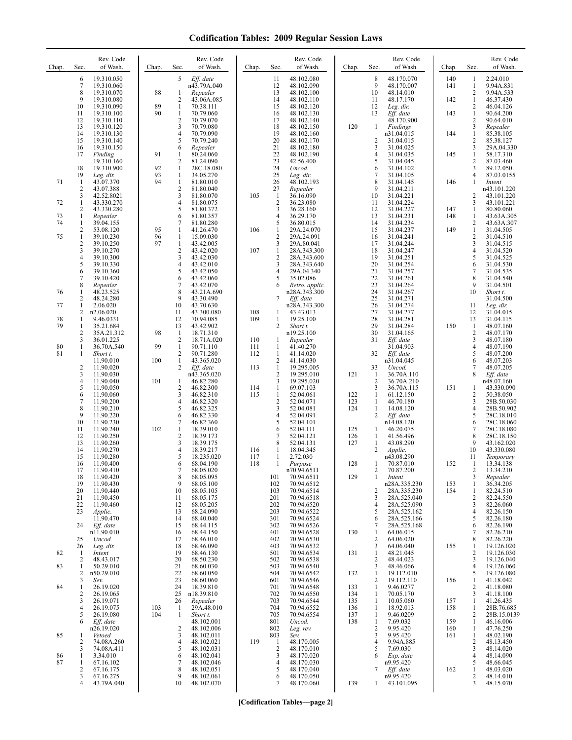# Codification Tables: 2009 Regular Session Laws

| Chap. | Sec. | Rev. Code of Wash. |
|---|---|---|
| | 6 | 19.310.050 |
| | 7 | 19.310.060 |
| | 8 | 19.310.070 |
| | 9 | 19.310.080 |
| | 10 | 19.310.090 |
| | 11 | 19.310.100 |
| | 12 | 19.310.110 |
| | 13 | 19.310.120 |
| | 14 | 19.310.130 |
| | 15 | 19.310.140 |
| | 16 | 19.310.150 |
| | 17 | *Finding* 19.310.160 |
| | 18 | 19.310.900 |
| | 19 | *Leg. dir.* |
| 71 | 1 | 43.07.370 |
| | 2 | 43.07.388 |
| | 3 | 42.52.8021 |
| 72 | 1 | 43.330.270 |
| | 2 | 43.330.280 |
| 73 | 1 | *Repealer* |
| 74 | 1 | 39.04.155 |
| | 2 | 53.08.120 |
| 75 | 1 | 39.10.230 |
| | 2 | 39.10.250 |
| | 3 | 39.10.270 |
| | 4 | 39.10.300 |
| | 5 | 39.10.330 |
| | 6 | 39.10.360 |
| | 7 | 39.10.420 |
| | 8 | *Repealer* |
| 76 | 1 | 48.23.525 |
| | 2 | 48.24.280 |
| 77 | 1 | 2.06.020 |
| | 2 | n2.06.020 |
| 78 | 1 | 9.46.0331 |
| 79 | 1 | 35.21.684 |
| | 2 | 35A.21.312 |
| | 3 | 36.01.225 |
| 80 | 1 | 36.70A.540 |
| 81 | 1 | *Short t.* 11.90.010 |
| | 2 | 11.90.020 |
| | 3 | 11.90.030 |
| | 4 | 11.90.040 |
| | 5 | 11.90.050 |
| | 6 | 11.90.060 |
| | 7 | 11.90.200 |
| | 8 | 11.90.210 |
| | 9 | 11.90.220 |
| | 10 | 11.90.230 |
| | 11 | 11.90.240 |
| | 12 | 11.90.250 |
| | 13 | 11.90.260 |
| | 14 | 11.90.270 |
| | 15 | 11.90.280 |
| | 16 | 11.90.400 |
| | 17 | 11.90.410 |
| | 18 | 11.90.420 |
| | 19 | 11.90.430 |
| | 20 | 11.90.440 |
| | 21 | 11.90.450 |
| | 22 | 11.90.460 |
| | 23 | *Applic.* 11.90.470 |
| | 24 | *Eff. date* n11.90.010 |
| | 25 | *Uncod.* |
| | 26 | *Leg. dir.* |
| 82 | 1 | *Intent* |
| | 2 | 48.43.017 |
| 83 | 1 | 50.29.010 |
| | 2 | n50.29.010 |
| | 3 | *Sev.* |
| 84 | 1 | 26.19.020 |
| | 2 | 26.19.065 |
| | 3 | 26.19.071 |
| | 4 | 26.19.075 |
| | 5 | 26.19.080 |
| | 6 | *Eff. date* n26.19.020 |
| 85 | 1 | *Vetoed* |
| | 2 | 74.08A.260 |
| | 3 | 74.08A.411 |
| 86 | 1 | 3.34.010 |
| 87 | 1 | 67.16.102 |
| | 2 | 67.16.175 |
| | 3 | 67.16.275 |
| | 4 | 43.79A.040 |
| | 5 | *Eff. date* n43.79A.040 |
| 88 | 1 | *Repealer* |
| | 2 | 43.06A.085 |
| 89 | 1 | 70.38.111 |
| 90 | 1 | 70.79.060 |
| | 2 | 70.79.070 |
| | 3 | 70.79.080 |
| | 4 | 70.79.090 |
| | 5 | 70.79.240 |
| | 6 | *Repealer* |
| 91 | 1 | 80.24.060 |
| | 2 | 81.24.090 |
| 92 | 1 | 28C.18.080 |
| 93 | 1 | 34.05.270 |
| 94 | 1 | 81.80.010 |
| | 2 | 81.80.040 |
| | 3 | 81.80.070 |
| | 4 | 81.80.075 |
| | 5 | 81.80.372 |
| | 6 | 81.80.357 |
| | 7 | 81.80.280 |
| 95 | 1 | 41.26.470 |
| 96 | 1 | 15.09.030 |
| 97 | 1 | 43.42.005 |
| | 2 | 43.42.020 |
| | 3 | 43.42.030 |
| | 4 | 43.42.010 |
| | 5 | 43.42.050 |
| | 6 | 43.42.060 |
| | 7 | 43.42.070 |
| | 8 | 43.21A.690 |
| | 9 | 43.30.490 |
| | 10 | 43.70.630 |
| | 11 | 43.300.080 |
| | 12 | 70.94.085 |
| | 13 | 43.42.902 |
| 98 | 1 | 18.71.310 |
| | 2 | 18.71A.020 |
| 99 | 1 | 90.71.110 |
| | 2 | 90.71.280 |
| 100 | 1 | 43.365.020 |
| | 2 | *Eff. date* n43.365.020 |
| 101 | 1 | 46.82.280 |
| | 2 | 46.82.300 |
| | 3 | 46.82.310 |
| | 4 | 46.82.320 |
| | 5 | 46.82.325 |
| | 6 | 46.82.330 |
| | 7 | 46.82.360 |
| 102 | 1 | 18.39.010 |
| | 2 | 18.39.173 |
| | 3 | 18.39.175 |
| | 4 | 18.39.217 |
| | 5 | 18.235.020 |
| | 6 | 68.04.190 |
| | 7 | 68.05.020 |
| | 8 | 68.05.095 |
| | 9 | 68.05.100 |
| | 10 | 68.05.105 |
| | 11 | 68.05.175 |
| | 12 | 68.05.205 |
| | 13 | 68.24.090 |
| | 14 | 68.40.040 |
| | 15 | 68.44.115 |
| | 16 | 68.44.150 |
| | 17 | 68.46.010 |
| | 18 | 68.46.090 |
| | 19 | 68.46.130 |
| | 20 | 68.50.230 |
| | 21 | 68.60.030 |
| | 22 | 68.60.050 |
| | 23 | 68.60.060 |
| | 24 | 18.39.810 |
| | 25 | n18.39.810 |
| | 26 | *Repealer* |
| 103 | 1 | 29A.48.010 |
| 104 | 1 | *Short t.* 48.102.001 |
| | 2 | 48.102.006 |
| | 3 | 48.102.011 |
| | 4 | 48.102.021 |
| | 5 | 48.102.031 |
| | 6 | 48.102.041 |
| | 7 | 48.102.046 |
| | 8 | 48.102.051 |
| | 9 | 48.102.061 |
| | 10 | 48.102.070 |
| | 11 | 48.102.080 |
| | 12 | 48.102.090 |
| | 13 | 48.102.100 |
| | 14 | 48.102.110 |
| | 15 | 48.102.120 |
| | 16 | 48.102.130 |
| | 17 | 48.102.140 |
| | 18 | 48.102.150 |
| | 19 | 48.102.160 |
| | 20 | 48.102.170 |
| | 21 | 48.102.180 |
| | 22 | 48.102.190 |
| | 23 | 42.56.400 |
| | 24 | *Uncod.* |
| | 25 | *Leg. dir.* |
| | 26 | 48.102.193 |
| | 27 | *Repealer* |
| 105 | 1 | 36.16.090 |
| | 2 | 36.23.080 |
| | 3 | 36.28.160 |
| | 4 | 36.29.170 |
| | 5 | 36.80.015 |
| 106 | 1 | 29A.24.070 |
| | 2 | 29A.24.091 |
| | 3 | 29A.80.041 |
| 107 | 1 | 28A.343.300 |
| | 2 | 28A.343.600 |
| | 3 | 28A.343.640 |
| | 4 | 29A.04.340 |
| | 5 | 35.02.086 |
| | 6 | *Retro. applic.* n28A.343.300 |
| | 7 | *Eff. date* n28A.343.300 |
| 108 | 1 | 43.43.013 |
| 109 | 1 | 19.25.100 |
| | 2 | *Short t.* n19.25.100 |
| 110 | 1 | *Repealer* |
| 111 | 1 | 41.40.270 |
| 112 | 1 | 41.14.020 |
| | 2 | 41.14.030 |
| 113 | 1 | 19.295.005 |
| | 2 | 19.295.010 |
| | 3 | 19.295.020 |
| 114 | 1 | 69.07.103 |
| 115 | 1 | 52.04.061 |
| | 2 | 52.04.071 |
| | 3 | 52.04.081 |
| | 4 | 52.04.091 |
| | 5 | 52.04.101 |
| | 6 | 52.04.111 |
| | 7 | 52.04.121 |
| | 8 | 52.04.131 |
| 116 | 1 | 18.04.345 |
| 117 | 1 | 2.72.030 |
| 118 | 1 | *Purpose* n70.94.6511 |
| | 101 | 70.94.6511 |
| | 102 | 70.94.6512 |
| | 103 | 70.94.6514 |
| | 201 | 70.94.6518 |
| | 202 | 70.94.6520 |
| | 203 | 70.94.6522 |
| | 301 | 70.94.6524 |
| | 302 | 70.94.6526 |
| | 401 | 70.94.6528 |
| | 402 | 70.94.6530 |
| | 403 | 70.94.6532 |
| | 501 | 70.94.6534 |
| | 502 | 70.94.6538 |
| | 503 | 70.94.6540 |
| | 504 | 70.94.6542 |
| | 601 | 70.94.6546 |
| | 701 | 70.94.6548 |
| | 702 | 70.94.6550 |
| | 703 | 70.94.6544 |
| | 704 | 70.94.6552 |
| | 705 | 70.94.6554 |
| | 801 | *Uncod.* |
| | 802 | *Leg. rev.* |
| | 803 | *Sev.* |
| 119 | 1 | 48.170.005 |
| | 2 | 48.170.010 |
| | 3 | 48.170.020 |
| | 4 | 48.170.030 |
| | 5 | 48.170.040 |
| | 6 | 48.170.050 |
| | 7 | 48.170.060 |
| | 8 | 48.170.070 |
| | 9 | 48.170.007 |
| | 10 | 48.14.010 |
| | 11 | 48.17.170 |
| | 12 | *Leg. dir.* |
| | 13 | *Eff. date* 48.170.900 |
| 120 | 1 | *Findings* n31.04.015 |
| | 2 | 31.04.015 |
| | 3 | 31.04.025 |
| | 4 | 31.04.035 |
| | 5 | 31.04.045 |
| | 6 | 31.04.102 |
| | 7 | 31.04.105 |
| | 8 | 31.04.145 |
| | 9 | 31.04.211 |
| | 10 | 31.04.221 |
| | 11 | 31.04.224 |
| | 12 | 31.04.227 |
| | 13 | 31.04.231 |
| | 14 | 31.04.234 |
| | 15 | 31.04.237 |
| | 16 | 31.04.241 |
| | 17 | 31.04.244 |
| | 18 | 31.04.247 |
| | 19 | 31.04.251 |
| | 20 | 31.04.254 |
| | 21 | 31.04.257 |
| | 22 | 31.04.261 |
| | 23 | 31.04.264 |
| | 24 | 31.04.267 |
| | 25 | 31.04.271 |
| | 26 | 31.04.274 |
| | 27 | 31.04.277 |
| | 28 | 31.04.281 |
| | 29 | 31.04.284 |
| | 30 | 31.04.165 |
| | 31 | *Eff. date* 31.04.903 |
| | 32 | *Eff. date* n31.04.045 |
| | 33 | *Uncod.* |
| 121 | 1 | 36.70A.110 |
| | 2 | 36.70A.210 |
| | 3 | 36.70A.115 |
| 122 | 1 | 61.12.150 |
| 123 | 1 | 46.70.180 |
| 124 | 1 | 14.08.120 |
| | 2 | *Eff. date* n14.08.120 |
| 125 | 1 | 46.20.075 |
| 126 | 1 | 41.56.496 |
| 127 | 1 | 43.08.290 |
| | 2 | *Applic.* n43.08.290 |
| 128 | 1 | 70.87.010 |
| | 2 | 70.87.200 |
| 129 | 1 | *Intent* n28A.335.230 |
| | 2 | 28A.335.230 |
| | 3 | 28A.525.040 |
| | 4 | 28A.525.090 |
| | 5 | 28A.525.162 |
| | 6 | 28A.525.166 |
| | 7 | 28A.525.168 |
| 130 | 1 | 64.06.015 |
| | 2 | 64.06.020 |
| | 3 | 64.06.040 |
| 131 | 1 | 48.21.045 |
| | 2 | 48.44.023 |
| | 3 | 48.46.066 |
| 132 | 1 | 19.112.010 |
| | 2 | 19.112.110 |
| 133 | 1 | 9.46.0277 |
| 134 | 1 | 70.05.170 |
| 135 | 1 | 10.05.060 |
| 136 | 1 | 18.92.013 |
| 137 | 1 | 9.46.0209 |
| 138 | 1 | 7.69.032 |
| | 2 | 9.95.420 |
| | 3 | 9.95.420 |
| | 4 | 9.94A.885 |
| | 5 | 7.69.030 |
| | 6 | *Exp. date* n9.95.420 |
| | 7 | *Eff. date* n9.95.420 |
| 139 | 1 | 43.101.095 |
| 140 | 1 | 2.24.010 |
| 141 | 1 | 9.94A.831 |
| | 2 | 9.94A.533 |
| 142 | 1 | 46.37.430 |
| | 2 | 46.04.126 |
| 143 | 1 | 90.64.200 |
| | 2 | 90.64.010 |
| | 3 | *Repealer* |
| 144 | 1 | 85.38.105 |
| | 2 | 85.38.127 |
| | 3 | 29A.04.330 |
| 145 | 1 | 58.17.310 |
| | 2 | 87.03.460 |
| | 3 | 89.12.050 |
| | 4 | 87.03.0155 |
| 146 | 1 | *Intent* n43.101.220 |
| | 2 | 43.101.220 |
| | 3 | 43.101.221 |
| 147 | 1 | 80.80.060 |
| 148 | 1 | 43.63A.305 |
| | 2 | 43.63A.307 |
| 149 | 1 | 31.04.505 |
| | 2 | 31.04.510 |
| | 3 | 31.04.515 |
| | 4 | 31.04.520 |
| | 5 | 31.04.525 |
| | 6 | 31.04.530 |
| | 7 | 31.04.535 |
| | 8 | 31.04.540 |
| | 9 | 31.04.501 |
| | 10 | *Short t.* 31.04.500 |
| | 11 | *Leg. dir.* |
| | 12 | 31.04.015 |
| | 13 | 31.04.115 |
| 150 | 1 | 48.07.160 |
| | 2 | 48.07.170 |
| | 3 | 48.07.180 |
| | 4 | 48.07.190 |
| | 5 | 48.07.200 |
| | 6 | 48.07.203 |
| | 7 | 48.07.205 |
| | 8 | *Eff. date* n48.07.160 |
| 151 | 1 | 43.330.090 |
| | 2 | 50.38.050 |
| | 3 | 28B.50.030 |
| | 4 | 28B.50.902 |
| | 5 | 28C.18.010 |
| | 6 | 28C.18.060 |
| | 7 | 28C.18.080 |
| | 8 | 28C.18.150 |
| | 9 | 43.162.020 |
| | 10 | 43.330.080 |
| | 11 | *Temporary* |
| 152 | 1 | 13.34.138 |
| | 2 | 13.34.210 |
| | 3 | *Repealer* |
| 153 | 1 | 36.34.205 |
| 154 | 1 | 82.24.510 |
| | 2 | 82.24.550 |
| | 3 | 82.26.060 |
| | 4 | 82.26.150 |
| | 5 | 82.26.180 |
| | 6 | 82.26.190 |
| | 7 | 82.26.210 |
| | 8 | 82.26.220 |
| 155 | 1 | 19.126.020 |
| | 2 | 19.126.030 |
| | 3 | 19.126.040 |
| | 4 | 19.126.060 |
| | 5 | 19.126.080 |
| 156 | 1 | 41.18.042 |
| | 2 | 41.18.080 |
| | 3 | 41.18.100 |
| 157 | 1 | 41.26.435 |
| 158 | 1 | 28B.76.685 |
| | 2 | 28B.15.0139 |
| 159 | 1 | 46.16.006 |
| 160 | 1 | 47.76.250 |
| 161 | 1 | 48.02.190 |
| | 2 | 48.13.450 |
| | 3 | 48.14.020 |
| | 4 | 48.14.090 |
| | 5 | 48.66.045 |
| 162 | 1 | 48.03.020 |
| | 2 | 48.14.010 |
| | 3 | 48.15.070 |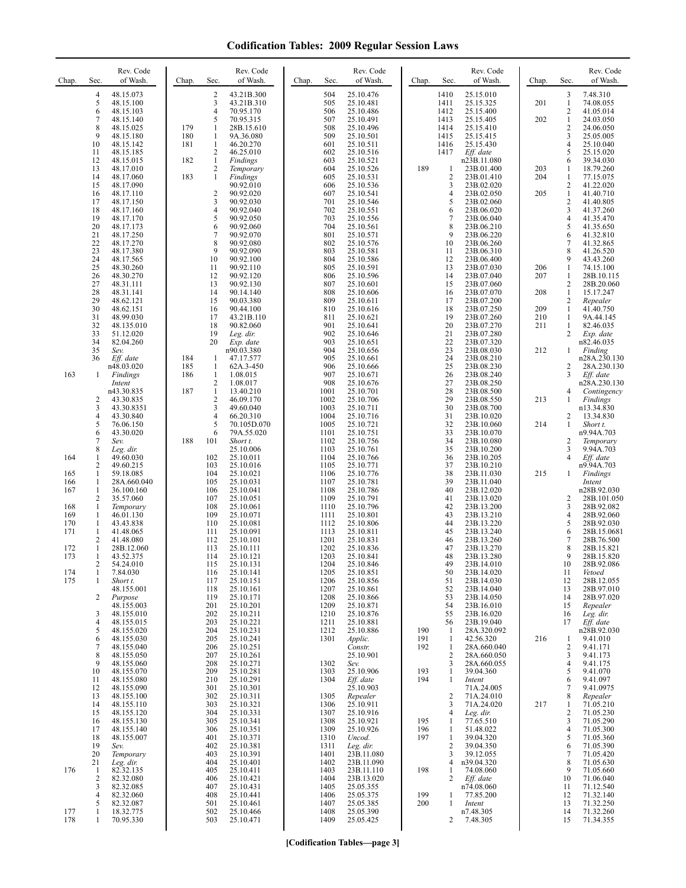# Codification Tables: 2009 Regular Session Laws

| Chap. | Sec. | Rev. Code of Wash. |
|---|---|---|
| | 4 | 48.15.073 |
| | 5 | 48.15.100 |
| | 6 | 48.15.103 |
| | 7 | 48.15.140 |
| | 8 | 48.15.025 |
| | 9 | 48.15.180 |
| | 10 | 48.15.142 |
| | 11 | 48.15.185 |
| | 12 | 48.15.015 |
| | 13 | 48.17.010 |
| | 14 | 48.17.060 |
| | 15 | 48.17.090 |
| | 16 | 48.17.110 |
| | 17 | 48.17.150 |
| | 18 | 48.17.160 |
| | 19 | 48.17.170 |
| | 20 | 48.17.173 |
| | 21 | 48.17.250 |
| | 22 | 48.17.270 |
| | 23 | 48.17.380 |
| | 24 | 48.17.565 |
| | 25 | 48.30.260 |
| | 26 | 48.30.270 |
| | 27 | 48.31.111 |
| | 28 | 48.31.141 |
| | 29 | 48.62.121 |
| | 30 | 48.62.151 |
| | 31 | 48.99.030 |
| | 32 | 48.135.010 |
| | 33 | 51.12.020 |
| | 34 | 82.04.260 |
| | 35 | *Sev.* |
| | 36 | *Eff. date* n48.03.020 |
| 163 | 1 | *Findings Intent* n43.30.835 |
| | 2 | 43.30.835 |
| | 3 | 43.30.8351 |
| | 4 | 43.30.840 |
| | 5 | 76.06.150 |
| | 6 | 43.30.020 |
| | 7 | *Sev.* |
| | 8 | *Leg. dir.* |
| 164 | 1 | 49.60.030 |
| | 2 | 49.60.215 |
| 165 | 1 | 59.18.085 |
| 166 | 1 | 28A.660.040 |
| 167 | 1 | 36.100.160 |
| | 2 | 35.57.060 |
| 168 | 1 | *Temporary* |
| 169 | 1 | 46.01.130 |
| 170 | 1 | 43.43.838 |
| 171 | 1 | 41.48.065 |
| | 2 | 41.48.080 |
| 172 | 1 | 28B.12.060 |
| 173 | 1 | 43.52.375 |
| | 2 | 54.24.010 |
| 174 | 1 | 7.84.030 |
| 175 | 1 | *Short t.* 48.155.001 |
| | 2 | *Purpose* 48.155.003 |
| | 3 | 48.155.010 |
| | 4 | 48.155.015 |
| | 5 | 48.155.020 |
| | 6 | 48.155.030 |
| | 7 | 48.155.040 |
| | 8 | 48.155.050 |
| | 9 | 48.155.060 |
| | 10 | 48.155.070 |
| | 11 | 48.155.080 |
| | 12 | 48.155.090 |
| | 13 | 48.155.100 |
| | 14 | 48.155.110 |
| | 15 | 48.155.120 |
| | 16 | 48.155.130 |
| | 17 | 48.155.140 |
| | 18 | 48.155.007 |
| | 19 | *Sev.* |
| | 20 | *Temporary* |
| | 21 | *Leg. dir.* |
| 176 | 1 | 82.32.135 |
| | 2 | 82.32.080 |
| | 3 | 82.32.085 |
| | 4 | 82.32.060 |
| | 5 | 82.32.087 |
| 177 | 1 | 18.32.775 |
| 178 | 1 | 70.95.330 |
| | 2 | 43.21B.300 |
| | 3 | 43.21B.310 |
| | 4 | 70.95.170 |
| | 5 | 70.95.315 |
| 179 | 1 | 28B.15.610 |
| 180 | 1 | 9A.36.080 |
| 181 | 1 | 46.20.270 |
| | 2 | 46.25.010 |
| 182 | 1 | *Findings* |
| | 2 | *Temporary* |
| 183 | 1 | *Findings* 90.92.010 |
| | 2 | 90.92.020 |
| | 3 | 90.92.030 |
| | 4 | 90.92.040 |
| | 5 | 90.92.050 |
| | 6 | 90.92.060 |
| | 7 | 90.92.070 |
| | 8 | 90.92.080 |
| | 9 | 90.92.090 |
| | 10 | 90.92.100 |
| | 11 | 90.92.110 |
| | 12 | 90.92.120 |
| | 13 | 90.92.130 |
| | 14 | 90.14.140 |
| | 15 | 90.03.380 |
| | 16 | 90.44.100 |
| | 17 | 43.21B.110 |
| | 18 | 90.82.060 |
| | 19 | *Leg. dir.* |
| | 20 | *Exp. date* n90.03.380 |
| 184 | 1 | 47.17.577 |
| 185 | 1 | 62A.3-450 |
| 186 | 1 | 1.08.015 |
| | 2 | 1.08.017 |
| 187 | 1 | 13.40.210 |
| | 2 | 46.09.170 |
| | 3 | 49.60.040 |
| | 4 | 66.20.310 |
| | 5 | 70.105D.070 |
| | 6 | 79A.55.020 |
| 188 | 101 | *Short t.* 25.10.006 |
| | 102 | 25.10.011 |
| | 103 | 25.10.016 |
| | 104 | 25.10.021 |
| | 105 | 25.10.031 |
| | 106 | 25.10.041 |
| | 107 | 25.10.051 |
| | 108 | 25.10.061 |
| | 109 | 25.10.071 |
| | 110 | 25.10.081 |
| | 111 | 25.10.091 |
| | 112 | 25.10.101 |
| | 113 | 25.10.111 |
| | 114 | 25.10.121 |
| | 115 | 25.10.131 |
| | 116 | 25.10.141 |
| | 117 | 25.10.151 |
| | 118 | 25.10.161 |
| | 119 | 25.10.171 |
| | 201 | 25.10.201 |
| | 202 | 25.10.211 |
| | 203 | 25.10.221 |
| | 204 | 25.10.231 |
| | 205 | 25.10.241 |
| | 206 | 25.10.251 |
| | 207 | 25.10.261 |
| | 208 | 25.10.271 |
| | 209 | 25.10.281 |
| | 210 | 25.10.291 |
| | 301 | 25.10.301 |
| | 302 | 25.10.311 |
| | 303 | 25.10.321 |
| | 304 | 25.10.331 |
| | 305 | 25.10.341 |
| | 306 | 25.10.351 |
| | 401 | 25.10.371 |
| | 402 | 25.10.381 |
| | 403 | 25.10.391 |
| | 404 | 25.10.401 |
| | 405 | 25.10.411 |
| | 406 | 25.10.421 |
| | 407 | 25.10.431 |
| | 408 | 25.10.441 |
| | 501 | 25.10.461 |
| | 502 | 25.10.466 |
| | 503 | 25.10.471 |
| | 504 | 25.10.476 |
| | 505 | 25.10.481 |
| | 506 | 25.10.486 |
| | 507 | 25.10.491 |
| | 508 | 25.10.496 |
| | 509 | 25.10.501 |
| | 601 | 25.10.511 |
| | 602 | 25.10.516 |
| | 603 | 25.10.521 |
| | 604 | 25.10.526 |
| | 605 | 25.10.531 |
| | 606 | 25.10.536 |
| | 607 | 25.10.541 |
| | 701 | 25.10.546 |
| | 702 | 25.10.551 |
| | 703 | 25.10.556 |
| | 704 | 25.10.561 |
| | 801 | 25.10.571 |
| | 802 | 25.10.576 |
| | 803 | 25.10.581 |
| | 804 | 25.10.586 |
| | 805 | 25.10.591 |
| | 806 | 25.10.596 |
| | 807 | 25.10.601 |
| | 808 | 25.10.606 |
| | 809 | 25.10.611 |
| | 810 | 25.10.616 |
| | 811 | 25.10.621 |
| | 901 | 25.10.641 |
| | 902 | 25.10.646 |
| | 903 | 25.10.651 |
| | 904 | 25.10.656 |
| | 905 | 25.10.661 |
| | 906 | 25.10.666 |
| | 907 | 25.10.671 |
| | 908 | 25.10.676 |
| | 1001 | 25.10.701 |
| | 1002 | 25.10.706 |
| | 1003 | 25.10.711 |
| | 1004 | 25.10.716 |
| | 1005 | 25.10.721 |
| | 1101 | 25.10.751 |
| | 1102 | 25.10.756 |
| | 1103 | 25.10.761 |
| | 1104 | 25.10.766 |
| | 1105 | 25.10.771 |
| | 1106 | 25.10.776 |
| | 1107 | 25.10.781 |
| | 1108 | 25.10.786 |
| | 1109 | 25.10.791 |
| | 1110 | 25.10.796 |
| | 1111 | 25.10.801 |
| | 1112 | 25.10.806 |
| | 1113 | 25.10.811 |
| | 1201 | 25.10.831 |
| | 1202 | 25.10.836 |
| | 1203 | 25.10.841 |
| | 1204 | 25.10.846 |
| | 1205 | 25.10.851 |
| | 1206 | 25.10.856 |
| | 1207 | 25.10.861 |
| | 1208 | 25.10.866 |
| | 1209 | 25.10.871 |
| | 1210 | 25.10.876 |
| | 1211 | 25.10.881 |
| | 1212 | 25.10.886 |
| | 1301 | *Applic. Constr.* 25.10.901 |
| | 1302 | *Sev.* |
| | 1303 | 25.10.906 |
| | 1304 | *Eff. date* 25.10.903 |
| | 1305 | *Repealer* |
| | 1306 | 25.10.911 |
| | 1307 | 25.10.916 |
| | 1308 | 25.10.921 |
| | 1309 | 25.10.926 |
| | 1310 | *Uncod.* |
| | 1311 | *Leg. dir.* |
| | 1401 | 23B.11.080 |
| | 1402 | 23B.11.090 |
| | 1403 | 23B.11.110 |
| | 1404 | 23B.13.020 |
| | 1405 | 25.05.355 |
| | 1406 | 25.05.375 |
| | 1407 | 25.05.385 |
| | 1408 | 25.05.390 |
| | 1409 | 25.05.425 |
| | 1410 | 25.15.010 |
| | 1411 | 25.15.325 |
| | 1412 | 25.15.400 |
| | 1413 | 25.15.405 |
| | 1414 | 25.15.410 |
| | 1415 | 25.15.415 |
| | 1416 | 25.15.430 |
| | 1417 | *Eff. date* n23B.11.080 |
| 189 | 1 | 23B.01.400 |
| | 2 | 23B.01.410 |
| | 3 | 23B.02.020 |
| | 4 | 23B.02.050 |
| | 5 | 23B.02.060 |
| | 6 | 23B.06.020 |
| | 7 | 23B.06.040 |
| | 8 | 23B.06.210 |
| | 9 | 23B.06.220 |
| | 10 | 23B.06.260 |
| | 11 | 23B.06.310 |
| | 12 | 23B.06.400 |
| | 13 | 23B.07.030 |
| | 14 | 23B.07.040 |
| | 15 | 23B.07.060 |
| | 16 | 23B.07.070 |
| | 17 | 23B.07.200 |
| | 18 | 23B.07.250 |
| | 19 | 23B.07.260 |
| | 20 | 23B.07.270 |
| | 21 | 23B.07.280 |
| | 22 | 23B.07.320 |
| | 23 | 23B.08.030 |
| | 24 | 23B.08.210 |
| | 25 | 23B.08.230 |
| | 26 | 23B.08.240 |
| | 27 | 23B.08.250 |
| | 28 | 23B.08.500 |
| | 29 | 23B.08.550 |
| | 30 | 23B.08.700 |
| | 31 | 23B.10.020 |
| | 32 | 23B.10.060 |
| | 33 | 23B.10.070 |
| | 34 | 23B.10.080 |
| | 35 | 23B.10.200 |
| | 36 | 23B.10.205 |
| | 37 | 23B.10.210 |
| | 38 | 23B.11.030 |
| | 39 | 23B.11.040 |
| | 40 | 23B.12.020 |
| | 41 | 23B.13.020 |
| | 42 | 23B.13.200 |
| | 43 | 23B.13.210 |
| | 44 | 23B.13.220 |
| | 45 | 23B.13.240 |
| | 46 | 23B.13.260 |
| | 47 | 23B.13.270 |
| | 48 | 23B.13.280 |
| | 49 | 23B.14.010 |
| | 50 | 23B.14.020 |
| | 51 | 23B.14.030 |
| | 52 | 23B.14.040 |
| | 53 | 23B.14.050 |
| | 54 | 23B.16.010 |
| | 55 | 23B.16.020 |
| | 56 | 23B.19.040 |
| 190 | 1 | 28A.320.092 |
| 191 | 1 | 42.56.320 |
| 192 | 1 | 28A.660.040 |
| | 2 | 28A.660.050 |
| | 3 | 28A.660.055 |
| 193 | 1 | 39.04.360 |
| 194 | 1 | *Intent* 71A.24.005 |
| | 2 | 71A.24.010 |
| | 3 | 71A.24.020 |
| | 4 | *Leg. dir.* |
| 195 | 1 | 77.65.510 |
| 196 | 1 | 51.48.022 |
| 197 | 1 | 39.04.320 |
| | 2 | 39.04.350 |
| | 3 | 39.12.055 |
| | 4 | n39.04.320 |
| 198 | 1 | 74.08.060 |
| | 2 | *Eff. date* n74.08.060 |
| 199 | 1 | 77.85.200 |
| 200 | 1 | *Intent* n7.48.305 |
| | 2 | 7.48.305 |
| | 3 | 7.48.310 |
| 201 | 1 | 74.08.055 |
| | 2 | 41.05.014 |
| 202 | 1 | 24.03.050 |
| | 2 | 24.06.050 |
| | 3 | 25.05.005 |
| | 4 | 25.10.040 |
| | 5 | 25.15.020 |
| | 6 | 39.34.030 |
| 203 | 1 | 18.79.260 |
| 204 | 1 | 77.15.075 |
| | 2 | 41.22.020 |
| 205 | 1 | 41.40.710 |
| | 2 | 41.40.805 |
| | 3 | 41.37.260 |
| | 4 | 41.35.470 |
| | 5 | 41.35.650 |
| | 6 | 41.32.810 |
| | 7 | 41.32.865 |
| | 8 | 41.26.520 |
| | 9 | 43.43.260 |
| 206 | 1 | 74.15.100 |
| 207 | 1 | 28B.10.115 |
| | 2 | 28B.20.060 |
| 208 | 1 | 15.17.247 |
| | 2 | *Repealer* |
| 209 | 1 | 41.40.750 |
| 210 | 1 | 9A.44.145 |
| 211 | 1 | 82.46.035 |
| | 2 | *Exp. date* n82.46.035 |
| 212 | 1 | *Finding* n28A.230.130 |
| | 2 | 28A.230.130 |
| | 3 | *Eff. date* n28A.230.130 |
| | 4 | *Contingency* |
| 213 | 1 | *Findings* n13.34.830 |
| | 2 | 13.34.830 |
| 214 | 1 | *Short t.* n9.94A.703 |
| | 2 | *Temporary* |
| | 3 | 9.94A.703 |
| | 4 | *Eff. date* n9.94A.703 |
| 215 | 1 | *Findings Intent* n28B.92.030 |
| | 2 | 28B.101.050 |
| | 3 | 28B.92.082 |
| | 4 | 28B.92.060 |
| | 5 | 28B.92.030 |
| | 6 | 28B.15.0681 |
| | 7 | 28B.76.500 |
| | 8 | 28B.15.821 |
| | 9 | 28B.15.820 |
| | 10 | 28B.92.086 |
| | 11 | *Vetoed* |
| | 12 | 28B.12.055 |
| | 13 | 28B.97.010 |
| | 14 | 28B.97.020 |
| | 15 | *Repealer* |
| | 16 | *Leg. dir.* |
| | 17 | *Eff. date* n28B.92.030 |
| 216 | 1 | 9.41.010 |
| | 2 | 9.41.171 |
| | 3 | 9.41.173 |
| | 4 | 9.41.175 |
| | 5 | 9.41.070 |
| | 6 | 9.41.097 |
| | 7 | 9.41.0975 |
| | 8 | *Repealer* |
| 217 | 1 | 71.05.210 |
| | 2 | 71.05.230 |
| | 3 | 71.05.290 |
| | 4 | 71.05.300 |
| | 5 | 71.05.360 |
| | 6 | 71.05.390 |
| | 7 | 71.05.420 |
| | 8 | 71.05.630 |
| | 9 | 71.05.660 |
| | 10 | 71.06.040 |
| | 11 | 71.12.540 |
| | 12 | 71.32.140 |
| | 13 | 71.32.250 |
| | 14 | 71.32.260 |
| | 15 | 71.34.355 |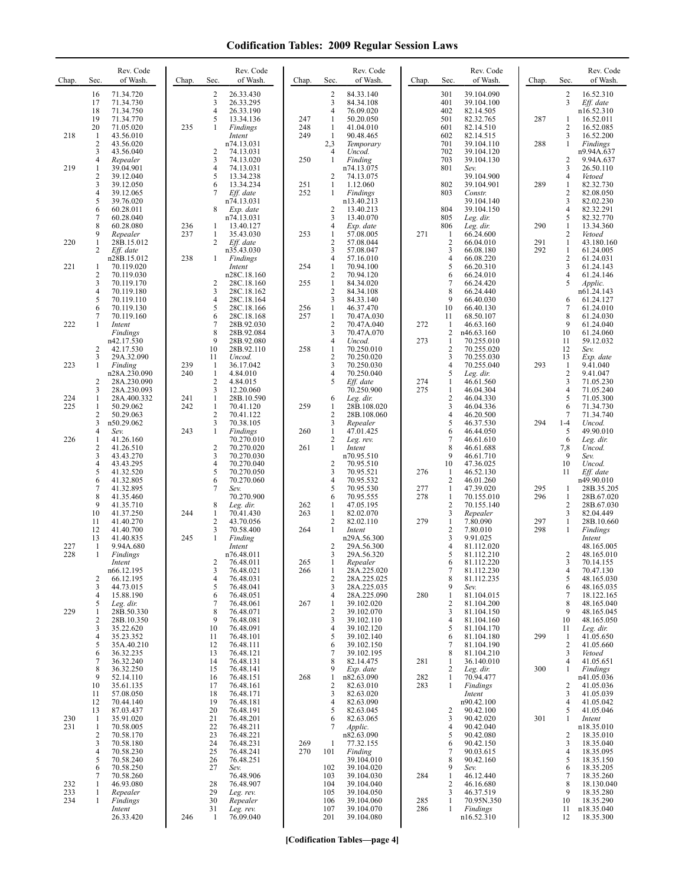# Codification Tables: 2009 Regular Session Laws

| Chap. | Sec. | Rev. Code of Wash. |
|---|---|---|
| | 16 | 71.34.720 |
| | 17 | 71.34.730 |
| | 18 | 71.34.750 |
| | 19 | 71.34.770 |
| | 20 | 71.05.020 |
| 218 | 1 | 43.56.010 |
| | 2 | 43.56.020 |
| | 3 | 43.56.040 |
| | 4 | *Repealer* |
| 219 | 1 | 39.04.901 |
| | 2 | 39.12.040 |
| | 3 | 39.12.050 |
| | 4 | 39.12.065 |
| | 5 | 39.76.020 |
| | 6 | 60.28.011 |
| | 7 | 60.28.040 |
| | 8 | 60.28.080 |
| | 9 | *Repealer* |
| 220 | 1 | 28B.15.012 |
| | 2 | *Eff. date* n28B.15.012 |
| 221 | 1 | 70.119.020 |
| | 2 | 70.119.030 |
| | 3 | 70.119.170 |
| | 4 | 70.119.180 |
| | 5 | 70.119.110 |
| | 6 | 70.119.130 |
| | 7 | 70.119.160 |
| 222 | 1 | *Intent Findings* n42.17.530 |
| | 2 | 42.17.530 |
| | 3 | 29A.32.090 |
| 223 | 1 | *Finding* n28A.230.090 |
| | 2 | 28A.230.090 |
| | 3 | 28A.230.093 |
| 224 | 1 | 28A.400.332 |
| 225 | 1 | 50.29.062 |
| | 2 | 50.29.063 |
| | 3 | n50.29.062 |
| | 4 | *Sev.* |
| 226 | 1 | 41.26.160 |
| | 2 | 41.26.510 |
| | 3 | 43.43.270 |
| | 4 | 43.43.295 |
| | 5 | 41.32.520 |
| | 6 | 41.32.805 |
| | 7 | 41.32.895 |
| | 8 | 41.35.460 |
| | 9 | 41.35.710 |
| | 10 | 41.37.250 |
| | 11 | 41.40.270 |
| | 12 | 41.40.700 |
| | 13 | 41.40.835 |
| 227 | 1 | 9.94A.680 |
| 228 | 1 | *Findings Intent* n66.12.195 |
| | 2 | 66.12.195 |
| | 3 | 44.73.015 |
| | 4 | 15.88.190 |
| | 5 | *Leg. dir.* |
| 229 | 1 | 28B.50.330 |
| | 2 | 28B.10.350 |
| | 3 | 35.22.620 |
| | 4 | 35.23.352 |
| | 5 | 35A.40.210 |
| | 6 | 36.32.235 |
| | 7 | 36.32.240 |
| | 8 | 36.32.250 |
| | 9 | 52.14.110 |
| | 10 | 35.61.135 |
| | 11 | 57.08.050 |
| | 12 | 70.44.140 |
| | 13 | 87.03.437 |
| 230 | 1 | 35.91.020 |
| 231 | 1 | 70.58.005 |
| | 2 | 70.58.170 |
| | 3 | 70.58.180 |
| | 4 | 70.58.230 |
| | 5 | 70.58.240 |
| | 6 | 70.58.250 |
| | 7 | 70.58.260 |
| 232 | 1 | 46.93.080 |
| 233 | 1 | *Repealer* |
| 234 | 1 | *Findings Intent* 26.33.420 |
| | 2 | 26.33.430 |
| | 3 | 26.33.295 |
| | 4 | 26.33.190 |
| | 5 | 13.34.136 |
| 235 | 1 | *Findings Intent* n74.13.031 |
| | 2 | 74.13.031 |
| | 3 | 74.13.020 |
| | 4 | 74.13.031 |
| | 5 | 13.34.238 |
| | 6 | 13.34.234 |
| | 7 | *Eff. date* n74.13.031 |
| | 8 | *Exp. date* n74.13.031 |
| 236 | 1 | 13.40.127 |
| 237 | 1 | 35.43.030 |
| | 2 | *Eff. date* n35.43.030 |
| 238 | 1 | *Findings Intent* n28C.18.160 |
| | 2 | 28C.18.160 |
| | 3 | 28C.18.162 |
| | 4 | 28C.18.164 |
| | 5 | 28C.18.166 |
| | 6 | 28C.18.168 |
| | 7 | 28B.92.030 |
| | 8 | 28B.92.084 |
| | 9 | 28B.92.080 |
| | 10 | 28B.92.110 |
| | 11 | *Uncod.* |
| 239 | 1 | 36.17.042 |
| 240 | 1 | 4.84.010 |
| | 2 | 4.84.015 |
| | 3 | 12.20.060 |
| 241 | 1 | 28B.10.590 |
| 242 | 1 | 70.41.120 |
| | 2 | 70.41.122 |
| | 3 | 70.38.105 |
| 243 | 1 | *Findings* 70.270.010 |
| | 2 | 70.270.020 |
| | 3 | 70.270.030 |
| | 4 | 70.270.040 |
| | 5 | 70.270.050 |
| | 6 | 70.270.060 |
| | 7 | *Sev.* 70.270.900 |
| | 8 | *Leg. dir.* |
| 244 | 1 | 70.41.430 |
| | 2 | 43.70.056 |
| | 3 | 70.58.400 |
| 245 | 1 | *Finding Intent* n76.48.011 |
| | 2 | 76.48.011 |
| | 3 | 76.48.021 |
| | 4 | 76.48.031 |
| | 5 | 76.48.041 |
| | 6 | 76.48.051 |
| | 7 | 76.48.061 |
| | 8 | 76.48.071 |
| | 9 | 76.48.081 |
| | 10 | 76.48.091 |
| | 11 | 76.48.101 |
| | 12 | 76.48.111 |
| | 13 | 76.48.121 |
| | 14 | 76.48.131 |
| | 15 | 76.48.141 |
| | 16 | 76.48.151 |
| | 17 | 76.48.161 |
| | 18 | 76.48.171 |
| | 19 | 76.48.181 |
| | 20 | 76.48.191 |
| | 21 | 76.48.201 |
| | 22 | 76.48.211 |
| | 23 | 76.48.221 |
| | 24 | 76.48.231 |
| | 25 | 76.48.241 |
| | 26 | 76.48.251 |
| | 27 | *Sev.* 76.48.906 |
| | 28 | 76.48.907 |
| | 29 | *Leg. rev.* |
| | 30 | *Repealer* |
| | 31 | *Leg. rev.* |
| 246 | 1 | 76.09.040 |
| | 2 | 84.33.140 |
| | 3 | 84.34.108 |
| | 4 | 76.09.020 |
| 247 | 1 | 50.20.050 |
| 248 | 1 | 41.04.010 |
| 249 | 1 | 90.48.465 |
| | 2,3 | *Temporary* |
| | 4 | *Uncod.* |
| 250 | 1 | *Finding* n74.13.075 |
| | 2 | 74.13.075 |
| 251 | 1 | 1.12.060 |
| 252 | 1 | *Findings* n13.40.213 |
| | 2 | 13.40.213 |
| | 3 | 13.40.070 |
| | 4 | *Exp. date* |
| 253 | 1 | 57.08.005 |
| | 2 | 57.08.044 |
| | 3 | 57.08.047 |
| | 4 | 57.16.010 |
| 254 | 1 | 70.94.100 |
| | 2 | 70.94.120 |
| 255 | 1 | 84.34.020 |
| | 2 | 84.34.108 |
| | 3 | 84.33.140 |
| 256 | 1 | 46.37.470 |
| 257 | 1 | 70.47A.030 |
| | 2 | 70.47A.040 |
| | 3 | 70.47A.070 |
| | 4 | *Uncod.* |
| 258 | 1 | 70.250.010 |
| | 2 | 70.250.020 |
| | 3 | 70.250.030 |
| | 4 | 70.250.040 |
| | 5 | *Eff. date* 70.250.900 |
| | 6 | *Leg. dir.* |
| 259 | 1 | 28B.108.020 |
| | 2 | 28B.108.060 |
| | 3 | *Repealer* |
| 260 | 1 | 47.01.425 |
| | 2 | *Leg. rev.* |
| 261 | 1 | *Intent* n70.95.510 |
| | 2 | 70.95.510 |
| | 3 | 70.95.521 |
| | 4 | 70.95.532 |
| | 5 | 70.95.530 |
| | 6 | 70.95.555 |
| 262 | 1 | 47.05.195 |
| 263 | 1 | 82.02.070 |
| | 2 | 82.02.110 |
| 264 | 1 | *Intent* n29A.56.300 |
| | 2 | 29A.56.300 |
| | 3 | 29A.56.320 |
| 265 | 1 | *Repealer* |
| 266 | 1 | 28A.225.020 |
| | 2 | 28A.225.025 |
| | 3 | 28A.225.035 |
| | 4 | 28A.225.090 |
| 267 | 1 | 39.102.020 |
| | 2 | 39.102.070 |
| | 3 | 39.102.110 |
| | 4 | 39.102.120 |
| | 5 | 39.102.140 |
| | 6 | 39.102.150 |
| | 7 | 39.102.195 |
| | 8 | 82.14.475 |
| | 9 | *Exp. date* |
| 268 | 1 | n82.63.090 |
| | 2 | 82.63.010 |
| | 3 | 82.63.020 |
| | 4 | 82.63.090 |
| | 5 | 82.63.045 |
| | 6 | 82.63.065 |
| | 7 | *Applic.* n82.63.090 |
| 269 | 1 | 77.32.155 |
| 270 | 101 | *Finding* 39.104.010 |
| | 102 | 39.104.020 |
| | 103 | 39.104.030 |
| | 104 | 39.104.040 |
| | 105 | 39.104.050 |
| | 106 | 39.104.060 |
| | 107 | 39.104.070 |
| | 201 | 39.104.080 |
| | 301 | 39.104.090 |
| | 401 | 39.104.100 |
| | 402 | 82.14.505 |
| | 501 | 82.32.765 |
| | 601 | 82.14.510 |
| | 602 | 82.14.515 |
| | 701 | 39.104.110 |
| | 702 | 39.104.120 |
| | 703 | 39.104.130 |
| | 801 | *Sev.* 39.104.900 |
| | 802 | 39.104.901 |
| | 803 | *Constr.* 39.104.140 |
| | 804 | 39.104.150 |
| | 805 | *Leg. dir.* |
| | 806 | *Leg. dir.* |
| 271 | 1 | 66.24.600 |
| | 2 | 66.04.010 |
| | 3 | 66.08.180 |
| | 4 | 66.08.220 |
| | 5 | 66.20.310 |
| | 6 | 66.24.010 |
| | 7 | 66.24.420 |
| | 8 | 66.24.440 |
| | 9 | 66.40.030 |
| | 10 | 66.40.130 |
| | 11 | 68.50.107 |
| 272 | 1 | 46.63.160 |
| | 2 | n46.63.160 |
| 273 | 1 | 70.255.010 |
| | 2 | 70.255.020 |
| | 3 | 70.255.030 |
| | 4 | 70.255.040 |
| | 5 | *Leg. dir.* |
| 274 | 1 | 46.61.560 |
| 275 | 1 | 46.04.304 |
| | 2 | 46.04.330 |
| | 3 | 46.04.336 |
| | 4 | 46.20.500 |
| | 5 | 46.37.530 |
| | 6 | 46.44.050 |
| | 7 | 46.61.610 |
| | 8 | 46.61.688 |
| | 9 | 46.61.710 |
| | 10 | 47.36.025 |
| 276 | 1 | 46.52.130 |
| | 2 | 46.01.260 |
| 277 | 1 | 47.39.020 |
| 278 | 1 | 70.155.010 |
| | 2 | 70.155.140 |
| | 3 | *Repealer* |
| 279 | 1 | 7.80.090 |
| | 2 | 7.80.010 |
| | 3 | 9.91.025 |
| | 4 | 81.112.020 |
| | 5 | 81.112.210 |
| | 6 | 81.112.220 |
| | 7 | 81.112.230 |
| | 8 | 81.112.235 |
| | 9 | *Sev.* |
| 280 | 1 | 81.104.015 |
| | 2 | 81.104.200 |
| | 3 | 81.104.150 |
| | 4 | 81.104.160 |
| | 5 | 81.104.170 |
| | 6 | 81.104.180 |
| | 7 | 81.104.190 |
| | 8 | 81.104.210 |
| 281 | 1 | 36.140.010 |
| | 2 | *Leg. dir.* |
| 282 | 1 | 70.94.477 |
| 283 | 1 | *Findings Intent* n90.42.100 |
| | 2 | 90.42.100 |
| | 3 | 90.42.020 |
| | 4 | 90.42.040 |
| | 5 | 90.42.080 |
| | 6 | 90.42.150 |
| | 7 | 90.03.615 |
| | 8 | 90.42.160 |
| | 9 | *Sev.* |
| 284 | 1 | 46.12.440 |
| | 2 | 46.16.680 |
| | 3 | 46.37.519 |
| 285 | 1 | 70.95N.350 |
| 286 | 1 | *Findings* n16.52.310 |
| | 2 | 16.52.310 |
| | 3 | *Eff. date* n16.52.310 |
| 287 | 1 | 16.52.011 |
| | 2 | 16.52.085 |
| | 3 | 16.52.200 |
| 288 | 1 | *Findings* n9.94A.637 |
| | 2 | 9.94A.637 |
| | 3 | 26.50.110 |
| | 4 | *Vetoed* |
| 289 | 1 | 82.32.730 |
| | 2 | 82.08.050 |
| | 3 | 82.02.230 |
| | 4 | 82.32.291 |
| | 5 | 82.32.770 |
| 290 | 1 | 13.34.360 |
| | 2 | *Vetoed* |
| 291 | 1 | 43.180.160 |
| 292 | 1 | 61.24.005 |
| | 2 | 61.24.031 |
| | 3 | 61.24.143 |
| | 4 | 61.24.146 |
| | 5 | *Applic.* n61.24.143 |
| | 6 | 61.24.127 |
| | 7 | 61.24.010 |
| | 8 | 61.24.030 |
| | 9 | 61.24.040 |
| | 10 | 61.24.060 |
| | 11 | 59.12.032 |
| | 12 | *Sev.* |
| | 13 | *Exp. date* |
| 293 | 1 | 9.41.040 |
| | 2 | 9.41.047 |
| | 3 | 71.05.230 |
| | 4 | 71.05.240 |
| | 5 | 71.05.300 |
| | 6 | 71.34.730 |
| | 7 | 71.34.740 |
| 294 | 1-4 | *Uncod.* |
| | 5 | 49.90.010 |
| | 6 | *Leg. dir.* |
| | 7,8 | *Uncod.* |
| | 9 | *Sev.* |
| | 10 | *Uncod.* |
| | 11 | *Eff. date* n49.90.010 |
| 295 | 1 | 28B.35.205 |
| 296 | 1 | 28B.67.020 |
| | 2 | 28B.67.030 |
| | 3 | 82.04.449 |
| 297 | 1 | 28B.10.660 |
| 298 | 1 | *Findings Intent* 48.165.005 |
| | 2 | 48.165.010 |
| | 3 | 70.14.155 |
| | 4 | 70.47.130 |
| | 5 | 48.165.030 |
| | 6 | 48.165.035 |
| | 7 | 18.122.165 |
| | 8 | 48.165.040 |
| | 9 | 48.165.045 |
| | 10 | 48.165.050 |
| | 11 | *Leg. dir.* |
| 299 | 1 | 41.05.650 |
| | 2 | 41.05.660 |
| | 3 | *Vetoed* |
| | 4 | 41.05.651 |
| 300 | 1 | *Findings* n41.05.036 |
| | 2 | 41.05.036 |
| | 3 | 41.05.039 |
| | 4 | 41.05.042 |
| | 5 | 41.05.046 |
| 301 | 1 | *Intent* n18.35.010 |
| | 2 | 18.35.010 |
| | 3 | 18.35.040 |
| | 4 | 18.35.095 |
| | 5 | 18.35.150 |
| | 6 | 18.35.205 |
| | 7 | 18.35.260 |
| | 8 | 18.130.040 |
| | 9 | 18.35.280 |
| | 10 | 18.35.290 |
| | 11 | n18.35.040 |
| | 12 | 18.35.300 |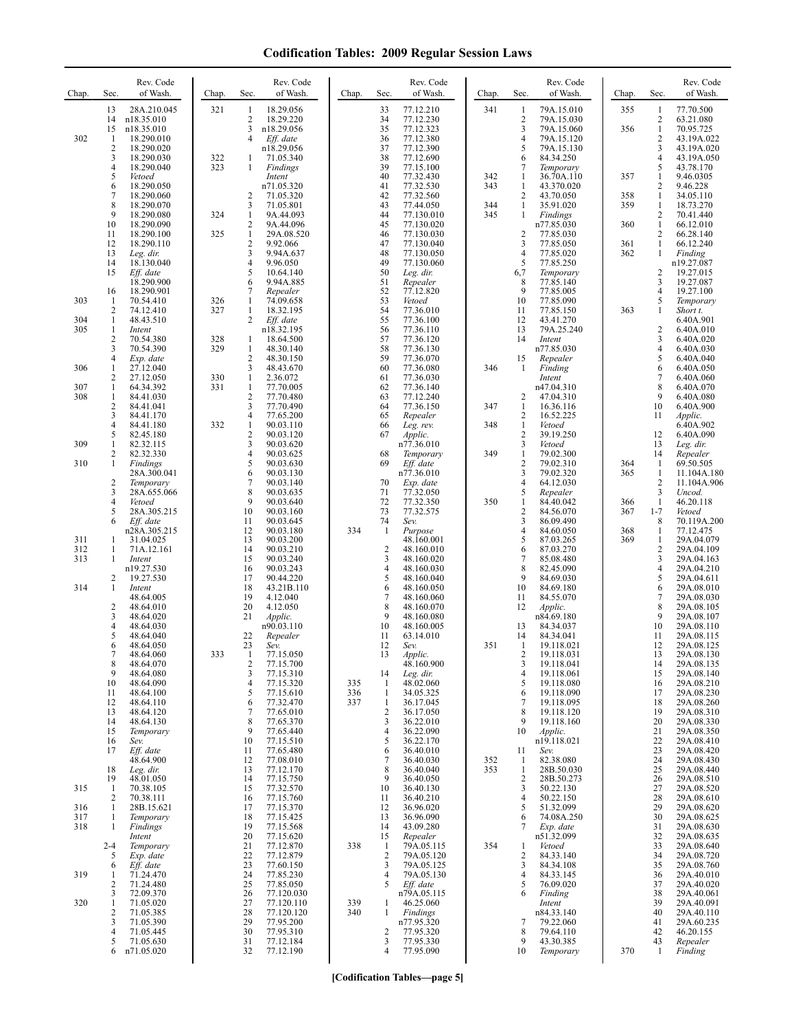# Codification Tables: 2009 Regular Session Laws

| Chap. | Sec. | Rev. Code of Wash. |
|---|---|---|
| | 13 | 28A.210.045 |
| | 14 | n18.35.010 |
| | 15 | n18.35.010 |
| 302 | 1 | 18.290.010 |
| | 2 | 18.290.020 |
| | 3 | 18.290.030 |
| | 4 | 18.290.040 |
| | 5 | *Vetoed* |
| | 6 | 18.290.050 |
| | 7 | 18.290.060 |
| | 8 | 18.290.070 |
| | 9 | 18.290.080 |
| | 10 | 18.290.090 |
| | 11 | 18.290.100 |
| | 12 | 18.290.110 |
| | 13 | *Leg. dir.* |
| | 14 | 18.130.040 |
| | 15 | *Eff. date* 18.290.900 |
| | 16 | 18.290.901 |
| 303 | 1 | 70.54.410 |
| | 2 | 74.12.410 |
| 304 | 1 | 48.43.510 |
| 305 | 1 | *Intent* |
| | 2 | 70.54.380 |
| | 3 | 70.54.390 |
| | 4 | *Exp. date* |
| 306 | 1 | 27.12.040 |
| | 2 | 27.12.050 |
| 307 | 1 | 64.34.392 |
| 308 | 1 | 84.41.030 |
| | 2 | 84.41.041 |
| | 3 | 84.41.170 |
| | 4 | 84.41.180 |
| | 5 | 82.45.180 |
| 309 | 1 | 82.32.115 |
| | 2 | 82.32.330 |
| 310 | 1 | *Findings* 28A.300.041 |
| | 2 | *Temporary* |
| | 3 | 28A.655.066 |
| | 4 | *Vetoed* |
| | 5 | 28A.305.215 |
| | 6 | *Eff. date* n28A.305.215 |
| 311 | 1 | 31.04.025 |
| 312 | 1 | 71A.12.161 |
| 313 | 1 | *Intent* n19.27.530 |
| | 2 | 19.27.530 |
| 314 | 1 | *Intent* 48.64.005 |
| | 2 | 48.64.010 |
| | 3 | 48.64.020 |
| | 4 | 48.64.030 |
| | 5 | 48.64.040 |
| | 6 | 48.64.050 |
| | 7 | 48.64.060 |
| | 8 | 48.64.070 |
| | 9 | 48.64.080 |
| | 10 | 48.64.090 |
| | 11 | 48.64.100 |
| | 12 | 48.64.110 |
| | 13 | 48.64.120 |
| | 14 | 48.64.130 |
| | 15 | *Temporary* |
| | 16 | *Sev.* |
| | 17 | *Eff. date* 48.64.900 |
| | 18 | *Leg. dir.* |
| | 19 | 48.01.050 |
| 315 | 1 | 70.38.105 |
| | 2 | 70.38.111 |
| 316 | 1 | 28B.15.621 |
| 317 | 1 | *Temporary* |
| 318 | 1 | *Findings Intent* |
| | 2-4 | *Temporary* |
| | 5 | *Exp. date* |
| | 6 | *Eff. date* |
| 319 | 1 | 71.24.470 |
| | 2 | 71.24.480 |
| | 3 | 72.09.370 |
| 320 | 1 | 71.05.020 |
| | 2 | 71.05.385 |
| | 3 | 71.05.390 |
| | 4 | 71.05.445 |
| | 5 | 71.05.630 |
| | 6 | n71.05.020 |
| 321 | 1 | 18.29.056 |
| | 2 | 18.29.220 |
| | 3 | n18.29.056 |
| | 4 | *Eff. date* n18.29.056 |
| 322 | 1 | 71.05.340 |
| 323 | 1 | *Findings Intent* n71.05.320 |
| | 2 | 71.05.320 |
| | 3 | 71.05.801 |
| 324 | 1 | 9A.44.093 |
| | 2 | 9A.44.096 |
| 325 | 1 | 29A.08.520 |
| | 2 | 9.92.066 |
| | 3 | 9.94A.637 |
| | 4 | 9.96.050 |
| | 5 | 10.64.140 |
| | 6 | 9.94A.885 |
| | 7 | *Repealer* |
| 326 | 1 | 74.09.658 |
| 327 | 1 | 18.32.195 |
| | 2 | *Eff. date* n18.32.195 |
| 328 | 1 | 18.64.500 |
| 329 | 1 | 48.30.140 |
| | 2 | 48.30.150 |
| | 3 | 48.43.670 |
| 330 | 1 | 2.36.072 |
| 331 | 1 | 77.70.005 |
| | 2 | 77.70.480 |
| | 3 | 77.70.490 |
| | 4 | 77.65.200 |
| 332 | 1 | 90.03.110 |
| | 2 | 90.03.120 |
| | 3 | 90.03.620 |
| | 4 | 90.03.625 |
| | 5 | 90.03.630 |
| | 6 | 90.03.130 |
| | 7 | 90.03.140 |
| | 8 | 90.03.635 |
| | 9 | 90.03.640 |
| | 10 | 90.03.160 |
| | 11 | 90.03.645 |
| | 12 | 90.03.180 |
| | 13 | 90.03.200 |
| | 14 | 90.03.210 |
| | 15 | 90.03.240 |
| | 16 | 90.03.243 |
| | 17 | 90.44.220 |
| | 18 | 43.21B.110 |
| | 19 | 4.12.040 |
| | 20 | 4.12.050 |
| | 21 | *Applic.* n90.03.110 |
| | 22 | *Repealer* |
| | 23 | *Sev.* |
| 333 | 1 | 77.15.050 |
| | 2 | 77.15.700 |
| | 3 | 77.15.310 |
| | 4 | 77.15.320 |
| | 5 | 77.15.610 |
| | 6 | 77.32.470 |
| | 7 | 77.65.010 |
| | 8 | 77.65.370 |
| | 9 | 77.65.440 |
| | 10 | 77.15.510 |
| | 11 | 77.65.480 |
| | 12 | 77.08.010 |
| | 13 | 77.12.170 |
| | 14 | 77.15.750 |
| | 15 | 77.32.570 |
| | 16 | 77.15.760 |
| | 17 | 77.15.370 |
| | 18 | 77.15.425 |
| | 19 | 77.15.568 |
| | 20 | 77.15.620 |
| | 21 | 77.12.870 |
| | 22 | 77.12.879 |
| | 23 | 77.60.150 |
| | 24 | 77.85.230 |
| | 25 | 77.85.050 |
| | 26 | 77.120.030 |
| | 27 | 77.120.110 |
| | 28 | 77.120.120 |
| | 29 | 77.95.200 |
| | 30 | 77.95.310 |
| | 31 | 77.12.184 |
| | 32 | 77.12.190 |
| | 33 | 77.12.210 |
| | 34 | 77.12.230 |
| | 35 | 77.12.323 |
| | 36 | 77.12.380 |
| | 37 | 77.12.390 |
| | 38 | 77.12.690 |
| | 39 | 77.15.100 |
| | 40 | 77.32.430 |
| | 41 | 77.32.530 |
| | 42 | 77.32.560 |
| | 43 | 77.44.050 |
| | 44 | 77.130.010 |
| | 45 | 77.130.020 |
| | 46 | 77.130.030 |
| | 47 | 77.130.040 |
| | 48 | 77.130.050 |
| | 49 | 77.130.060 |
| | 50 | *Leg. dir.* |
| | 51 | *Repealer* |
| | 52 | 77.12.820 |
| | 53 | *Vetoed* |
| | 54 | 77.36.010 |
| | 55 | 77.36.100 |
| | 56 | 77.36.110 |
| | 57 | 77.36.120 |
| | 58 | 77.36.130 |
| | 59 | 77.36.070 |
| | 60 | 77.36.080 |
| | 61 | 77.36.030 |
| | 62 | 77.36.140 |
| | 63 | 77.12.240 |
| | 64 | 77.36.150 |
| | 65 | *Repealer* |
| | 66 | *Leg. rev.* |
| | 67 | *Applic.* n77.36.010 |
| | 68 | *Temporary* |
| | 69 | *Eff. date* n77.36.010 |
| | 70 | *Exp. date* |
| | 71 | 77.32.050 |
| | 72 | 77.32.350 |
| | 73 | 77.32.575 |
| | 74 | *Sev.* |
| 334 | 1 | *Purpose* 48.160.001 |
| | 2 | 48.160.010 |
| | 3 | 48.160.020 |
| | 4 | 48.160.030 |
| | 5 | 48.160.040 |
| | 6 | 48.160.050 |
| | 7 | 48.160.060 |
| | 8 | 48.160.070 |
| | 9 | 48.160.080 |
| | 10 | 48.160.005 |
| | 11 | 63.14.010 |
| | 12 | *Sev.* |
| | 13 | *Applic.* 48.160.900 |
| | 14 | *Leg. dir.* |
| 335 | 1 | 48.02.060 |
| 336 | 1 | 34.05.325 |
| 337 | 1 | 36.17.045 |
| | 2 | 36.17.050 |
| | 3 | 36.22.010 |
| | 4 | 36.22.090 |
| | 5 | 36.22.170 |
| | 6 | 36.40.010 |
| | 7 | 36.40.030 |
| | 8 | 36.40.040 |
| | 9 | 36.40.050 |
| | 10 | 36.40.130 |
| | 11 | 36.40.210 |
| | 12 | 36.96.020 |
| | 13 | 36.96.090 |
| | 14 | 43.09.280 |
| | 15 | *Repealer* |
| 338 | 1 | 79A.05.115 |
| | 2 | 79A.05.120 |
| | 3 | 79A.05.125 |
| | 4 | 79A.05.130 |
| | 5 | *Eff. date* n79A.05.115 |
| 339 | 1 | 46.25.060 |
| 340 | 1 | *Findings* n77.95.320 |
| | 2 | 77.95.320 |
| | 3 | 77.95.330 |
| | 4 | 77.95.090 |
| 341 | 1 | 79A.15.010 |
| | 2 | 79A.15.030 |
| | 3 | 79A.15.060 |
| | 4 | 79A.15.120 |
| | 5 | 79A.15.130 |
| | 6 | 84.34.250 |
| | 7 | *Temporary* |
| 342 | 1 | 36.70A.110 |
| 343 | 1 | 43.370.020 |
| | 2 | 43.70.050 |
| 344 | 1 | 35.91.020 |
| 345 | 1 | *Findings* n77.85.030 |
| | 2 | 77.85.030 |
| | 3 | 77.85.050 |
| | 4 | 77.85.020 |
| | 5 | 77.85.250 |
| | 6,7 | *Temporary* |
| | 8 | 77.85.140 |
| | 9 | 77.85.005 |
| | 10 | 77.85.090 |
| | 11 | 77.85.150 |
| | 12 | 43.41.270 |
| | 13 | 79A.25.240 |
| | 14 | *Intent* n77.85.030 |
| | 15 | *Repealer* |
| 346 | 1 | *Finding Intent* n47.04.310 |
| | 2 | 47.04.310 |
| 347 | 1 | 16.36.116 |
| | 2 | 16.52.225 |
| 348 | 1 | *Vetoed* |
| | 2 | 39.19.250 |
| | 3 | *Vetoed* |
| 349 | 1 | 79.02.300 |
| | 2 | 79.02.310 |
| | 3 | 79.02.320 |
| | 4 | 64.12.030 |
| | 5 | *Repealer* |
| 350 | 1 | 84.40.042 |
| | 2 | 84.56.070 |
| | 3 | 86.09.490 |
| | 4 | 84.60.050 |
| | 5 | 87.03.265 |
| | 6 | 87.03.270 |
| | 7 | 85.08.480 |
| | 8 | 82.45.090 |
| | 9 | 84.69.030 |
| | 10 | 84.69.180 |
| | 11 | 84.55.070 |
| | 12 | *Applic.* n84.69.180 |
| | 13 | 84.34.037 |
| | 14 | 84.34.041 |
| 351 | 1 | 19.118.021 |
| | 2 | 19.118.031 |
| | 3 | 19.118.041 |
| | 4 | 19.118.061 |
| | 5 | 19.118.080 |
| | 6 | 19.118.090 |
| | 7 | 19.118.095 |
| | 8 | 19.118.120 |
| | 9 | 19.118.160 |
| | 10 | *Applic.* n19.118.021 |
| | 11 | *Sev.* |
| 352 | 1 | 82.38.080 |
| 353 | 1 | 28B.50.030 |
| | 2 | 28B.50.273 |
| | 3 | 50.22.130 |
| | 4 | 50.22.150 |
| | 5 | 51.32.099 |
| | 6 | 74.08A.250 |
| | 7 | *Exp. date* n51.32.099 |
| 354 | 1 | *Vetoed* |
| | 2 | 84.33.140 |
| | 3 | 84.34.108 |
| | 4 | 84.33.145 |
| | 5 | 76.09.020 |
| | 6 | *Finding Intent* n84.33.140 |
| | 7 | 79.22.060 |
| | 8 | 79.64.110 |
| | 9 | 43.30.385 |
| | 10 | *Temporary* |
| 355 | 1 | 77.70.500 |
| | 2 | 63.21.080 |
| 356 | 1 | 70.95.725 |
| | 2 | 43.19A.022 |
| | 3 | 43.19A.020 |
| | 4 | 43.19A.050 |
| | 5 | 43.78.170 |
| 357 | 1 | 9.46.0305 |
| | 2 | 9.46.228 |
| 358 | 1 | 34.05.110 |
| 359 | 1 | 18.73.270 |
| | 2 | 70.41.440 |
| 360 | 1 | 66.12.010 |
| | 2 | 66.28.140 |
| 361 | 1 | 66.12.240 |
| 362 | 1 | *Finding* n19.27.087 |
| | 2 | 19.27.015 |
| | 3 | 19.27.087 |
| | 4 | 19.27.100 |
| | 5 | *Temporary* |
| 363 | 1 | *Short t.* 6.40A.901 |
| | 2 | 6.40A.010 |
| | 3 | 6.40A.020 |
| | 4 | 6.40A.030 |
| | 5 | 6.40A.040 |
| | 6 | 6.40A.050 |
| | 7 | 6.40A.060 |
| | 8 | 6.40A.070 |
| | 9 | 6.40A.080 |
| | 10 | 6.40A.900 |
| | 11 | *Applic.* 6.40A.902 |
| | 12 | 6.40A.090 |
| | 13 | *Leg. dir.* |
| | 14 | *Repealer* |
| 364 | 1 | 69.50.505 |
| 365 | 1 | 11.104A.180 |
| | 2 | 11.104A.906 |
| | 3 | *Uncod.* |
| 366 | 1 | 46.20.118 |
| 367 | 1-7 | *Vetoed* |
| | 8 | 70.119A.200 |
| 368 | 1 | 77.12.475 |
| 369 | 1 | 29A.04.079 |
| | 2 | 29A.04.109 |
| | 3 | 29A.04.163 |
| | 4 | 29A.04.210 |
| | 5 | 29A.04.611 |
| | 6 | 29A.08.010 |
| | 7 | 29A.08.030 |
| | 8 | 29A.08.105 |
| | 9 | 29A.08.107 |
| | 10 | 29A.08.110 |
| | 11 | 29A.08.115 |
| | 12 | 29A.08.125 |
| | 13 | 29A.08.130 |
| | 14 | 29A.08.135 |
| | 15 | 29A.08.140 |
| | 16 | 29A.08.210 |
| | 17 | 29A.08.230 |
| | 18 | 29A.08.260 |
| | 19 | 29A.08.310 |
| | 20 | 29A.08.330 |
| | 21 | 29A.08.350 |
| | 22 | 29A.08.410 |
| | 23 | 29A.08.420 |
| | 24 | 29A.08.430 |
| | 25 | 29A.08.440 |
| | 26 | 29A.08.510 |
| | 27 | 29A.08.520 |
| | 28 | 29A.08.610 |
| | 29 | 29A.08.620 |
| | 30 | 29A.08.625 |
| | 31 | 29A.08.630 |
| | 32 | 29A.08.635 |
| | 33 | 29A.08.640 |
| | 34 | 29A.08.720 |
| | 35 | 29A.08.760 |
| | 36 | 29A.40.010 |
| | 37 | 29A.40.020 |
| | 38 | 29A.40.061 |
| | 39 | 29A.40.091 |
| | 40 | 29A.40.110 |
| | 41 | 29A.60.235 |
| | 42 | 46.20.155 |
| | 43 | *Repealer* |
| 370 | 1 | *Finding* |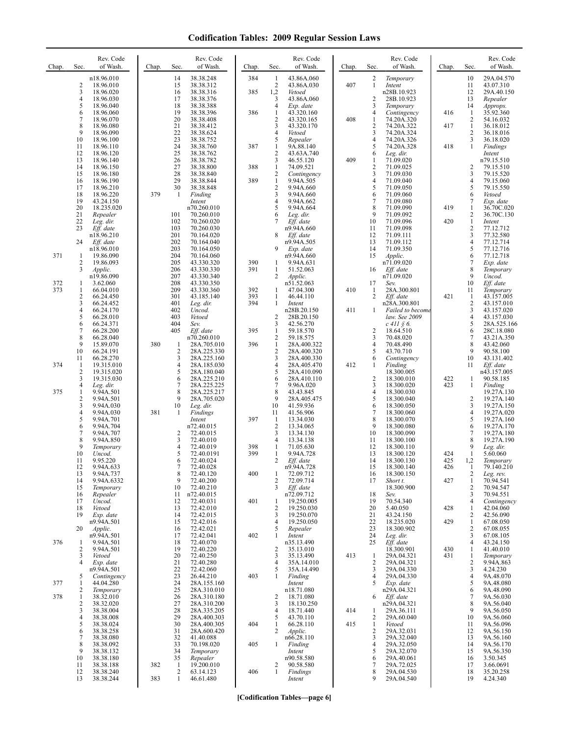# Codification Tables: 2009 Regular Session Laws

| Chap. | Sec. | Rev. Code of Wash. |
|---|---|---|
| | | n18.96.010 |
| | 2 | 18.96.010 |
| | 3 | 18.96.020 |
| | 4 | 18.96.030 |
| | 5 | 18.96.040 |
| | 6 | 18.96.060 |
| | 7 | 18.96.070 |
| | 8 | 18.96.080 |
| | 9 | 18.96.090 |
| | 10 | 18.96.100 |
| | 11 | 18.96.110 |
| | 12 | 18.96.120 |
| | 13 | 18.96.140 |
| | 14 | 18.96.150 |
| | 15 | 18.96.180 |
| | 16 | 18.96.190 |
| | 17 | 18.96.210 |
| | 18 | 18.96.220 |
| | 19 | 43.24.150 |
| | 20 | 18.235.020 |
| | 21 | *Repealer* |
| | 22 | *Leg. dir.* |
| | 23 | *Eff. date* n18.96.210 |
| | 24 | *Eff. date* n18.96.010 |
| 371 | 1 | 19.86.090 |
| | 2 | 19.86.093 |
| | 3 | *Applic.* n19.86.090 |
| 372 | 1 | 3.62.060 |
| 373 | 1 | 66.04.010 |
| | 2 | 66.24.450 |
| | 3 | 66.24.452 |
| | 4 | 66.24.170 |
| | 5 | 66.28.010 |
| | 6 | 66.24.371 |
| | 7 | 66.28.200 |
| | 8 | 66.28.040 |
| | 9 | 15.89.070 |
| | 10 | 66.24.191 |
| | 11 | 66.28.270 |
| 374 | 1 | 19.315.010 |
| | 2 | 19.315.020 |
| | 3 | 19.315.030 |
| | 4 | *Leg. dir.* |
| 375 | 1 | 9.94A.501 |
| | 2 | 9.94A.501 |
| | 3 | 9.94A.030 |
| | 4 | 9.94A.030 |
| | 5 | 9.94A.701 |
| | 6 | 9.94A.704 |
| | 7 | 9.94A.707 |
| | 8 | 9.94A.850 |
| | 9 | *Temporary* |
| | 10 | *Uncod.* |
| | 11 | 9.95.220 |
| | 12 | 9.94A.633 |
| | 13 | 9.94A.737 |
| | 14 | 9.94A.6332 |
| | 15 | *Temporary* |
| | 16 | *Repealer* |
| | 17 | *Uncod.* |
| | 18 | *Vetoed* |
| | 19 | *Exp. date* n9.94A.501 |
| | 20 | *Applic.* n9.94A.501 |
| 376 | 1 | 9.94A.501 |
| | 2 | 9.94A.501 |
| | 3 | *Vetoed* |
| | 4 | *Exp. date* n9.94A.501 |
| | 5 | *Contingency* |
| 377 | 1 | 44.04.280 |
| | 2 | *Temporary* |
| 378 | 1 | 38.32.010 |
| | 2 | 38.32.020 |
| | 3 | 38.38.004 |
| | 4 | 38.38.008 |
| | 5 | 38.38.024 |
| | 6 | 38.38.258 |
| | 7 | 38.38.080 |
| | 8 | 38.38.092 |
| | 9 | 38.38.132 |
| | 10 | 38.38.180 |
| | 11 | 38.38.188 |
| | 12 | 38.38.240 |
| | 13 | 38.38.244 |
| | 14 | 38.38.248 |
| | 15 | 38.38.312 |
| | 16 | 38.38.316 |
| | 17 | 38.38.376 |
| | 18 | 38.38.388 |
| | 19 | 38.38.396 |
| | 20 | 38.38.408 |
| | 21 | 38.38.412 |
| | 22 | 38.38.624 |
| | 23 | 38.38.752 |
| | 24 | 38.38.760 |
| | 25 | 38.38.762 |
| | 26 | 38.38.782 |
| | 27 | 38.38.800 |
| | 28 | 38.38.840 |
| | 29 | 38.38.844 |
| | 30 | 38.38.848 |
| 379 | 1 | *Finding Intent* n70.260.010 |
| | 101 | 70.260.010 |
| | 102 | 70.260.020 |
| | 103 | 70.260.030 |
| | 201 | 70.164.020 |
| | 202 | 70.164.040 |
| | 203 | 70.164.050 |
| | 204 | 70.164.060 |
| | 205 | 43.330.320 |
| | 206 | 43.330.330 |
| | 207 | 43.330.340 |
| | 208 | 43.330.350 |
| | 209 | 43.330.360 |
| | 301 | 43.185.140 |
| | 401 | *Leg. dir.* |
| | 402 | *Uncod.* |
| | 403 | *Vetoed* |
| | 404 | *Sev.* |
| | 405 | *Eff. date* n70.260.010 |
| 380 | 1 | 28A.705.010 |
| | 2 | 28A.225.330 |
| | 3 | 28A.225.160 |
| | 4 | 28A.185.030 |
| | 5 | 28A.180.040 |
| | 6 | 28A.225.210 |
| | 7 | 28A.225.225 |
| | 8 | 28A.225.217 |
| | 9 | 28A.705.020 |
| | 10 | *Leg. dir.* |
| 381 | 1 | *Findings Intent* n72.40.015 |
| | 2 | 72.40.015 |
| | 3 | 72.40.010 |
| | 4 | 72.40.019 |
| | 5 | 72.40.0191 |
| | 6 | 72.40.024 |
| | 7 | 72.40.028 |
| | 8 | 72.40.120 |
| | 9 | 72.40.200 |
| | 10 | 72.40.210 |
| | 11 | n72.40.015 |
| | 12 | 72.40.031 |
| | 13 | 72.42.010 |
| | 14 | 72.42.015 |
| | 15 | 72.42.016 |
| | 16 | 72.42.021 |
| | 17 | 72.42.041 |
| | 18 | 72.40.070 |
| | 19 | 72.40.220 |
| | 20 | 72.40.250 |
| | 21 | 72.40.280 |
| | 22 | 72.42.060 |
| | 23 | 26.44.210 |
| | 24 | 28A.155.160 |
| | 25 | 28A.310.010 |
| | 26 | 28A.310.180 |
| | 27 | 28A.310.200 |
| | 28 | 28A.335.205 |
| | 29 | 28A.400.303 |
| | 30 | 28A.400.305 |
| | 31 | 28A.600.420 |
| | 32 | 41.40.088 |
| | 33 | 70.198.020 |
| | 34 | *Temporary* |
| | 35 | *Repealer* |
| 382 | 1 | 19.200.010 |
| | 2 | 63.14.123 |
| 383 | 1 | 46.61.480 |
| 384 | 1 | 43.86A.060 |
| | 2 | 43.86A.030 |
| 385 | 1,2 | *Vetoed* |
| | 3 | 43.86A.060 |
| | 4 | *Exp. date* |
| 386 | 1 | 43.320.160 |
| | 2 | 43.320.165 |
| | 3 | 43.320.170 |
| | 4 | *Vetoed* |
| | 5 | *Repealer* |
| 387 | 1 | 9A.88.140 |
| | 2 | 43.63A.740 |
| | 3 | 46.55.120 |
| 388 | 1 | 74.09.521 |
| | 2 | *Contingency* |
| 389 | 1 | 9.94A.505 |
| | 2 | 9.94A.660 |
| | 3 | 9.94A.660 |
| | 4 | 9.94A.662 |
| | 5 | 9.94A.664 |
| | 6 | *Leg. dir.* |
| | 7 | *Eff. date* n9.94A.660 |
| | 8 | *Eff. date* n9.94A.505 |
| | 9 | *Exp. date* n9.94A.660 |
| 390 | 1 | 9.94A.631 |
| 391 | 1 | 51.52.063 |
| | 2 | *Applic.* n51.52.063 |
| 392 | 1 | 47.04.300 |
| 393 | 1 | 46.44.110 |
| 394 | 1 | *Intent* n28B.20.150 |
| | 2 | 28B.20.150 |
| | 3 | 42.56.270 |
| 395 | 1 | 59.18.570 |
| | 2 | 59.18.575 |
| 396 | 1 | 28A.400.322 |
| | 2 | 28A.400.320 |
| | 3 | 28A.400.330 |
| | 4 | 28A.405.470 |
| | 5 | 28A.410.090 |
| | 6 | 28A.410.110 |
| | 7 | 9.96A.020 |
| | 8 | 43.43.845 |
| | 9 | 28A.405.475 |
| | 10 | 41.59.936 |
| | 11 | 41.56.906 |
| 397 | 1 | 13.34.030 |
| | 2 | 13.34.065 |
| | 3 | 13.34.130 |
| | 4 | 13.34.138 |
| 398 | 1 | 71.05.630 |
| 399 | 1 | 9.94A.728 |
| | 2 | *Eff. date* n9.94A.728 |
| 400 | 1 | 72.09.712 |
| | 2 | 72.09.714 |
| | 3 | *Eff. date* n72.09.712 |
| 401 | 1 | 19.250.005 |
| | 2 | 19.250.030 |
| | 3 | 19.250.070 |
| | 4 | 19.250.050 |
| | 5 | *Repealer* |
| 402 | 1 | *Intent* n35.13.490 |
| | 2 | 35.13.010 |
| | 3 | 35.13.490 |
| | 4 | 35A.14.010 |
| | 5 | 35A.14.490 |
| 403 | 1 | *Finding Intent* n18.71.080 |
| | 2 | 18.71.080 |
| | 3 | 18.130.250 |
| | 4 | 18.71.440 |
| | 5 | 43.70.110 |
| 404 | 1 | 66.28.110 |
| | 2 | *Applic.* n66.28.110 |
| 405 | 1 | *Finding Intent* n90.58.580 |
| | 2 | 90.58.580 |
| 406 | 1 | *Findings Intent* |
| | 2 | *Temporary* |
| 407 | 1 | *Intent* n28B.10.923 |
| | 2 | 28B.10.923 |
| | 3 | *Temporary* |
| | 4 | *Contingency* |
| 408 | 1 | 74.20A.320 |
| | 2 | 74.20A.322 |
| | 3 | 74.20A.324 |
| | 4 | 74.20A.326 |
| | 5 | 74.20A.328 |
| | 6 | *Leg. dir.* |
| 409 | 1 | 71.09.020 |
| | 2 | 71.09.025 |
| | 3 | 71.09.030 |
| | 4 | 71.09.040 |
| | 5 | 71.09.050 |
| | 6 | 71.09.060 |
| | 7 | 71.09.080 |
| | 8 | 71.09.090 |
| | 9 | 71.09.092 |
| | 10 | 71.09.096 |
| | 11 | 71.09.098 |
| | 12 | 71.09.111 |
| | 13 | 71.09.112 |
| | 14 | 71.09.350 |
| | 15 | *Applic.* n71.09.020 |
| | 16 | *Eff. date* n71.09.020 |
| | 17 | *Sev.* |
| 410 | 1 | 28A.300.801 |
| | 2 | *Eff. date* n28A.300.801 |
| 411 | 1 | *Failed to become law. See 2009 c 411 § 6.* |
| | 2 | 18.64.510 |
| | 3 | 70.48.020 |
| | 4 | 70.48.490 |
| | 5 | 43.70.710 |
| | 6 | *Contingency* |
| 412 | 1 | *Finding* 18.300.005 |
| | 2 | 18.300.010 |
| | 3 | 18.300.020 |
| | 4 | 18.300.030 |
| | 5 | 18.300.040 |
| | 6 | 18.300.050 |
| | 7 | 18.300.060 |
| | 8 | 18.300.070 |
| | 9 | 18.300.080 |
| | 10 | 18.300.090 |
| | 11 | 18.300.100 |
| | 12 | 18.300.110 |
| | 13 | 18.300.120 |
| | 14 | 18.300.130 |
| | 15 | 18.300.140 |
| | 16 | 18.300.150 |
| | 17 | *Short t.* 18.300.900 |
| | 18 | *Sev.* |
| | 19 | 70.54.340 |
| | 20 | 5.40.050 |
| | 21 | 43.24.150 |
| | 22 | 18.235.020 |
| | 23 | 18.300.902 |
| | 24 | *Leg. dir.* |
| | 25 | *Eff. date* 18.300.901 |
| 413 | 1 | 29A.04.321 |
| | 2 | 29A.04.321 |
| | 3 | 29A.04.330 |
| | 4 | 29A.04.330 |
| | 5 | *Exp. date* n29A.04.321 |
| | 6 | *Eff. date* n29A.04.321 |
| 414 | 1 | 29A.36.111 |
| | 2 | 29A.60.040 |
| 415 | 1 | *Vetoed* |
| | 2 | 29A.32.031 |
| | 3 | 29A.32.040 |
| | 4 | 29A.32.050 |
| | 5 | 29A.32.070 |
| | 6 | 29A.40.061 |
| | 7 | 29A.72.025 |
| | 8 | 29A.04.530 |
| | 9 | 29A.04.540 |
| | 10 | 29A.04.570 |
| | 11 | 43.07.310 |
| | 12 | 29A.40.150 |
| | 13 | *Repealer* |
| | 14 | *Approps.* |
| 416 | 1 | 35.92.360 |
| | 2 | 54.16.032 |
| 417 | 1 | 36.18.012 |
| | 2 | 36.18.016 |
| | 3 | 36.18.020 |
| 418 | 1 | *Findings Intent* n79.15.510 |
| | 2 | 79.15.510 |
| | 3 | 79.15.520 |
| | 4 | 79.15.060 |
| | 5 | 79.15.550 |
| | 6 | *Vetoed* |
| | 7 | *Exp. date* |
| 419 | 1 | 36.70C.020 |
| | 2 | 36.70C.130 |
| 420 | 1 | *Intent* |
| | 2 | 77.12.712 |
| | 3 | 77.32.580 |
| | 4 | 77.12.714 |
| | 5 | 77.12.716 |
| | 6 | 77.12.718 |
| | 7 | *Exp. date* |
| | 8 | *Temporary* |
| | 9 | *Uncod.* |
| | 10 | *Eff. date* |
| | 11 | *Temporary* |
| 421 | 1 | 43.157.005 |
| | 2 | 43.157.010 |
| | 3 | 43.157.020 |
| | 4 | 43.157.030 |
| | 5 | 28A.525.166 |
| | 6 | 28C.18.080 |
| | 7 | 43.21A.350 |
| | 8 | 43.42.060 |
| | 9 | 90.58.100 |
| | 10 | 43.131.402 |
| | 11 | *Eff. date* n43.157.005 |
| 422 | 1 | 90.58.185 |
| 423 | 1 | *Finding* 19.27A.130 |
| | 2 | 19.27A.140 |
| | 3 | 19.27A.150 |
| | 4 | 19.27A.020 |
| | 5 | 19.27A.160 |
| | 6 | 19.27A.170 |
| | 7 | 19.27A.180 |
| | 8 | 19.27A.190 |
| | 9 | *Leg. dir.* |
| 424 | 1 | 5.60.060 |
| 425 | 1,2 | *Temporary* |
| 426 | 1 | 79.140.210 |
| | 2 | *Leg. rev.* |
| 427 | 1 | 70.94.541 |
| | 2 | 70.94.547 |
| | 3 | 70.94.551 |
| | 4 | *Contingency* |
| 428 | 1 | 42.04.060 |
| | 2 | 42.56.090 |
| 429 | 1 | 67.08.050 |
| | 2 | 67.08.055 |
| | 3 | 67.08.105 |
| | 4 | 43.24.150 |
| 430 | 1 | 41.40.010 |
| 431 | 1 | *Temporary* |
| | 2 | 9.94A.863 |
| | 3 | 4.24.230 |
| | 4 | 9A.48.070 |
| | 5 | 9A.48.080 |
| | 6 | 9A.48.090 |
| | 7 | 9A.56.030 |
| | 8 | 9A.56.040 |
| | 9 | 9A.56.050 |
| | 10 | 9A.56.060 |
| | 11 | 9A.56.096 |
| | 12 | 9A.56.150 |
| | 13 | 9A.56.160 |
| | 14 | 9A.56.170 |
| | 15 | 9A.56.350 |
| | 16 | 3.50.345 |
| | 17 | 3.66.0691 |
| | 18 | 35.20.258 |
| | 19 | 4.24.340 |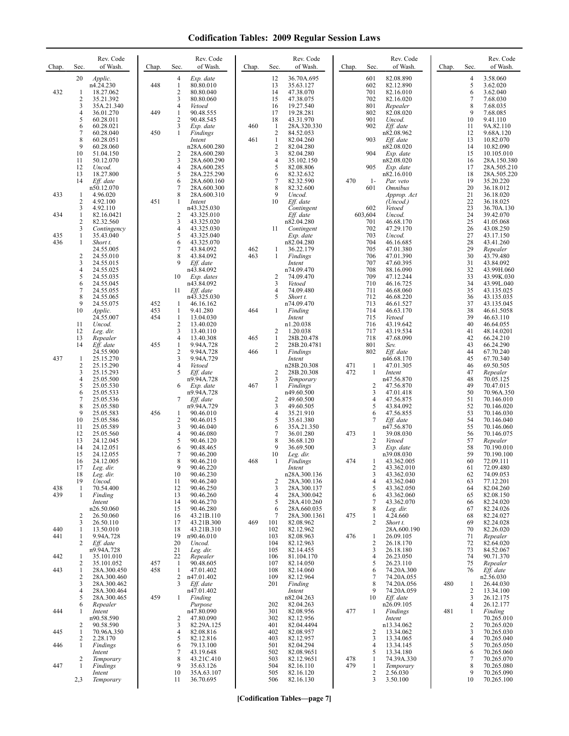# Codification Tables: 2009 Regular Session Laws

| Chap. | Sec. | Rev. Code of Wash. |
|---|---|---|
| | 20 | *Applic.* n4.24.230 |
| 432 | 1 | 18.27.062 |
| | 2 | 35.21.392 |
| | 3 | 35A.21.340 |
| | 4 | 36.01.270 |
| | 5 | 60.28.011 |
| | 6 | 60.28.021 |
| | 7 | 60.28.040 |
| | 8 | 60.28.051 |
| | 9 | 60.28.060 |
| | 10 | 51.04.150 |
| | 11 | 50.12.070 |
| | 12 | *Uncod.* |
| | 13 | 18.27.800 |
| | 14 | *Eff. date* n50.12.070 |
| 433 | 1 | 4.96.020 |
| | 2 | 4.92.100 |
| | 3 | 4.92.110 |
| 434 | 1 | 82.16.0421 |
| | 2 | 82.32.560 |
| | 3 | *Contingency* |
| 435 | 1 | 35.43.040 |
| 436 | 1 | *Short t.* 24.55.005 |
| | 2 | 24.55.010 |
| | 3 | 24.55.015 |
| | 4 | 24.55.025 |
| | 5 | 24.55.035 |
| | 6 | 24.55.045 |
| | 7 | 24.55.055 |
| | 8 | 24.55.065 |
| | 9 | 24.55.075 |
| | 10 | *Applic.* 24.55.007 |
| | 11 | *Uncod.* |
| | 12 | *Leg. dir.* |
| | 13 | *Repealer* |
| | 14 | *Eff. date* 24.55.900 |
| 437 | 1 | 25.15.270 |
| | 2 | 25.15.290 |
| | 3 | 25.15.293 |
| | 4 | 25.05.500 |
| | 5 | 25.05.530 |
| | 6 | 25.05.533 |
| | 7 | 25.05.536 |
| | 8 | 25.05.580 |
| | 9 | 25.05.583 |
| | 10 | 25.05.586 |
| | 11 | 25.05.589 |
| | 12 | 25.05.560 |
| | 13 | 24.12.045 |
| | 14 | 24.12.051 |
| | 15 | 24.12.055 |
| | 16 | 24.12.005 |
| | 17 | *Leg. dir.* |
| | 18 | *Leg. dir.* |
| | 19 | *Uncod.* |
| 438 | 1 | 70.54.400 |
| 439 | 1 | *Finding Intent* n26.50.060 |
| | 2 | 26.50.060 |
| | 3 | 26.50.110 |
| 440 | 1 | 13.50.010 |
| 441 | 1 | 9.94A.728 |
| | 2 | *Eff. date* n9.94A.728 |
| 442 | 1 | 35.101.010 |
| | 2 | 35.101.052 |
| 443 | 1 | 28A.300.450 |
| | 2 | 28A.300.460 |
| | 3 | 28A.300.462 |
| | 4 | 28A.300.464 |
| | 5 | 28A.300.465 |
| | 6 | *Repealer* |
| 444 | 1 | *Intent* n90.58.590 |
| | 2 | 90.58.590 |
| 445 | 1 | 70.96A.350 |
| | 2 | 2.28.170 |
| 446 | 1 | *Findings Intent* |
| | 2 | *Temporary* |
| 447 | 1 | *Findings Intent* |
| | 2,3 | *Temporary* |
| | 4 | *Exp. date* |
| 448 | 1 | 80.80.010 |
| | 2 | 80.80.040 |
| | 3 | 80.80.060 |
| | 4 | *Vetoed* |
| 449 | 1 | 90.48.555 |
| | 2 | 90.48.545 |
| | 3 | *Exp. date* |
| 450 | 1 | *Findings Intent* n28A.600.280 |
| | 2 | 28A.600.280 |
| | 3 | 28A.600.290 |
| | 4 | 28A.600.285 |
| | 5 | 28A.225.290 |
| | 6 | 28A.600.160 |
| | 7 | 28A.600.300 |
| | 8 | 28A.600.310 |
| 451 | 1 | *Intent* n43.325.030 |
| | 2 | 43.325.010 |
| | 3 | 43.325.020 |
| | 4 | 43.325.030 |
| | 5 | 43.325.040 |
| | 6 | 43.325.070 |
| | 7 | 43.84.092 |
| | 8 | 43.84.092 |
| | 9 | *Eff. date* n43.84.092 |
| | 10 | *Exp. dates* n43.84.092 |
| | 11 | *Eff. date* n43.325.030 |
| 452 | 1 | 46.16.162 |
| 453 | 1 | 9.41.280 |
| 454 | 1 | 13.04.030 |
| | 2 | 13.40.020 |
| | 3 | 13.40.110 |
| | 4 | 13.40.308 |
| 455 | 1 | 9.94A.728 |
| | 2 | 9.94A.728 |
| | 3 | 9.94A.729 |
| | 4 | *Vetoed* |
| | 5 | *Eff. date* n9.94A.728 |
| | 6 | *Exp. date* n9.94A.728 |
| | 7 | *Eff. date* n9.94A.729 |
| 456 | 1 | 90.46.010 |
| | 2 | 90.46.015 |
| | 3 | 90.46.040 |
| | 4 | 90.46.080 |
| | 5 | 90.46.120 |
| | 6 | 90.48.465 |
| | 7 | 90.46.200 |
| | 8 | 90.46.210 |
| | 9 | 90.46.220 |
| | 10 | 90.46.230 |
| | 11 | 90.46.240 |
| | 12 | 90.46.250 |
| | 13 | 90.46.260 |
| | 14 | 90.46.270 |
| | 15 | 90.46.280 |
| | 16 | 43.21B.110 |
| | 17 | 43.21B.300 |
| | 18 | 43.21B.310 |
| | 19 | n90.46.010 |
| | 20 | *Uncod.* |
| | 21 | *Leg. dir.* |
| | 22 | *Repealer* |
| 457 | 1 | 90.48.605 |
| 458 | 1 | 47.01.402 |
| | 2 | n47.01.402 |
| | 3 | *Eff. date* n47.01.402 |
| 459 | 1 | *Finding Purpose* n47.80.090 |
| | 2 | 47.80.090 |
| | 3 | 82.29A.125 |
| | 4 | 82.08.816 |
| | 5 | 82.12.816 |
| | 6 | 79.13.100 |
| | 7 | 43.19.648 |
| | 8 | 43.21C.410 |
| | 9 | 35.63.126 |
| | 10 | 35A.63.107 |
| | 11 | 36.70.695 |
| | 12 | 36.70A.695 |
| | 13 | 35.63.127 |
| | 14 | 47.38.070 |
| | 15 | 47.38.075 |
| | 16 | 19.27.540 |
| | 17 | 19.28.281 |
| | 18 | 43.31.970 |
| 460 | 1 | 28A.320.330 |
| | 2 | 84.52.053 |
| 461 | 1 | 82.04.260 |
| | 2 | 82.04.280 |
| | 3 | 82.04.280 |
| | 4 | 35.102.150 |
| | 5 | 82.08.806 |
| | 6 | 82.32.632 |
| | 7 | 82.32.590 |
| | 8 | 82.32.600 |
| | 9 | *Uncod.* |
| | 10 | *Eff. date Contingent Eff. date* n82.04.280 |
| | 11 | *Contingent Exp. date* n82.04.280 |
| 462 | 1 | 36.22.179 |
| 463 | 1 | *Findings Intent* n74.09.470 |
| | 2 | 74.09.470 |
| | 3 | *Vetoed* |
| | 4 | 74.09.480 |
| | 5 | *Short t.* n74.09.470 |
| 464 | 1 | *Finding Intent* n1.20.038 |
| | 2 | 1.20.038 |
| 465 | 1 | 28B.20.478 |
| | 2 | 28B.20.4781 |
| 466 | 1 | *Findings Intent* n28B.20.308 |
| | 2 | 28B.20.308 |
| | 3 | *Temporary* |
| 467 | 1 | *Findings* n49.60.500 |
| | 2 | 49.60.500 |
| | 3 | 49.60.505 |
| | 4 | 35.21.910 |
| | 5 | 35.61.380 |
| | 6 | 35A.21.350 |
| | 7 | 36.01.280 |
| | 8 | 36.68.120 |
| | 9 | 36.69.500 |
| | 10 | *Leg. dir.* |
| 468 | 1 | *Findings Intent* n28A.300.136 |
| | 2 | 28A.300.136 |
| | 3 | 28A.300.137 |
| | 4 | 28A.300.042 |
| | 5 | 28A.410.260 |
| | 6 | 28A.660.035 |
| | 7 | 28A.300.1361 |
| 469 | 101 | 82.08.962 |
| | 102 | 82.12.962 |
| | 103 | 82.08.963 |
| | 104 | 82.12.963 |
| | 105 | 82.14.455 |
| | 106 | 81.104.170 |
| | 107 | 82.14.050 |
| | 108 | 82.14.060 |
| | 109 | 82.12.964 |
| | 201 | *Finding Intent* n82.04.263 |
| | 202 | 82.04.263 |
| | 301 | 82.08.956 |
| | 302 | 82.12.956 |
| | 401 | 82.04.4494 |
| | 402 | 82.08.957 |
| | 403 | 82.12.957 |
| | 501 | 82.04.294 |
| | 502 | 82.08.9651 |
| | 503 | 82.12.9651 |
| | 504 | 82.16.110 |
| | 505 | 82.16.120 |
| | 506 | 82.16.130 |
| | 601 | 82.08.890 |
| | 602 | 82.12.890 |
| | 701 | 82.16.010 |
| | 702 | 82.16.020 |
| | 801 | *Repealer* |
| | 802 | 82.08.020 |
| | 901 | *Uncod.* |
| | 902 | *Eff. date* n82.08.962 |
| | 903 | *Eff. date* n82.08.020 |
| | 904 | *Exp. date* n82.08.020 |
| | 905 | *Exp. date* n82.16.010 |
| 470 | 1-601 | *Par. veto Omnibus Approp. Act (Uncod.)* |
| | 602 | *Vetoed* |
| | 603,604 | *Uncod.* |
| | 701 | 46.68.170 |
| | 702 | 47.29.170 |
| | 703 | *Uncod.* |
| | 704 | 46.16.685 |
| | 705 | 47.01.380 |
| | 706 | 47.01.390 |
| | 707 | 47.60.395 |
| | 708 | 88.16.090 |
| | 709 | 47.12.244 |
| | 710 | 46.16.725 |
| | 711 | 46.68.060 |
| | 712 | 46.68.220 |
| | 713 | 46.61.527 |
| | 714 | 46.63.170 |
| | 715 | *Vetoed* |
| | 716 | 43.19.642 |
| | 717 | 43.19.534 |
| | 718 | 47.68.090 |
| | 801 | *Sev.* |
| | 802 | *Eff. date* n46.68.170 |
| 471 | 1 | 47.01.305 |
| 472 | 1 | *Intent* n47.56.870 |
| | 2 | 47.56.870 |
| | 3 | 47.01.418 |
| | 4 | 47.56.875 |
| | 5 | 43.84.092 |
| | 6 | 47.56.855 |
| | 7 | *Eff. date* n47.56.870 |
| 473 | 1 | 39.08.030 |
| | 2 | *Vetoed* |
| | 3 | *Exp. date* n39.08.030 |
| 474 | 1 | 43.362.005 |
| | 2 | 43.362.010 |
| | 3 | 43.362.030 |
| | 4 | 43.362.040 |
| | 5 | 43.362.050 |
| | 6 | 43.362.060 |
| | 7 | 43.362.070 |
| | 8 | *Leg. dir.* |
| 475 | 1 | 4.24.660 |
| | 2 | *Short t.* 28A.600.190 |
| 476 | 1 | 26.09.105 |
| | 2 | 26.18.170 |
| | 3 | 26.18.180 |
| | 4 | 26.23.050 |
| | 5 | 26.23.110 |
| | 6 | 74.20A.300 |
| | 7 | 74.20A.055 |
| | 8 | 74.20A.056 |
| | 9 | 74.20A.059 |
| | 10 | *Eff. date* n26.09.105 |
| 477 | 1 | *Findings Intent* n13.34.062 |
| | 2 | 13.34.062 |
| | 3 | 13.34.065 |
| | 4 | 13.34.145 |
| | 5 | 13.34.180 |
| 478 | 1 | 74.39A.330 |
| 479 | 1 | *Temporary* |
| | 2 | 2.56.030 |
| | 3 | 3.50.100 |
| | 4 | 3.58.060 |
| | 5 | 3.62.020 |
| | 6 | 3.62.040 |
| | 7 | 7.68.030 |
| | 8 | 7.68.035 |
| | 9 | 7.68.085 |
| | 10 | 9.41.110 |
| | 11 | 9A.82.110 |
| | 12 | 9.68A.120 |
| | 13 | 10.82.070 |
| | 14 | 10.82.090 |
| | 15 | 10.105.010 |
| | 16 | 28A.150.380 |
| | 17 | 28A.505.210 |
| | 18 | 28A.505.220 |
| | 19 | 35.20.220 |
| | 20 | 36.18.012 |
| | 21 | 36.18.020 |
| | 22 | 36.18.025 |
| | 23 | 36.70A.130 |
| | 24 | 39.42.070 |
| | 25 | 41.05.068 |
| | 26 | 43.08.250 |
| | 27 | 43.17.150 |
| | 28 | 43.41.260 |
| | 29 | *Repealer* |
| | 30 | 43.79.480 |
| | 31 | 43.84.092 |
| | 32 | 43.99H.060 |
| | 33 | 43.99K.030 |
| | 34 | 43.99L.040 |
| | 35 | 43.135.025 |
| | 36 | 43.135.035 |
| | 37 | 43.135.045 |
| | 38 | 46.61.5058 |
| | 39 | 46.63.110 |
| | 40 | 46.64.055 |
| | 41 | 48.14.0201 |
| | 42 | 66.24.210 |
| | 43 | 66.24.290 |
| | 44 | 67.70.240 |
| | 45 | 67.70.340 |
| | 46 | 69.50.505 |
| | 47 | *Repealer* |
| | 48 | 70.05.125 |
| | 49 | 70.47.015 |
| | 50 | 70.96A.350 |
| | 51 | 70.146.010 |
| | 52 | 70.146.020 |
| | 53 | 70.146.030 |
| | 54 | 70.146.040 |
| | 55 | 70.146.060 |
| | 56 | 70.146.075 |
| | 57 | *Repealer* |
| | 58 | 70.190.010 |
| | 59 | 70.190.100 |
| | 60 | 72.09.111 |
| | 61 | 72.09.480 |
| | 62 | 74.09.053 |
| | 63 | 77.12.201 |
| | 64 | 82.04.260 |
| | 65 | 82.08.150 |
| | 66 | 82.24.020 |
| | 67 | 82.24.026 |
| | 68 | 82.24.027 |
| | 69 | 82.24.028 |
| | 70 | 82.26.020 |
| | 71 | *Repealer* |
| | 72 | 82.64.020 |
| | 73 | 84.52.067 |
| | 74 | 90.71.370 |
| | 75 | *Repealer* |
| | 76 | *Eff. date* n2.56.030 |
| 480 | 1 | 26.44.030 |
| | 2 | 13.34.100 |
| | 3 | 26.12.175 |
| | 4 | 26.12.177 |
| 481 | 1 | *Finding* 70.265.010 |
| | 2 | 70.265.020 |
| | 3 | 70.265.030 |
| | 4 | 70.265.040 |
| | 5 | 70.265.050 |
| | 6 | 70.265.060 |
| | 7 | 70.265.070 |
| | 8 | 70.265.080 |
| | 9 | 70.265.090 |
| | 10 | 70.265.100 |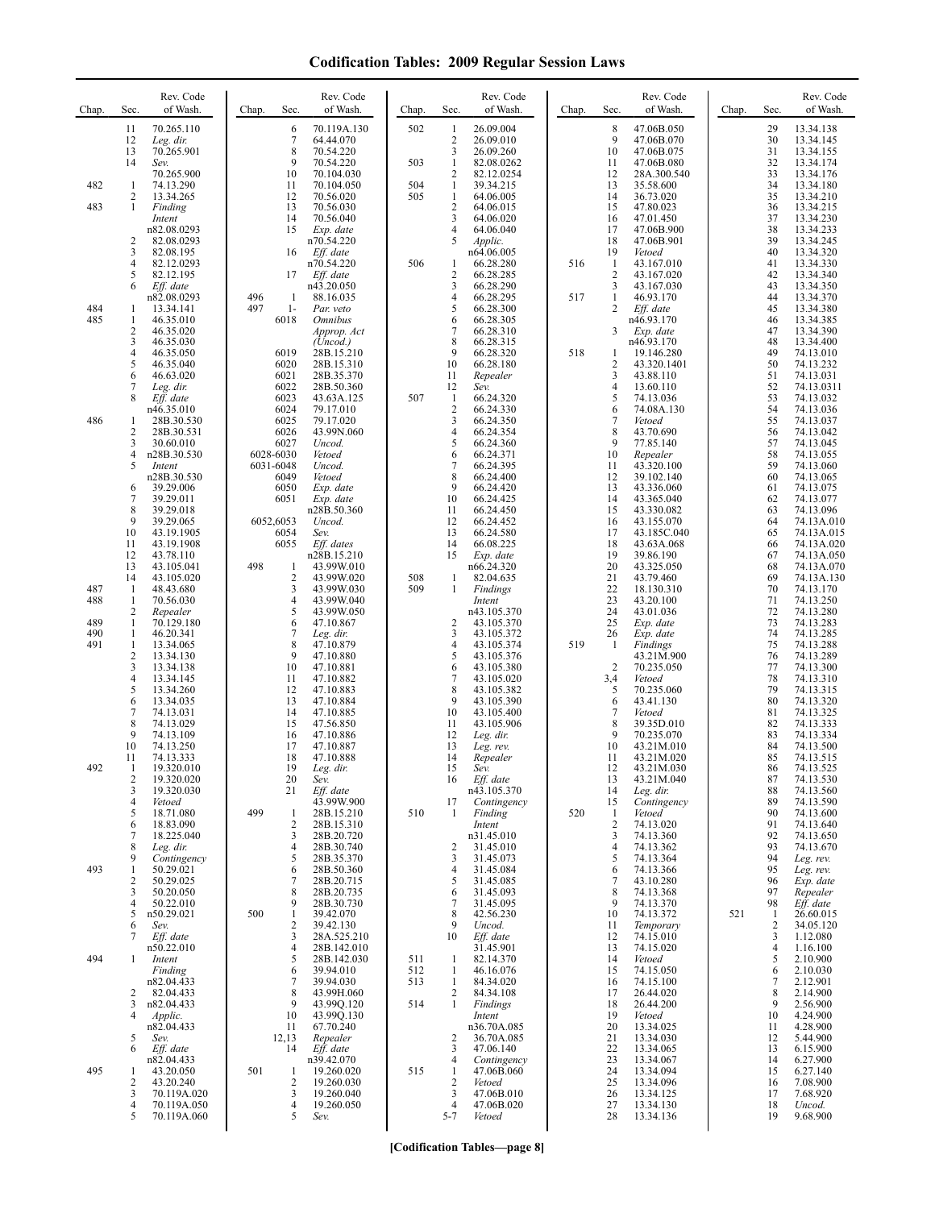# Codification Tables: 2009 Regular Session Laws

| Chap. | Sec. | Rev. Code of Wash. |
|---|---|---|
| | 11 | 70.265.110 |
| | 12 | *Leg. dir.* |
| | 13 | 70.265.901 |
| | 14 | *Sev.* 70.265.900 |
| 482 | 1 | 74.13.290 |
| | 2 | 13.34.265 |
| 483 | 1 | *Finding Intent* n82.08.0293 |
| | 2 | 82.08.0293 |
| | 3 | 82.08.195 |
| | 4 | 82.12.0293 |
| | 5 | 82.12.195 |
| | 6 | *Eff. date* n82.08.0293 |
| 484 | 1 | 13.34.141 |
| 485 | 1 | 46.35.010 |
| | 2 | 46.35.020 |
| | 3 | 46.35.030 |
| | 4 | 46.35.050 |
| | 5 | 46.35.040 |
| | 6 | 46.63.020 |
| | 7 | *Leg. dir.* |
| | 8 | *Eff. date* n46.35.010 |
| 486 | 1 | 28B.30.530 |
| | 2 | 28B.30.531 |
| | 3 | 30.60.010 |
| | 4 | n28B.30.530 |
| | 5 | *Intent* n28B.30.530 |
| | 6 | 39.29.006 |
| | 7 | 39.29.011 |
| | 8 | 39.29.018 |
| | 9 | 39.29.065 |
| | 10 | 43.19.1905 |
| | 11 | 43.19.1908 |
| | 12 | 43.78.110 |
| | 13 | 43.105.041 |
| | 14 | 43.105.020 |
| 487 | 1 | 48.43.680 |
| 488 | 1 | 70.56.030 |
| | 2 | *Repealer* |
| 489 | 1 | 70.129.180 |
| 490 | 1 | 46.20.341 |
| 491 | 1 | 13.34.065 |
| | 2 | 13.34.130 |
| | 3 | 13.34.138 |
| | 4 | 13.34.145 |
| | 5 | 13.34.260 |
| | 6 | 13.34.035 |
| | 7 | 74.13.031 |
| | 8 | 74.13.029 |
| | 9 | 74.13.109 |
| | 10 | 74.13.250 |
| | 11 | 74.13.333 |
| 492 | 1 | 19.320.010 |
| | 2 | 19.320.020 |
| | 3 | 19.320.030 |
| | 4 | *Vetoed* |
| | 5 | 18.71.080 |
| | 6 | 18.83.090 |
| | 7 | 18.225.040 |
| | 8 | *Leg. dir.* |
| | 9 | *Contingency* |
| 493 | 1 | 50.29.021 |
| | 2 | 50.29.025 |
| | 3 | 50.20.050 |
| | 4 | 50.22.010 |
| | 5 | n50.29.021 |
| | 6 | *Sev.* |
| | 7 | *Eff. date* n50.22.010 |
| 494 | 1 | *Intent Finding* n82.04.433 |
| | 2 | 82.04.433 |
| | 3 | n82.04.433 |
| | 4 | *Applic.* n82.04.433 |
| | 5 | *Sev.* |
| | 6 | *Eff. date* n82.04.433 |
| 495 | 1 | 43.20.050 |
| | 2 | 43.20.240 |
| | 3 | 70.119A.020 |
| | 4 | 70.119A.050 |
| | 5 | 70.119A.060 |
| | 6 | 70.119A.130 |
| | 7 | 64.44.070 |
| | 8 | 70.54.220 |
| | 9 | 70.54.220 |
| | 10 | 70.104.030 |
| | 11 | 70.104.050 |
| | 12 | 70.56.020 |
| | 13 | 70.56.030 |
| | 14 | 70.56.040 |
| | 15 | *Exp. date* n70.54.220 |
| | 16 | *Eff. date* n70.54.220 |
| | 17 | *Eff. date* n43.20.050 |
| 496 | 1 | 88.16.035 |
| 497 | 1-6018 | *Par. veto Omnibus Approp. Act (Uncod.)* |
| | 6019 | 28B.15.210 |
| | 6020 | 28B.15.310 |
| | 6021 | 28B.35.370 |
| | 6022 | 28B.50.360 |
| | 6023 | 43.63A.125 |
| | 6024 | 79.17.010 |
| | 6025 | 79.17.020 |
| | 6026 | 43.99N.060 |
| | 6027 | *Uncod.* |
| | 6028-6030 | *Vetoed* |
| | 6031-6048 | *Uncod.* |
| | 6049 | *Vetoed* |
| | 6050 | *Exp. date* |
| | 6051 | *Exp. date* n28B.50.360 |
| | 6052,6053 | *Uncod.* |
| | 6054 | *Sev.* |
| | 6055 | *Eff. dates* n28B.15.210 |
| 498 | 1 | 43.99W.010 |
| | 2 | 43.99W.020 |
| | 3 | 43.99W.030 |
| | 4 | 43.99W.040 |
| | 5 | 43.99W.050 |
| | 6 | 47.10.867 |
| | 7 | *Leg. dir.* |
| | 8 | 47.10.879 |
| | 9 | 47.10.880 |
| | 10 | 47.10.881 |
| | 11 | 47.10.882 |
| | 12 | 47.10.883 |
| | 13 | 47.10.884 |
| | 14 | 47.10.885 |
| | 15 | 47.56.850 |
| | 16 | 47.10.886 |
| | 17 | 47.10.887 |
| | 18 | 47.10.888 |
| | 19 | *Leg. dir.* |
| | 20 | *Sev.* |
| | 21 | *Eff. date* 43.99W.900 |
| 499 | 1 | 28B.15.210 |
| | 2 | 28B.15.310 |
| | 3 | 28B.20.720 |
| | 4 | 28B.30.740 |
| | 5 | 28B.35.370 |
| | 6 | 28B.50.360 |
| | 7 | 28B.20.715 |
| | 8 | 28B.20.735 |
| | 9 | 28B.30.730 |
| 500 | 1 | 39.42.070 |
| | 2 | 39.42.130 |
| | 3 | 28A.525.210 |
| | 4 | 28B.142.010 |
| | 5 | 28B.142.030 |
| | 6 | 39.94.010 |
| | 7 | 39.94.030 |
| | 8 | 43.99H.060 |
| | 9 | 43.99Q.120 |
| | 10 | 43.99Q.130 |
| | 11 | 67.70.240 |
| | 12,13 | *Repealer* |
| | 14 | *Eff. date* n39.42.070 |
| 501 | 1 | 19.260.020 |
| | 2 | 19.260.030 |
| | 3 | 19.260.040 |
| | 4 | 19.260.050 |
| | 5 | *Sev.* |
| 502 | 1 | 26.09.004 |
| | 2 | 26.09.010 |
| | 3 | 26.09.260 |
| 503 | 1 | 82.08.0262 |
| | 2 | 82.12.0254 |
| 504 | 1 | 39.34.215 |
| 505 | 1 | 64.06.005 |
| | 2 | 64.06.015 |
| | 3 | 64.06.020 |
| | 4 | 64.06.040 |
| | 5 | *Applic.* n64.06.005 |
| 506 | 1 | 66.28.280 |
| | 2 | 66.28.285 |
| | 3 | 66.28.290 |
| | 4 | 66.28.295 |
| | 5 | 66.28.300 |
| | 6 | 66.28.305 |
| | 7 | 66.28.310 |
| | 8 | 66.28.315 |
| | 9 | 66.28.320 |
| | 10 | 66.28.180 |
| | 11 | *Repealer* |
| | 12 | *Sev.* |
| 507 | 1 | 66.24.320 |
| | 2 | 66.24.330 |
| | 3 | 66.24.350 |
| | 4 | 66.24.354 |
| | 5 | 66.24.360 |
| | 6 | 66.24.371 |
| | 7 | 66.24.395 |
| | 8 | 66.24.400 |
| | 9 | 66.24.420 |
| | 10 | 66.24.425 |
| | 11 | 66.24.450 |
| | 12 | 66.24.452 |
| | 13 | 66.24.580 |
| | 14 | 66.08.225 |
| | 15 | *Exp. date* n66.24.320 |
| 508 | 1 | 82.04.635 |
| 509 | 1 | *Findings Intent* n43.105.370 |
| | 2 | 43.105.370 |
| | 3 | 43.105.372 |
| | 4 | 43.105.374 |
| | 5 | 43.105.376 |
| | 6 | 43.105.380 |
| | 7 | 43.105.020 |
| | 8 | 43.105.382 |
| | 9 | 43.105.390 |
| | 10 | 43.105.400 |
| | 11 | 43.105.906 |
| | 12 | *Leg. dir.* |
| | 13 | *Leg. rev.* |
| | 14 | *Repealer* |
| | 15 | *Sev.* |
| | 16 | *Eff. date* n43.105.370 |
| | 17 | *Contingency* |
| 510 | 1 | *Finding Intent* n31.45.010 |
| | 2 | 31.45.010 |
| | 3 | 31.45.073 |
| | 4 | 31.45.084 |
| | 5 | 31.45.085 |
| | 6 | 31.45.093 |
| | 7 | 31.45.095 |
| | 8 | 42.56.230 |
| | 9 | *Uncod.* |
| | 10 | *Eff. date* 31.45.901 |
| 511 | 1 | 82.14.370 |
| 512 | 1 | 46.16.076 |
| 513 | 1 | 84.34.020 |
| | 2 | 84.34.108 |
| 514 | 1 | *Findings Intent* n36.70A.085 |
| | 2 | 36.70A.085 |
| | 3 | 47.06.140 |
| | 4 | *Contingency* |
| 515 | 1 | 47.06B.060 |
| | 2 | *Vetoed* |
| | 3 | 47.06B.010 |
| | 4 | 47.06B.020 |
| | 5-7 | *Vetoed* |
| | 8 | 47.06B.050 |
| | 9 | 47.06B.070 |
| | 10 | 47.06B.075 |
| | 11 | 47.06B.080 |
| | 12 | 28A.300.540 |
| | 13 | 35.58.600 |
| | 14 | 36.73.020 |
| | 15 | 47.80.023 |
| | 16 | 47.01.450 |
| | 17 | 47.06B.900 |
| | 18 | 47.06B.901 |
| | 19 | *Vetoed* |
| 516 | 1 | 43.167.010 |
| | 2 | 43.167.020 |
| | 3 | 43.167.030 |
| 517 | 1 | 46.93.170 |
| | 2 | *Eff. date* n46.93.170 |
| | 3 | *Exp. date* n46.93.170 |
| 518 | 1 | 19.146.280 |
| | 2 | 43.320.1401 |
| | 3 | 43.88.110 |
| | 4 | 13.60.110 |
| | 5 | 74.13.036 |
| | 6 | 74.08A.130 |
| | 7 | *Vetoed* |
| | 8 | 43.70.690 |
| | 9 | 77.85.140 |
| | 10 | *Repealer* |
| | 11 | 43.320.100 |
| | 12 | 39.102.140 |
| | 13 | 43.336.060 |
| | 14 | 43.365.040 |
| | 15 | 43.330.082 |
| | 16 | 43.155.070 |
| | 17 | 43.185C.040 |
| | 18 | 43.63A.068 |
| | 19 | 39.86.190 |
| | 20 | 43.325.050 |
| | 21 | 43.79.460 |
| | 22 | 18.130.310 |
| | 23 | 43.20.100 |
| | 24 | 43.01.036 |
| | 25 | *Exp. date* |
| | 26 | *Exp. date* |
| 519 | 1 | *Findings* 43.21M.900 |
| | 2 | 70.235.050 |
| | 3,4 | *Vetoed* |
| | 5 | 70.235.060 |
| | 6 | 43.41.130 |
| | 7 | *Vetoed* |
| | 8 | 39.35D.010 |
| | 9 | 70.235.070 |
| | 10 | 43.21M.010 |
| | 11 | 43.21M.020 |
| | 12 | 43.21M.030 |
| | 13 | 43.21M.040 |
| | 14 | *Leg. dir.* |
| | 15 | *Contingency* |
| 520 | 1 | *Vetoed* |
| | 2 | 74.13.020 |
| | 3 | 74.13.360 |
| | 4 | 74.13.362 |
| | 5 | 74.13.364 |
| | 6 | 74.13.366 |
| | 7 | 43.10.280 |
| | 8 | 74.13.368 |
| | 9 | 74.13.370 |
| | 10 | 74.13.372 |
| | 11 | *Temporary* |
| | 12 | 74.15.010 |
| | 13 | 74.15.020 |
| | 14 | *Vetoed* |
| | 15 | 74.15.050 |
| | 16 | 74.15.100 |
| | 17 | 26.44.020 |
| | 18 | 26.44.200 |
| | 19 | *Vetoed* |
| | 20 | 13.34.025 |
| | 21 | 13.34.030 |
| | 22 | 13.34.065 |
| | 23 | 13.34.067 |
| | 24 | 13.34.094 |
| | 25 | 13.34.096 |
| | 26 | 13.34.125 |
| | 27 | 13.34.130 |
| | 28 | 13.34.136 |
| | 29 | 13.34.138 |
| | 30 | 13.34.145 |
| | 31 | 13.34.155 |
| | 32 | 13.34.174 |
| | 33 | 13.34.176 |
| | 34 | 13.34.180 |
| | 35 | 13.34.210 |
| | 36 | 13.34.215 |
| | 37 | 13.34.230 |
| | 38 | 13.34.233 |
| | 39 | 13.34.245 |
| | 40 | 13.34.320 |
| | 41 | 13.34.330 |
| | 42 | 13.34.340 |
| | 43 | 13.34.350 |
| | 44 | 13.34.370 |
| | 45 | 13.34.380 |
| | 46 | 13.34.385 |
| | 47 | 13.34.390 |
| | 48 | 13.34.400 |
| | 49 | 74.13.010 |
| | 50 | 74.13.232 |
| | 51 | 74.13.031 |
| | 52 | 74.13.0311 |
| | 53 | 74.13.032 |
| | 54 | 74.13.036 |
| | 55 | 74.13.037 |
| | 56 | 74.13.042 |
| | 57 | 74.13.045 |
| | 58 | 74.13.055 |
| | 59 | 74.13.060 |
| | 60 | 74.13.065 |
| | 61 | 74.13.075 |
| | 62 | 74.13.077 |
| | 63 | 74.13.096 |
| | 64 | 74.13A.010 |
| | 65 | 74.13A.015 |
| | 66 | 74.13A.020 |
| | 67 | 74.13A.050 |
| | 68 | 74.13A.070 |
| | 69 | 74.13A.130 |
| | 70 | 74.13.170 |
| | 71 | 74.13.250 |
| | 72 | 74.13.280 |
| | 73 | 74.13.283 |
| | 74 | 74.13.285 |
| | 75 | 74.13.288 |
| | 76 | 74.13.289 |
| | 77 | 74.13.300 |
| | 78 | 74.13.310 |
| | 79 | 74.13.315 |
| | 80 | 74.13.320 |
| | 81 | 74.13.325 |
| | 82 | 74.13.333 |
| | 83 | 74.13.334 |
| | 84 | 74.13.500 |
| | 85 | 74.13.515 |
| | 86 | 74.13.525 |
| | 87 | 74.13.530 |
| | 88 | 74.13.560 |
| | 89 | 74.13.590 |
| | 90 | 74.13.600 |
| | 91 | 74.13.640 |
| | 92 | 74.13.650 |
| | 93 | 74.13.670 |
| | 94 | *Leg. rev.* |
| | 95 | *Leg. rev.* |
| | 96 | *Exp. date* |
| | 97 | *Repealer* |
| | 98 | *Eff. date* |
| 521 | 1 | 26.60.015 |
| | 2 | 34.05.120 |
| | 3 | 1.12.080 |
| | 4 | 1.16.100 |
| | 5 | 2.10.900 |
| | 6 | 2.10.030 |
| | 7 | 2.12.901 |
| | 8 | 2.14.900 |
| | 9 | 2.56.900 |
| | 10 | 4.24.900 |
| | 11 | 4.28.900 |
| | 12 | 5.44.900 |
| | 13 | 6.15.900 |
| | 14 | 6.27.900 |
| | 15 | 6.27.140 |
| | 16 | 7.08.900 |
| | 17 | 7.68.920 |
| | 18 | *Uncod.* |
| | 19 | 9.68.900 |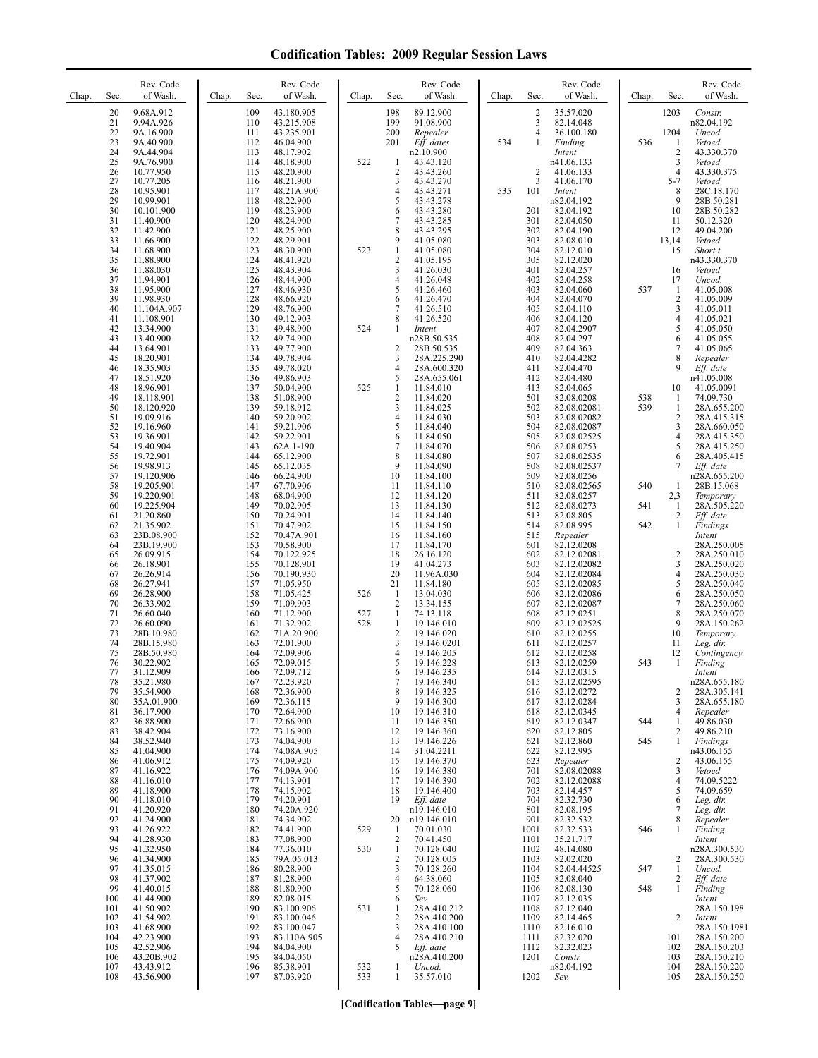# Codification Tables: 2009 Regular Session Laws

| Chap. | Sec. | Rev. Code of Wash. |
|---|---|---|
| | 20 | 9.68A.912 |
| | 21 | 9.94A.926 |
| | 22 | 9A.16.900 |
| | 23 | 9A.40.900 |
| | 24 | 9A.44.904 |
| | 25 | 9A.76.900 |
| | 26 | 10.77.950 |
| | 27 | 10.77.205 |
| | 28 | 10.95.901 |
| | 29 | 10.99.901 |
| | 30 | 10.101.900 |
| | 31 | 11.40.900 |
| | 32 | 11.42.900 |
| | 33 | 11.66.900 |
| | 34 | 11.68.900 |
| | 35 | 11.88.900 |
| | 36 | 11.88.030 |
| | 37 | 11.94.901 |
| | 38 | 11.95.900 |
| | 39 | 11.98.930 |
| | 40 | 11.104A.907 |
| | 41 | 11.108.901 |
| | 42 | 13.34.900 |
| | 43 | 13.40.900 |
| | 44 | 13.64.901 |
| | 45 | 18.20.901 |
| | 46 | 18.35.903 |
| | 47 | 18.51.920 |
| | 48 | 18.96.901 |
| | 49 | 18.118.901 |
| | 50 | 18.120.920 |
| | 51 | 19.09.916 |
| | 52 | 19.16.960 |
| | 53 | 19.36.901 |
| | 54 | 19.40.904 |
| | 55 | 19.72.901 |
| | 56 | 19.98.913 |
| | 57 | 19.120.906 |
| | 58 | 19.205.901 |
| | 59 | 19.220.901 |
| | 60 | 19.225.904 |
| | 61 | 21.20.860 |
| | 62 | 21.35.902 |
| | 63 | 23B.08.900 |
| | 64 | 23B.19.900 |
| | 65 | 26.09.915 |
| | 66 | 26.18.901 |
| | 67 | 26.26.914 |
| | 68 | 26.27.941 |
| | 69 | 26.28.900 |
| | 70 | 26.33.902 |
| | 71 | 26.60.040 |
| | 72 | 26.60.090 |
| | 73 | 28B.10.980 |
| | 74 | 28B.15.980 |
| | 75 | 28B.50.980 |
| | 76 | 30.22.902 |
| | 77 | 31.12.909 |
| | 78 | 35.21.980 |
| | 79 | 35.54.900 |
| | 80 | 35A.01.900 |
| | 81 | 36.17.900 |
| | 82 | 36.88.900 |
| | 83 | 38.42.904 |
| | 84 | 38.52.940 |
| | 85 | 41.04.900 |
| | 86 | 41.06.912 |
| | 87 | 41.16.922 |
| | 88 | 41.16.010 |
| | 89 | 41.18.900 |
| | 90 | 41.18.010 |
| | 91 | 41.20.920 |
| | 92 | 41.24.900 |
| | 93 | 41.26.922 |
| | 94 | 41.28.930 |
| | 95 | 41.32.950 |
| | 96 | 41.34.900 |
| | 97 | 41.35.015 |
| | 98 | 41.37.902 |
| | 99 | 41.40.015 |
| | 100 | 41.44.900 |
| | 101 | 41.50.902 |
| | 102 | 41.54.902 |
| | 103 | 41.68.900 |
| | 104 | 42.23.900 |
| | 105 | 42.52.906 |
| | 106 | 43.20B.902 |
| | 107 | 43.43.912 |
| | 108 | 43.56.900 |
| | 109 | 43.180.905 |
| | 110 | 43.215.908 |
| | 111 | 43.235.901 |
| | 112 | 46.04.900 |
| | 113 | 48.17.902 |
| | 114 | 48.18.900 |
| | 115 | 48.20.900 |
| | 116 | 48.21.900 |
| | 117 | 48.21A.900 |
| | 118 | 48.22.900 |
| | 119 | 48.23.900 |
| | 120 | 48.24.900 |
| | 121 | 48.25.900 |
| | 122 | 48.29.901 |
| | 123 | 48.30.900 |
| | 124 | 48.41.920 |
| | 125 | 48.43.904 |
| | 126 | 48.44.900 |
| | 127 | 48.46.930 |
| | 128 | 48.66.920 |
| | 129 | 48.76.900 |
| | 130 | 49.12.903 |
| | 131 | 49.48.900 |
| | 132 | 49.74.900 |
| | 133 | 49.77.900 |
| | 134 | 49.78.904 |
| | 135 | 49.78.020 |
| | 136 | 49.86.903 |
| | 137 | 50.04.900 |
| | 138 | 51.08.900 |
| | 139 | 59.18.912 |
| | 140 | 59.20.902 |
| | 141 | 59.21.906 |
| | 142 | 59.22.901 |
| | 143 | 62A.1-190 |
| | 144 | 65.12.900 |
| | 145 | 65.12.035 |
| | 146 | 66.24.900 |
| | 147 | 67.70.906 |
| | 148 | 68.04.900 |
| | 149 | 70.02.905 |
| | 150 | 70.24.901 |
| | 151 | 70.47.902 |
| | 152 | 70.47A.901 |
| | 153 | 70.58.900 |
| | 154 | 70.122.925 |
| | 155 | 70.128.901 |
| | 156 | 70.190.930 |
| | 157 | 71.05.950 |
| | 158 | 71.05.425 |
| | 159 | 71.09.903 |
| | 160 | 71.12.900 |
| | 161 | 71.32.902 |
| | 162 | 71A.20.900 |
| | 163 | 72.01.900 |
| | 164 | 72.09.906 |
| | 165 | 72.09.015 |
| | 166 | 72.09.712 |
| | 167 | 72.23.920 |
| | 168 | 72.36.900 |
| | 169 | 72.36.115 |
| | 170 | 72.64.900 |
| | 171 | 72.66.900 |
| | 172 | 73.16.900 |
| | 173 | 74.04.900 |
| | 174 | 74.08A.905 |
| | 175 | 74.09.920 |
| | 176 | 74.09A.900 |
| | 177 | 74.13.901 |
| | 178 | 74.15.902 |
| | 179 | 74.20.901 |
| | 180 | 74.20A.920 |
| | 181 | 74.34.902 |
| | 182 | 74.41.900 |
| | 183 | 77.08.900 |
| | 184 | 77.36.010 |
| | 185 | 79A.05.013 |
| | 186 | 80.28.900 |
| | 187 | 81.28.900 |
| | 188 | 81.80.900 |
| | 189 | 82.08.015 |
| | 190 | 83.100.906 |
| | 191 | 83.100.046 |
| | 192 | 83.100.047 |
| | 193 | 83.110A.905 |
| | 194 | 84.04.900 |
| | 195 | 84.04.050 |
| | 196 | 85.38.901 |
| | 197 | 87.03.920 |
| | 198 | 89.12.900 |
| | 199 | 91.08.900 |
| | 200 | *Repealer* |
| | 201 | *Eff. dates* n2.10.900 |
| 522 | 1 | 43.43.120 |
| | 2 | 43.43.260 |
| | 3 | 43.43.270 |
| | 4 | 43.43.271 |
| | 5 | 43.43.278 |
| | 6 | 43.43.280 |
| | 7 | 43.43.285 |
| | 8 | 43.43.295 |
| | 9 | 41.05.080 |
| 523 | 1 | 41.05.080 |
| | 2 | 41.05.195 |
| | 3 | 41.26.030 |
| | 4 | 41.26.048 |
| | 5 | 41.26.460 |
| | 6 | 41.26.470 |
| | 7 | 41.26.510 |
| | 8 | 41.26.520 |
| 524 | 1 | *Intent* n28B.50.535 |
| | 2 | 28B.50.535 |
| | 3 | 28A.225.290 |
| | 4 | 28A.600.320 |
| | 5 | 28A.655.061 |
| 525 | 1 | 11.84.010 |
| | 2 | 11.84.020 |
| | 3 | 11.84.025 |
| | 4 | 11.84.030 |
| | 5 | 11.84.040 |
| | 6 | 11.84.050 |
| | 7 | 11.84.070 |
| | 8 | 11.84.080 |
| | 9 | 11.84.090 |
| | 10 | 11.84.100 |
| | 11 | 11.84.110 |
| | 12 | 11.84.120 |
| | 13 | 11.84.130 |
| | 14 | 11.84.140 |
| | 15 | 11.84.150 |
| | 16 | 11.84.160 |
| | 17 | 11.84.170 |
| | 18 | 26.16.120 |
| | 19 | 41.04.273 |
| | 20 | 11.96A.030 |
| | 21 | 11.84.180 |
| 526 | 1 | 13.04.030 |
| | 2 | 13.34.155 |
| 527 | 1 | 74.13.118 |
| 528 | 1 | 19.146.010 |
| | 2 | 19.146.020 |
| | 3 | 19.146.0201 |
| | 4 | 19.146.205 |
| | 5 | 19.146.228 |
| | 6 | 19.146.235 |
| | 7 | 19.146.340 |
| | 8 | 19.146.325 |
| | 9 | 19.146.300 |
| | 10 | 19.146.310 |
| | 11 | 19.146.350 |
| | 12 | 19.146.360 |
| | 13 | 19.146.226 |
| | 14 | 31.04.2211 |
| | 15 | 19.146.370 |
| | 16 | 19.146.380 |
| | 17 | 19.146.390 |
| | 18 | 19.146.400 |
| | 19 | *Eff. date* n19.146.010 |
| | 20 | n19.146.010 |
| 529 | 1 | 70.01.030 |
| | 2 | 70.41.450 |
| 530 | 1 | 70.128.040 |
| | 2 | 70.128.005 |
| | 3 | 70.128.260 |
| | 4 | 64.38.060 |
| | 5 | 70.128.060 |
| | 6 | *Sev.* |
| 531 | 1 | 28A.410.212 |
| | 2 | 28A.410.200 |
| | 3 | 28A.410.100 |
| | 4 | 28A.410.210 |
| | 5 | *Eff. date* n28A.410.200 |
| 532 | 1 | *Uncod.* |
| 533 | 1 | 35.57.010 |
| | 2 | 35.57.020 |
| | 3 | 82.14.048 |
| | 4 | 36.100.180 |
| 534 | 1 | *Finding Intent* n41.06.133 |
| | 2 | 41.06.133 |
| | 3 | 41.06.170 |
| 535 | 101 | *Intent* n82.04.192 |
| | 201 | 82.04.192 |
| | 301 | 82.04.050 |
| | 302 | 82.04.190 |
| | 303 | 82.08.010 |
| | 304 | 82.12.010 |
| | 305 | 82.12.020 |
| | 401 | 82.04.257 |
| | 402 | 82.04.258 |
| | 403 | 82.04.060 |
| | 404 | 82.04.070 |
| | 405 | 82.04.110 |
| | 406 | 82.04.120 |
| | 407 | 82.04.2907 |
| | 408 | 82.04.297 |
| | 409 | 82.04.363 |
| | 410 | 82.04.4282 |
| | 411 | 82.04.470 |
| | 412 | 82.04.480 |
| | 413 | 82.04.065 |
| | 501 | 82.08.0208 |
| | 502 | 82.08.02081 |
| | 503 | 82.08.02082 |
| | 504 | 82.08.02087 |
| | 505 | 82.08.02525 |
| | 506 | 82.08.0253 |
| | 507 | 82.08.02535 |
| | 508 | 82.08.02537 |
| | 509 | 82.08.0256 |
| | 510 | 82.08.02565 |
| | 511 | 82.08.0257 |
| | 512 | 82.08.0273 |
| | 513 | 82.08.805 |
| | 514 | 82.08.995 |
| | 515 | *Repealer* |
| | 601 | 82.12.0208 |
| | 602 | 82.12.02081 |
| | 603 | 82.12.02082 |
| | 604 | 82.12.02084 |
| | 605 | 82.12.02085 |
| | 606 | 82.12.02086 |
| | 607 | 82.12.02087 |
| | 608 | 82.12.0251 |
| | 609 | 82.12.02525 |
| | 610 | 82.12.0255 |
| | 611 | 82.12.0257 |
| | 612 | 82.12.0258 |
| | 613 | 82.12.0259 |
| | 614 | 82.12.0315 |
| | 615 | 82.12.02595 |
| | 616 | 82.12.0272 |
| | 617 | 82.12.0284 |
| | 618 | 82.12.0345 |
| | 619 | 82.12.0347 |
| | 620 | 82.12.805 |
| | 621 | 82.12.860 |
| | 622 | 82.12.995 |
| | 623 | *Repealer* |
| | 701 | 82.08.02088 |
| | 702 | 82.12.02088 |
| | 703 | 82.14.457 |
| | 704 | 82.32.730 |
| | 801 | 82.08.195 |
| | 901 | 82.32.532 |
| | 1001 | 82.32.533 |
| | 1101 | 35.21.717 |
| | 1102 | 48.14.080 |
| | 1103 | 82.02.020 |
| | 1104 | 82.04.44525 |
| | 1105 | 82.08.040 |
| | 1106 | 82.08.130 |
| | 1107 | 82.12.035 |
| | 1108 | 82.12.040 |
| | 1109 | 82.14.465 |
| | 1110 | 82.16.010 |
| | 1111 | 82.32.020 |
| | 1112 | 82.32.023 |
| | 1201 | *Constr.* n82.04.192 |
| | 1202 | *Sev.* |
| | 1203 | *Constr.* n82.04.192 |
| | 1204 | *Uncod.* |
| 536 | 1 | *Vetoed* |
| | 2 | 43.330.370 |
| | 3 | *Vetoed* |
| | 4 | 43.330.375 |
| | 5-7 | *Vetoed* |
| | 8 | 28C.18.170 |
| | 9 | 28B.50.281 |
| | 10 | 28B.50.282 |
| | 11 | 50.12.320 |
| | 12 | 49.04.200 |
| | 13,14 | *Vetoed* |
| | 15 | *Short t.* n43.330.370 |
| | 16 | *Vetoed* |
| | 17 | *Uncod.* |
| 537 | 1 | 41.05.008 |
| | 2 | 41.05.009 |
| | 3 | 41.05.011 |
| | 4 | 41.05.021 |
| | 5 | 41.05.050 |
| | 6 | 41.05.055 |
| | 7 | 41.05.065 |
| | 8 | *Repealer* |
| | 9 | *Eff. date* n41.05.008 |
| | 10 | 41.05.0091 |
| 538 | 1 | 74.09.730 |
| 539 | 1 | 28A.655.200 |
| | 2 | 28A.415.315 |
| | 3 | 28A.660.050 |
| | 4 | 28A.415.350 |
| | 5 | 28A.415.250 |
| | 6 | 28A.405.415 |
| | 7 | *Eff. date* n28A.655.200 |
| 540 | 1 | 28B.15.068 |
| | 2,3 | *Temporary* |
| 541 | 1 | 28A.505.220 |
| | 2 | *Eff. date* |
| 542 | 1 | *Findings Intent* 28A.250.005 |
| | 2 | 28A.250.010 |
| | 3 | 28A.250.020 |
| | 4 | 28A.250.030 |
| | 5 | 28A.250.040 |
| | 6 | 28A.250.050 |
| | 7 | 28A.250.060 |
| | 8 | 28A.250.070 |
| | 9 | 28A.150.262 |
| | 10 | *Temporary* |
| | 11 | *Leg. dir.* |
| | 12 | *Contingency* |
| 543 | 1 | *Finding Intent* n28A.655.180 |
| | 2 | 28A.305.141 |
| | 3 | 28A.655.180 |
| | 4 | *Repealer* |
| 544 | 1 | 49.86.030 |
| | 2 | 49.86.210 |
| 545 | 1 | *Findings* n43.06.155 |
| | 2 | 43.06.155 |
| | 3 | *Vetoed* |
| | 4 | 74.09.5222 |
| | 5 | 74.09.659 |
| | 6 | *Leg. dir.* |
| | 7 | *Leg. dir.* |
| | 8 | *Repealer* |
| 546 | 1 | *Finding Intent* n28A.300.530 |
| | 2 | 28A.300.530 |
| 547 | 1 | *Uncod.* |
| | 2 | *Eff. date* |
| 548 | 1 | *Finding Intent* 28A.150.198 |
| | 2 | *Intent* 28A.150.1981 |
| | 101 | 28A.150.200 |
| | 102 | 28A.150.203 |
| | 103 | 28A.150.210 |
| | 104 | 28A.150.220 |
| | 105 | 28A.150.250 |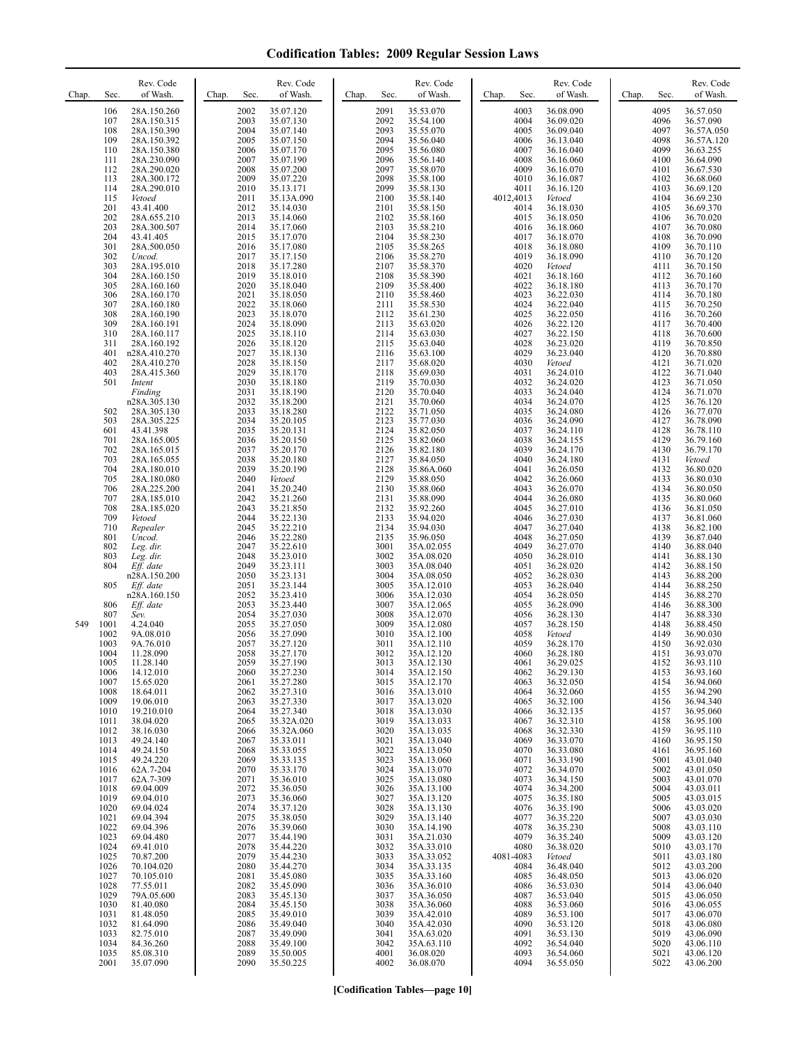# Codification Tables: 2009 Regular Session Laws

| Chap. | Sec. | Rev. Code of Wash. |
|---|---|---|
| | 106 | 28A.150.260 |
| | 107 | 28A.150.315 |
| | 108 | 28A.150.390 |
| | 109 | 28A.150.392 |
| | 110 | 28A.150.380 |
| | 111 | 28A.230.090 |
| | 112 | 28A.290.020 |
| | 113 | 28A.300.172 |
| | 114 | 28A.290.010 |
| | 115 | *Vetoed* |
| | 201 | 43.41.400 |
| | 202 | 28A.655.210 |
| | 203 | 28A.300.507 |
| | 204 | 43.41.405 |
| | 301 | 28A.500.050 |
| | 302 | *Uncod.* |
| | 303 | 28A.195.010 |
| | 304 | 28A.160.150 |
| | 305 | 28A.160.160 |
| | 306 | 28A.160.170 |
| | 307 | 28A.160.180 |
| | 308 | 28A.160.190 |
| | 309 | 28A.160.191 |
| | 310 | 28A.160.117 |
| | 311 | 28A.160.192 |
| | 401 | n28A.410.270 |
| | 402 | 28A.410.270 |
| | 403 | 28A.415.360 |
| | 501 | *Intent* *Finding* n28A.305.130 |
| | 502 | 28A.305.130 |
| | 503 | 28A.305.225 |
| | 601 | 43.41.398 |
| | 701 | 28A.165.005 |
| | 702 | 28A.165.015 |
| | 703 | 28A.165.055 |
| | 704 | 28A.180.010 |
| | 705 | 28A.180.080 |
| | 706 | 28A.225.200 |
| | 707 | 28A.185.010 |
| | 708 | 28A.185.020 |
| | 709 | *Vetoed* |
| | 710 | *Repealer* |
| | 801 | *Uncod.* |
| | 802 | *Leg. dir.* |
| | 803 | *Leg. dir.* |
| | 804 | *Eff. date* n28A.150.200 |
| | 805 | *Eff. date* n28A.160.150 |
| | 806 | *Eff. date* |
| | 807 | *Sev.* |
| 549 | 1001 | 4.24.040 |
| | 1002 | 9A.08.010 |
| | 1003 | 9A.76.010 |
| | 1004 | 11.28.090 |
| | 1005 | 11.28.140 |
| | 1006 | 14.12.010 |
| | 1007 | 15.65.020 |
| | 1008 | 18.64.011 |
| | 1009 | 19.06.010 |
| | 1010 | 19.210.010 |
| | 1011 | 38.04.020 |
| | 1012 | 38.16.030 |
| | 1013 | 49.24.140 |
| | 1014 | 49.24.150 |
| | 1015 | 49.24.220 |
| | 1016 | 62A.7-204 |
| | 1017 | 62A.7-309 |
| | 1018 | 69.04.009 |
| | 1019 | 69.04.010 |
| | 1020 | 69.04.024 |
| | 1021 | 69.04.394 |
| | 1022 | 69.04.396 |
| | 1023 | 69.04.480 |
| | 1024 | 69.41.010 |
| | 1025 | 70.87.200 |
| | 1026 | 70.104.020 |
| | 1027 | 70.105.010 |
| | 1028 | 77.55.011 |
| | 1029 | 79A.05.600 |
| | 1030 | 81.40.080 |
| | 1031 | 81.48.050 |
| | 1032 | 81.64.090 |
| | 1033 | 82.75.010 |
| | 1034 | 84.36.260 |
| | 1035 | 85.08.310 |
| | 2001 | 35.07.090 |
| | 2002 | 35.07.120 |
| | 2003 | 35.07.130 |
| | 2004 | 35.07.140 |
| | 2005 | 35.07.150 |
| | 2006 | 35.07.170 |
| | 2007 | 35.07.190 |
| | 2008 | 35.07.200 |
| | 2009 | 35.07.220 |
| | 2010 | 35.13.171 |
| | 2011 | 35.13A.090 |
| | 2012 | 35.14.030 |
| | 2013 | 35.14.060 |
| | 2014 | 35.17.060 |
| | 2015 | 35.17.070 |
| | 2016 | 35.17.080 |
| | 2017 | 35.17.150 |
| | 2018 | 35.17.280 |
| | 2019 | 35.18.010 |
| | 2020 | 35.18.040 |
| | 2021 | 35.18.050 |
| | 2022 | 35.18.060 |
| | 2023 | 35.18.070 |
| | 2024 | 35.18.090 |
| | 2025 | 35.18.110 |
| | 2026 | 35.18.120 |
| | 2027 | 35.18.130 |
| | 2028 | 35.18.150 |
| | 2029 | 35.18.170 |
| | 2030 | 35.18.180 |
| | 2031 | 35.18.190 |
| | 2032 | 35.18.200 |
| | 2033 | 35.18.280 |
| | 2034 | 35.20.105 |
| | 2035 | 35.20.131 |
| | 2036 | 35.20.150 |
| | 2037 | 35.20.170 |
| | 2038 | 35.20.180 |
| | 2039 | 35.20.190 |
| | 2040 | *Vetoed* |
| | 2041 | 35.20.240 |
| | 2042 | 35.21.260 |
| | 2043 | 35.21.850 |
| | 2044 | 35.22.130 |
| | 2045 | 35.22.210 |
| | 2046 | 35.22.280 |
| | 2047 | 35.22.610 |
| | 2048 | 35.23.010 |
| | 2049 | 35.23.111 |
| | 2050 | 35.23.131 |
| | 2051 | 35.23.144 |
| | 2052 | 35.23.410 |
| | 2053 | 35.23.440 |
| | 2054 | 35.27.030 |
| | 2055 | 35.27.050 |
| | 2056 | 35.27.090 |
| | 2057 | 35.27.120 |
| | 2058 | 35.27.170 |
| | 2059 | 35.27.190 |
| | 2060 | 35.27.230 |
| | 2061 | 35.27.280 |
| | 2062 | 35.27.310 |
| | 2063 | 35.27.330 |
| | 2064 | 35.27.340 |
| | 2065 | 35.32A.020 |
| | 2066 | 35.32A.060 |
| | 2067 | 35.33.011 |
| | 2068 | 35.33.055 |
| | 2069 | 35.33.135 |
| | 2070 | 35.33.170 |
| | 2071 | 35.36.010 |
| | 2072 | 35.36.050 |
| | 2073 | 35.36.060 |
| | 2074 | 35.37.120 |
| | 2075 | 35.38.050 |
| | 2076 | 35.39.060 |
| | 2077 | 35.44.190 |
| | 2078 | 35.44.220 |
| | 2079 | 35.44.230 |
| | 2080 | 35.44.270 |
| | 2081 | 35.45.080 |
| | 2082 | 35.45.090 |
| | 2083 | 35.45.130 |
| | 2084 | 35.45.150 |
| | 2085 | 35.49.010 |
| | 2086 | 35.49.040 |
| | 2087 | 35.49.090 |
| | 2088 | 35.49.100 |
| | 2089 | 35.50.005 |
| | 2090 | 35.50.225 |
| | 2091 | 35.53.070 |
| | 2092 | 35.54.100 |
| | 2093 | 35.55.070 |
| | 2094 | 35.56.040 |
| | 2095 | 35.56.080 |
| | 2096 | 35.56.140 |
| | 2097 | 35.58.070 |
| | 2098 | 35.58.100 |
| | 2099 | 35.58.130 |
| | 2100 | 35.58.140 |
| | 2101 | 35.58.150 |
| | 2102 | 35.58.160 |
| | 2103 | 35.58.210 |
| | 2104 | 35.58.230 |
| | 2105 | 35.58.265 |
| | 2106 | 35.58.270 |
| | 2107 | 35.58.370 |
| | 2108 | 35.58.390 |
| | 2109 | 35.58.400 |
| | 2110 | 35.58.460 |
| | 2111 | 35.58.530 |
| | 2112 | 35.61.230 |
| | 2113 | 35.63.020 |
| | 2114 | 35.63.030 |
| | 2115 | 35.63.040 |
| | 2116 | 35.63.100 |
| | 2117 | 35.68.020 |
| | 2118 | 35.69.030 |
| | 2119 | 35.70.030 |
| | 2120 | 35.70.040 |
| | 2121 | 35.70.060 |
| | 2122 | 35.71.050 |
| | 2123 | 35.77.030 |
| | 2124 | 35.82.050 |
| | 2125 | 35.82.060 |
| | 2126 | 35.82.180 |
| | 2127 | 35.84.050 |
| | 2128 | 35.86A.060 |
| | 2129 | 35.88.050 |
| | 2130 | 35.88.060 |
| | 2131 | 35.88.090 |
| | 2132 | 35.92.260 |
| | 2133 | 35.94.020 |
| | 2134 | 35.94.030 |
| | 2135 | 35.96.050 |
| | 3001 | 35A.02.055 |
| | 3002 | 35A.08.020 |
| | 3003 | 35A.08.040 |
| | 3004 | 35A.08.050 |
| | 3005 | 35A.12.010 |
| | 3006 | 35A.12.030 |
| | 3007 | 35A.12.065 |
| | 3008 | 35A.12.070 |
| | 3009 | 35A.12.080 |
| | 3010 | 35A.12.100 |
| | 3011 | 35A.12.110 |
| | 3012 | 35A.12.120 |
| | 3013 | 35A.12.130 |
| | 3014 | 35A.12.150 |
| | 3015 | 35A.12.170 |
| | 3016 | 35A.13.010 |
| | 3017 | 35A.13.020 |
| | 3018 | 35A.13.030 |
| | 3019 | 35A.13.033 |
| | 3020 | 35A.13.035 |
| | 3021 | 35A.13.040 |
| | 3022 | 35A.13.050 |
| | 3023 | 35A.13.060 |
| | 3024 | 35A.13.070 |
| | 3025 | 35A.13.080 |
| | 3026 | 35A.13.100 |
| | 3027 | 35A.13.120 |
| | 3028 | 35A.13.130 |
| | 3029 | 35A.13.140 |
| | 3030 | 35A.14.190 |
| | 3031 | 35A.21.030 |
| | 3032 | 35A.33.010 |
| | 3033 | 35A.33.052 |
| | 3034 | 35A.33.135 |
| | 3035 | 35A.33.160 |
| | 3036 | 35A.36.010 |
| | 3037 | 35A.36.050 |
| | 3038 | 35A.36.060 |
| | 3039 | 35A.42.010 |
| | 3040 | 35A.42.030 |
| | 3041 | 35A.63.020 |
| | 3042 | 35A.63.110 |
| | 4001 | 36.08.020 |
| | 4002 | 36.08.070 |
| | 4003 | 36.08.090 |
| | 4004 | 36.09.020 |
| | 4005 | 36.09.040 |
| | 4006 | 36.13.040 |
| | 4007 | 36.16.040 |
| | 4008 | 36.16.060 |
| | 4009 | 36.16.070 |
| | 4010 | 36.16.087 |
| | 4011 | 36.16.120 |
| | 4012,4013 | *Vetoed* |
| | 4014 | 36.18.030 |
| | 4015 | 36.18.050 |
| | 4016 | 36.18.060 |
| | 4017 | 36.18.070 |
| | 4018 | 36.18.080 |
| | 4019 | 36.18.090 |
| | 4020 | *Vetoed* |
| | 4021 | 36.18.160 |
| | 4022 | 36.18.180 |
| | 4023 | 36.22.030 |
| | 4024 | 36.22.040 |
| | 4025 | 36.22.050 |
| | 4026 | 36.22.120 |
| | 4027 | 36.22.150 |
| | 4028 | 36.23.020 |
| | 4029 | 36.23.040 |
| | 4030 | *Vetoed* |
| | 4031 | 36.24.010 |
| | 4032 | 36.24.020 |
| | 4033 | 36.24.040 |
| | 4034 | 36.24.070 |
| | 4035 | 36.24.080 |
| | 4036 | 36.24.090 |
| | 4037 | 36.24.110 |
| | 4038 | 36.24.155 |
| | 4039 | 36.24.170 |
| | 4040 | 36.24.180 |
| | 4041 | 36.26.050 |
| | 4042 | 36.26.060 |
| | 4043 | 36.26.070 |
| | 4044 | 36.26.080 |
| | 4045 | 36.27.010 |
| | 4046 | 36.27.030 |
| | 4047 | 36.27.040 |
| | 4048 | 36.27.050 |
| | 4049 | 36.27.070 |
| | 4050 | 36.28.010 |
| | 4051 | 36.28.020 |
| | 4052 | 36.28.030 |
| | 4053 | 36.28.040 |
| | 4054 | 36.28.050 |
| | 4055 | 36.28.090 |
| | 4056 | 36.28.130 |
| | 4057 | 36.28.150 |
| | 4058 | *Vetoed* |
| | 4059 | 36.28.170 |
| | 4060 | 36.28.180 |
| | 4061 | 36.29.025 |
| | 4062 | 36.29.130 |
| | 4063 | 36.32.050 |
| | 4064 | 36.32.060 |
| | 4065 | 36.32.100 |
| | 4066 | 36.32.135 |
| | 4067 | 36.32.310 |
| | 4068 | 36.32.330 |
| | 4069 | 36.33.070 |
| | 4070 | 36.33.080 |
| | 4071 | 36.33.190 |
| | 4072 | 36.34.070 |
| | 4073 | 36.34.150 |
| | 4074 | 36.34.200 |
| | 4075 | 36.35.180 |
| | 4076 | 36.35.190 |
| | 4077 | 36.35.220 |
| | 4078 | 36.35.230 |
| | 4079 | 36.35.240 |
| | 4080 | 36.38.020 |
| | 4081-4083 | *Vetoed* |
| | 4084 | 36.48.040 |
| | 4085 | 36.48.050 |
| | 4086 | 36.53.030 |
| | 4087 | 36.53.040 |
| | 4088 | 36.53.060 |
| | 4089 | 36.53.100 |
| | 4090 | 36.53.120 |
| | 4091 | 36.53.130 |
| | 4092 | 36.54.040 |
| | 4093 | 36.54.060 |
| | 4094 | 36.55.050 |
| | 4095 | 36.57.050 |
| | 4096 | 36.57.090 |
| | 4097 | 36.57A.050 |
| | 4098 | 36.57A.120 |
| | 4099 | 36.63.255 |
| | 4100 | 36.64.090 |
| | 4101 | 36.67.530 |
| | 4102 | 36.68.060 |
| | 4103 | 36.69.120 |
| | 4104 | 36.69.230 |
| | 4105 | 36.69.370 |
| | 4106 | 36.70.020 |
| | 4107 | 36.70.080 |
| | 4108 | 36.70.090 |
| | 4109 | 36.70.110 |
| | 4110 | 36.70.120 |
| | 4111 | 36.70.150 |
| | 4112 | 36.70.160 |
| | 4113 | 36.70.170 |
| | 4114 | 36.70.180 |
| | 4115 | 36.70.250 |
| | 4116 | 36.70.260 |
| | 4117 | 36.70.400 |
| | 4118 | 36.70.600 |
| | 4119 | 36.70.850 |
| | 4120 | 36.70.880 |
| | 4121 | 36.71.020 |
| | 4122 | 36.71.040 |
| | 4123 | 36.71.050 |
| | 4124 | 36.71.070 |
| | 4125 | 36.76.120 |
| | 4126 | 36.77.070 |
| | 4127 | 36.78.090 |
| | 4128 | 36.78.110 |
| | 4129 | 36.79.160 |
| | 4130 | 36.79.170 |
| | 4131 | *Vetoed* |
| | 4132 | 36.80.020 |
| | 4133 | 36.80.030 |
| | 4134 | 36.80.050 |
| | 4135 | 36.80.060 |
| | 4136 | 36.81.050 |
| | 4137 | 36.81.060 |
| | 4138 | 36.82.100 |
| | 4139 | 36.87.040 |
| | 4140 | 36.88.040 |
| | 4141 | 36.88.130 |
| | 4142 | 36.88.150 |
| | 4143 | 36.88.200 |
| | 4144 | 36.88.250 |
| | 4145 | 36.88.270 |
| | 4146 | 36.88.300 |
| | 4147 | 36.88.330 |
| | 4148 | 36.88.450 |
| | 4149 | 36.90.030 |
| | 4150 | 36.92.030 |
| | 4151 | 36.93.070 |
| | 4152 | 36.93.110 |
| | 4153 | 36.93.160 |
| | 4154 | 36.94.060 |
| | 4155 | 36.94.290 |
| | 4156 | 36.94.340 |
| | 4157 | 36.95.060 |
| | 4158 | 36.95.100 |
| | 4159 | 36.95.110 |
| | 4160 | 36.95.150 |
| | 4161 | 36.95.160 |
| | 5001 | 43.01.040 |
| | 5002 | 43.01.050 |
| | 5003 | 43.01.070 |
| | 5004 | 43.03.011 |
| | 5005 | 43.03.015 |
| | 5006 | 43.03.020 |
| | 5007 | 43.03.030 |
| | 5008 | 43.03.110 |
| | 5009 | 43.03.120 |
| | 5010 | 43.03.170 |
| | 5011 | 43.03.180 |
| | 5012 | 43.03.200 |
| | 5013 | 43.06.020 |
| | 5014 | 43.06.040 |
| | 5015 | 43.06.050 |
| | 5016 | 43.06.055 |
| | 5017 | 43.06.070 |
| | 5018 | 43.06.080 |
| | 5019 | 43.06.090 |
| | 5020 | 43.06.110 |
| | 5021 | 43.06.120 |
| | 5022 | 43.06.200 |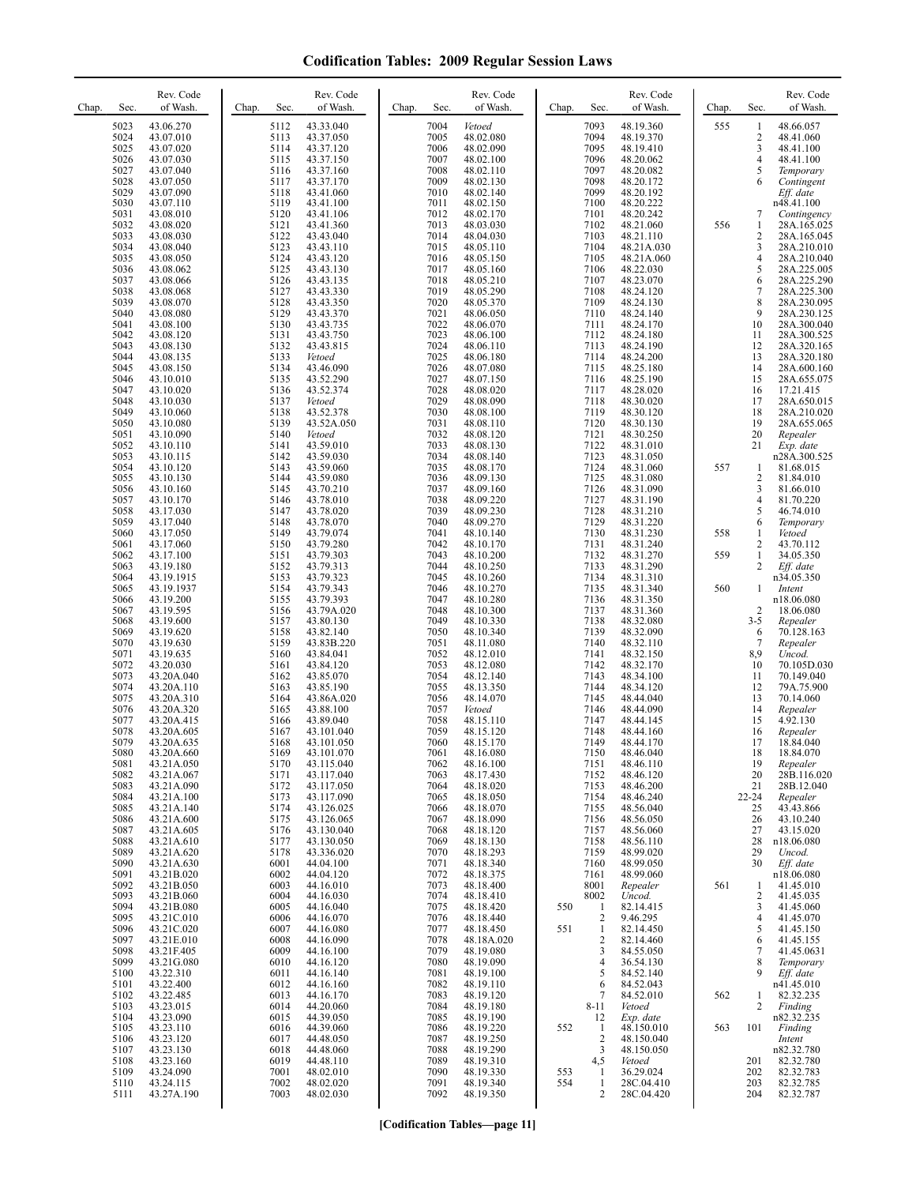# Codification Tables: 2009 Regular Session Laws

| Chap. | Sec. | Rev. Code of Wash. |
|---|---|---|
| | 5023 | 43.06.270 |
| | 5024 | 43.07.010 |
| | 5025 | 43.07.020 |
| | 5026 | 43.07.030 |
| | 5027 | 43.07.040 |
| | 5028 | 43.07.050 |
| | 5029 | 43.07.090 |
| | 5030 | 43.07.110 |
| | 5031 | 43.08.010 |
| | 5032 | 43.08.020 |
| | 5033 | 43.08.030 |
| | 5034 | 43.08.040 |
| | 5035 | 43.08.050 |
| | 5036 | 43.08.062 |
| | 5037 | 43.08.066 |
| | 5038 | 43.08.068 |
| | 5039 | 43.08.070 |
| | 5040 | 43.08.080 |
| | 5041 | 43.08.100 |
| | 5042 | 43.08.120 |
| | 5043 | 43.08.130 |
| | 5044 | 43.08.135 |
| | 5045 | 43.08.150 |
| | 5046 | 43.10.010 |
| | 5047 | 43.10.020 |
| | 5048 | 43.10.030 |
| | 5049 | 43.10.060 |
| | 5050 | 43.10.080 |
| | 5051 | 43.10.090 |
| | 5052 | 43.10.110 |
| | 5053 | 43.10.115 |
| | 5054 | 43.10.120 |
| | 5055 | 43.10.130 |
| | 5056 | 43.10.160 |
| | 5057 | 43.10.170 |
| | 5058 | 43.17.030 |
| | 5059 | 43.17.040 |
| | 5060 | 43.17.050 |
| | 5061 | 43.17.060 |
| | 5062 | 43.17.100 |
| | 5063 | 43.19.180 |
| | 5064 | 43.19.1915 |
| | 5065 | 43.19.1937 |
| | 5066 | 43.19.200 |
| | 5067 | 43.19.595 |
| | 5068 | 43.19.600 |
| | 5069 | 43.19.620 |
| | 5070 | 43.19.630 |
| | 5071 | 43.19.635 |
| | 5072 | 43.20.030 |
| | 5073 | 43.20A.040 |
| | 5074 | 43.20A.110 |
| | 5075 | 43.20A.310 |
| | 5076 | 43.20A.320 |
| | 5077 | 43.20A.415 |
| | 5078 | 43.20A.605 |
| | 5079 | 43.20A.635 |
| | 5080 | 43.20A.660 |
| | 5081 | 43.21A.050 |
| | 5082 | 43.21A.067 |
| | 5083 | 43.21A.090 |
| | 5084 | 43.21A.100 |
| | 5085 | 43.21A.140 |
| | 5086 | 43.21A.600 |
| | 5087 | 43.21A.605 |
| | 5088 | 43.21A.610 |
| | 5089 | 43.21A.620 |
| | 5090 | 43.21A.630 |
| | 5091 | 43.21B.020 |
| | 5092 | 43.21B.050 |
| | 5093 | 43.21B.060 |
| | 5094 | 43.21B.080 |
| | 5095 | 43.21C.010 |
| | 5096 | 43.21C.020 |
| | 5097 | 43.21E.010 |
| | 5098 | 43.21F.405 |
| | 5099 | 43.21G.080 |
| | 5100 | 43.22.310 |
| | 5101 | 43.22.400 |
| | 5102 | 43.22.485 |
| | 5103 | 43.23.015 |
| | 5104 | 43.23.090 |
| | 5105 | 43.23.110 |
| | 5106 | 43.23.120 |
| | 5107 | 43.23.130 |
| | 5108 | 43.23.160 |
| | 5109 | 43.24.090 |
| | 5110 | 43.24.115 |
| | 5111 | 43.27A.190 |
| | 5112 | 43.33.040 |
| | 5113 | 43.37.050 |
| | 5114 | 43.37.120 |
| | 5115 | 43.37.150 |
| | 5116 | 43.37.160 |
| | 5117 | 43.37.170 |
| | 5118 | 43.41.060 |
| | 5119 | 43.41.100 |
| | 5120 | 43.41.106 |
| | 5121 | 43.41.360 |
| | 5122 | 43.43.040 |
| | 5123 | 43.43.110 |
| | 5124 | 43.43.120 |
| | 5125 | 43.43.130 |
| | 5126 | 43.43.135 |
| | 5127 | 43.43.330 |
| | 5128 | 43.43.350 |
| | 5129 | 43.43.370 |
| | 5130 | 43.43.735 |
| | 5131 | 43.43.750 |
| | 5132 | 43.43.815 |
| | 5133 | *Vetoed* |
| | 5134 | 43.46.090 |
| | 5135 | 43.52.290 |
| | 5136 | 43.52.374 |
| | 5137 | *Vetoed* |
| | 5138 | 43.52.378 |
| | 5139 | 43.52A.050 |
| | 5140 | *Vetoed* |
| | 5141 | 43.59.010 |
| | 5142 | 43.59.030 |
| | 5143 | 43.59.060 |
| | 5144 | 43.59.080 |
| | 5145 | 43.70.210 |
| | 5146 | 43.78.010 |
| | 5147 | 43.78.020 |
| | 5148 | 43.78.070 |
| | 5149 | 43.79.074 |
| | 5150 | 43.79.280 |
| | 5151 | 43.79.303 |
| | 5152 | 43.79.313 |
| | 5153 | 43.79.323 |
| | 5154 | 43.79.343 |
| | 5155 | 43.79.393 |
| | 5156 | 43.79A.020 |
| | 5157 | 43.80.130 |
| | 5158 | 43.82.140 |
| | 5159 | 43.83B.220 |
| | 5160 | 43.84.041 |
| | 5161 | 43.84.120 |
| | 5162 | 43.85.070 |
| | 5163 | 43.85.190 |
| | 5164 | 43.86A.020 |
| | 5165 | 43.88.100 |
| | 5166 | 43.89.040 |
| | 5167 | 43.101.040 |
| | 5168 | 43.101.050 |
| | 5169 | 43.101.070 |
| | 5170 | 43.115.040 |
| | 5171 | 43.117.040 |
| | 5172 | 43.117.050 |
| | 5173 | 43.117.090 |
| | 5174 | 43.126.025 |
| | 5175 | 43.126.065 |
| | 5176 | 43.130.040 |
| | 5177 | 43.130.050 |
| | 5178 | 43.336.020 |
| | 6001 | 44.04.100 |
| | 6002 | 44.04.120 |
| | 6003 | 44.16.010 |
| | 6004 | 44.16.030 |
| | 6005 | 44.16.040 |
| | 6006 | 44.16.070 |
| | 6007 | 44.16.080 |
| | 6008 | 44.16.090 |
| | 6009 | 44.16.100 |
| | 6010 | 44.16.120 |
| | 6011 | 44.16.140 |
| | 6012 | 44.16.160 |
| | 6013 | 44.16.170 |
| | 6014 | 44.20.060 |
| | 6015 | 44.39.050 |
| | 6016 | 44.39.060 |
| | 6017 | 44.48.050 |
| | 6018 | 44.48.060 |
| | 6019 | 44.48.110 |
| | 7001 | 48.02.010 |
| | 7002 | 48.02.020 |
| | 7003 | 48.02.030 |
| | 7004 | *Vetoed* |
| | 7005 | 48.02.080 |
| | 7006 | 48.02.090 |
| | 7007 | 48.02.100 |
| | 7008 | 48.02.110 |
| | 7009 | 48.02.130 |
| | 7010 | 48.02.140 |
| | 7011 | 48.02.150 |
| | 7012 | 48.02.170 |
| | 7013 | 48.03.030 |
| | 7014 | 48.04.030 |
| | 7015 | 48.05.110 |
| | 7016 | 48.05.150 |
| | 7017 | 48.05.160 |
| | 7018 | 48.05.210 |
| | 7019 | 48.05.290 |
| | 7020 | 48.05.370 |
| | 7021 | 48.06.050 |
| | 7022 | 48.06.070 |
| | 7023 | 48.06.100 |
| | 7024 | 48.06.110 |
| | 7025 | 48.06.180 |
| | 7026 | 48.07.080 |
| | 7027 | 48.07.150 |
| | 7028 | 48.08.020 |
| | 7029 | 48.08.090 |
| | 7030 | 48.08.100 |
| | 7031 | 48.08.110 |
| | 7032 | 48.08.120 |
| | 7033 | 48.08.130 |
| | 7034 | 48.08.140 |
| | 7035 | 48.08.170 |
| | 7036 | 48.09.130 |
| | 7037 | 48.09.160 |
| | 7038 | 48.09.220 |
| | 7039 | 48.09.230 |
| | 7040 | 48.09.270 |
| | 7041 | 48.10.140 |
| | 7042 | 48.10.170 |
| | 7043 | 48.10.200 |
| | 7044 | 48.10.250 |
| | 7045 | 48.10.260 |
| | 7046 | 48.10.270 |
| | 7047 | 48.10.280 |
| | 7048 | 48.10.300 |
| | 7049 | 48.10.330 |
| | 7050 | 48.10.340 |
| | 7051 | 48.11.080 |
| | 7052 | 48.12.010 |
| | 7053 | 48.12.080 |
| | 7054 | 48.12.140 |
| | 7055 | 48.13.350 |
| | 7056 | 48.14.070 |
| | 7057 | *Vetoed* |
| | 7058 | 48.15.110 |
| | 7059 | 48.15.120 |
| | 7060 | 48.15.170 |
| | 7061 | 48.16.080 |
| | 7062 | 48.16.100 |
| | 7063 | 48.17.430 |
| | 7064 | 48.18.020 |
| | 7065 | 48.18.050 |
| | 7066 | 48.18.070 |
| | 7067 | 48.18.090 |
| | 7068 | 48.18.120 |
| | 7069 | 48.18.130 |
| | 7070 | 48.18.293 |
| | 7071 | 48.18.340 |
| | 7072 | 48.18.375 |
| | 7073 | 48.18.400 |
| | 7074 | 48.18.410 |
| | 7075 | 48.18.420 |
| | 7076 | 48.18.440 |
| | 7077 | 48.18.450 |
| | 7078 | 48.18A.020 |
| | 7079 | 48.19.080 |
| | 7080 | 48.19.090 |
| | 7081 | 48.19.100 |
| | 7082 | 48.19.110 |
| | 7083 | 48.19.120 |
| | 7084 | 48.19.180 |
| | 7085 | 48.19.190 |
| | 7086 | 48.19.220 |
| | 7087 | 48.19.250 |
| | 7088 | 48.19.290 |
| | 7089 | 48.19.310 |
| | 7090 | 48.19.330 |
| | 7091 | 48.19.340 |
| | 7092 | 48.19.350 |
| | 7093 | 48.19.360 |
| | 7094 | 48.19.370 |
| | 7095 | 48.19.410 |
| | 7096 | 48.20.062 |
| | 7097 | 48.20.082 |
| | 7098 | 48.20.172 |
| | 7099 | 48.20.192 |
| | 7100 | 48.20.222 |
| | 7101 | 48.20.242 |
| | 7102 | 48.21.060 |
| | 7103 | 48.21.110 |
| | 7104 | 48.21A.030 |
| | 7105 | 48.21A.060 |
| | 7106 | 48.22.030 |
| | 7107 | 48.23.070 |
| | 7108 | 48.24.120 |
| | 7109 | 48.24.130 |
| | 7110 | 48.24.140 |
| | 7111 | 48.24.170 |
| | 7112 | 48.24.180 |
| | 7113 | 48.24.190 |
| | 7114 | 48.24.200 |
| | 7115 | 48.25.180 |
| | 7116 | 48.25.190 |
| | 7117 | 48.28.020 |
| | 7118 | 48.30.020 |
| | 7119 | 48.30.120 |
| | 7120 | 48.30.130 |
| | 7121 | 48.30.250 |
| | 7122 | 48.31.010 |
| | 7123 | 48.31.050 |
| | 7124 | 48.31.060 |
| | 7125 | 48.31.080 |
| | 7126 | 48.31.090 |
| | 7127 | 48.31.190 |
| | 7128 | 48.31.210 |
| | 7129 | 48.31.220 |
| | 7130 | 48.31.230 |
| | 7131 | 48.31.240 |
| | 7132 | 48.31.270 |
| | 7133 | 48.31.290 |
| | 7134 | 48.31.310 |
| | 7135 | 48.31.340 |
| | 7136 | 48.31.350 |
| | 7137 | 48.31.360 |
| | 7138 | 48.32.080 |
| | 7139 | 48.32.090 |
| | 7140 | 48.32.110 |
| | 7141 | 48.32.150 |
| | 7142 | 48.32.170 |
| | 7143 | 48.34.100 |
| | 7144 | 48.34.120 |
| | 7145 | 48.44.040 |
| | 7146 | 48.44.090 |
| | 7147 | 48.44.145 |
| | 7148 | 48.44.160 |
| | 7149 | 48.44.170 |
| | 7150 | 48.46.040 |
| | 7151 | 48.46.110 |
| | 7152 | 48.46.120 |
| | 7153 | 48.46.200 |
| | 7154 | 48.46.240 |
| | 7155 | 48.56.040 |
| | 7156 | 48.56.050 |
| | 7157 | 48.56.060 |
| | 7158 | 48.56.110 |
| | 7159 | 48.99.020 |
| | 7160 | 48.99.050 |
| | 7161 | 48.99.060 |
| | 8001 | *Repealer* |
| | 8002 | *Uncod.* |
| 550 | 1 | 82.14.415 |
| | 2 | 9.46.295 |
| 551 | 1 | 82.14.450 |
| | 2 | 82.14.460 |
| | 3 | 84.55.050 |
| | 4 | 36.54.130 |
| | 5 | 84.52.140 |
| | 6 | 84.52.043 |
| | 7 | 84.52.010 |
| | 8-11 | *Vetoed* |
| | 12 | *Exp. date* n82.32.235 |
| 552 | 1 | 48.150.010 |
| | 2 | 48.150.040 |
| | 3 | 48.150.050 |
| | 4,5 | *Vetoed* |
| 553 | 1 | 36.29.024 |
| 554 | 1 | 28C.04.410 |
| | 2 | 28C.04.420 |
| 555 | 1 | 48.66.057 |
| | 2 | 48.41.060 |
| | 3 | 48.41.100 |
| | 4 | 48.41.100 |
| | 5 | *Temporary* |
| | 6 | *Contingent Eff. date* n48.41.100 |
| | 7 | *Contingency* |
| 556 | 1 | 28A.165.025 |
| | 2 | 28A.165.045 |
| | 3 | 28A.210.010 |
| | 4 | 28A.210.040 |
| | 5 | 28A.225.005 |
| | 6 | 28A.225.290 |
| | 7 | 28A.225.300 |
| | 8 | 28A.230.095 |
| | 9 | 28A.230.125 |
| | 10 | 28A.300.040 |
| | 11 | 28A.300.525 |
| | 12 | 28A.320.165 |
| | 13 | 28A.320.180 |
| | 14 | 28A.600.160 |
| | 15 | 28A.655.075 |
| | 16 | 17.21.415 |
| | 17 | 28A.650.015 |
| | 18 | 28A.210.020 |
| | 19 | 28A.655.065 |
| | 20 | *Repealer* |
| | 21 | *Exp. date* n28A.300.525 |
| 557 | 1 | 81.68.015 |
| | 2 | 81.84.010 |
| | 3 | 81.66.010 |
| | 4 | 81.70.220 |
| | 5 | 46.74.010 |
| | 6 | *Temporary* |
| 558 | 1 | *Vetoed* |
| | 2 | 43.70.112 |
| 559 | 1 | 34.05.350 |
| | 2 | *Eff. date* n34.05.350 |
| 560 | 1 | *Intent* n18.06.080 |
| | 2 | 18.06.080 |
| | 3-5 | *Repealer* |
| | 6 | 70.128.163 |
| | 7 | *Repealer* |
| | 8,9 | *Uncod.* |
| | 10 | 70.105D.030 |
| | 11 | 70.149.040 |
| | 12 | 79A.75.900 |
| | 13 | 70.14.060 |
| | 14 | *Repealer* |
| | 15 | 4.92.130 |
| | 16 | *Repealer* |
| | 17 | 18.84.040 |
| | 18 | 18.84.070 |
| | 19 | *Repealer* |
| | 20 | 28B.116.020 |
| | 21 | 28B.12.040 |
| | 22-24 | *Repealer* |
| | 25 | 43.43.866 |
| | 26 | 43.10.240 |
| | 27 | 43.15.020 |
| | 28 | n18.06.080 |
| | 29 | *Uncod.* |
| | 30 | *Eff. date* n18.06.080 |
| 561 | 1 | 41.45.010 |
| | 2 | 41.45.035 |
| | 3 | 41.45.060 |
| | 4 | 41.45.070 |
| | 5 | 41.45.150 |
| | 6 | 41.45.155 |
| | 7 | 41.45.0631 |
| | 8 | *Temporary* |
| | 9 | *Eff. date* n41.45.010 |
| 562 | 1 | 82.32.235 |
| | 2 | *Finding* n82.32.235 |
| 563 | 101 | *Finding Intent* n82.32.780 |
| | 201 | 82.32.780 |
| | 202 | 82.32.783 |
| | 203 | 82.32.785 |
| | 204 | 82.32.787 |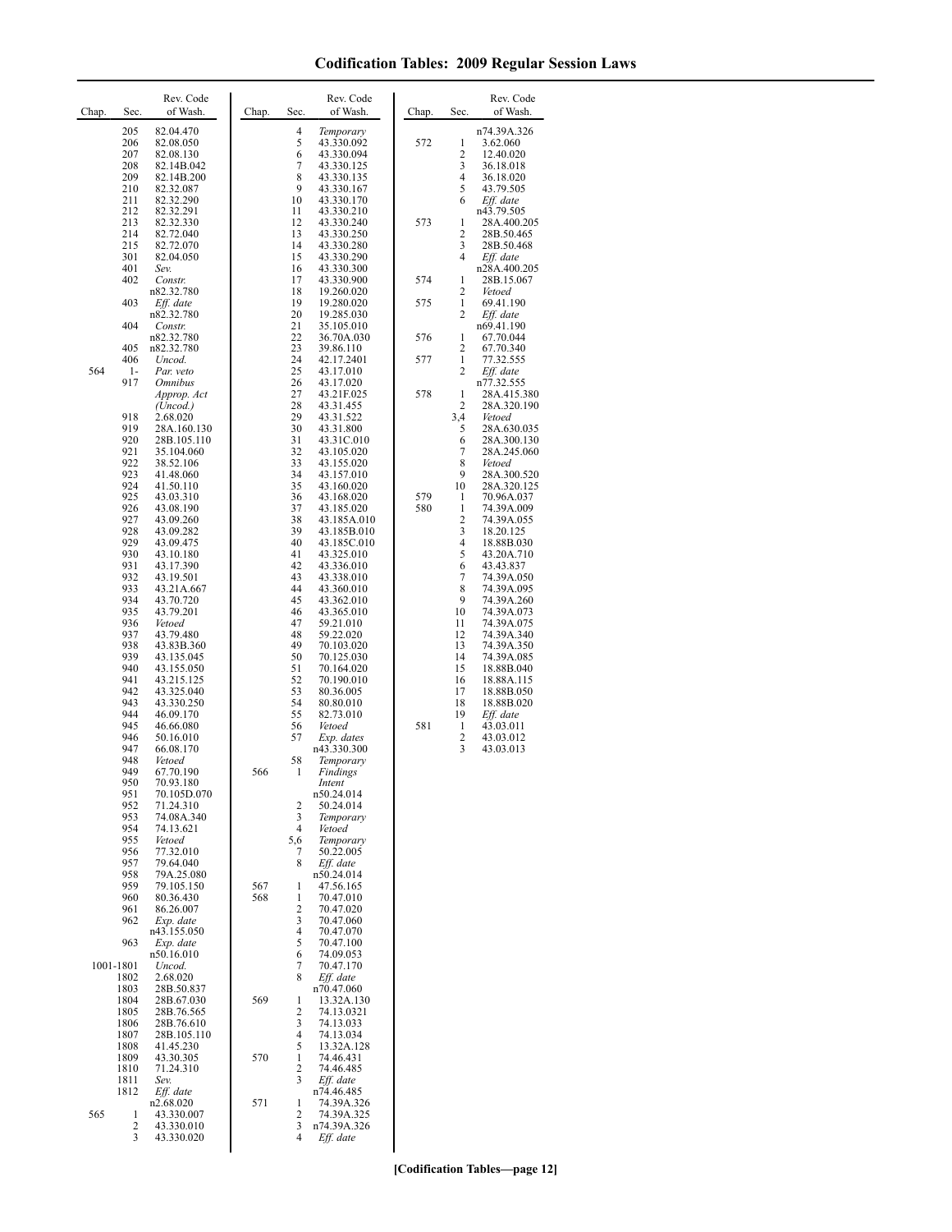# Codification Tables: 2009 Regular Session Laws

| Chap. | Sec. | Rev. Code of Wash. |
|---|---|---|
| | 205 | 82.04.470 |
| | 206 | 82.08.050 |
| | 207 | 82.08.130 |
| | 208 | 82.14B.042 |
| | 209 | 82.14B.200 |
| | 210 | 82.32.087 |
| | 211 | 82.32.290 |
| | 212 | 82.32.291 |
| | 213 | 82.32.330 |
| | 214 | 82.72.040 |
| | 215 | 82.72.070 |
| | 301 | 82.04.050 |
| | 401 | *Sev.* |
| | 402 | *Constr.* n82.32.780 |
| | 403 | *Eff. date* n82.32.780 |
| | 404 | *Constr.* n82.32.780 |
| | 405 | n82.32.780 |
| | 406 | *Uncod.* |
| 564 | 1- | *Par. veto* |
| | 917 | *Omnibus Approp. Act (Uncod.)* |
| | 918 | 2.68.020 |
| | 919 | 28A.160.130 |
| | 920 | 28B.105.110 |
| | 921 | 35.104.060 |
| | 922 | 38.52.106 |
| | 923 | 41.48.060 |
| | 924 | 41.50.110 |
| | 925 | 43.03.310 |
| | 926 | 43.08.190 |
| | 927 | 43.09.260 |
| | 928 | 43.09.282 |
| | 929 | 43.09.475 |
| | 930 | 43.10.180 |
| | 931 | 43.17.390 |
| | 932 | 43.19.501 |
| | 933 | 43.21A.667 |
| | 934 | 43.70.720 |
| | 935 | 43.79.201 |
| | 936 | *Vetoed* |
| | 937 | 43.79.480 |
| | 938 | 43.83B.360 |
| | 939 | 43.135.045 |
| | 940 | 43.155.050 |
| | 941 | 43.215.125 |
| | 942 | 43.325.040 |
| | 943 | 43.330.250 |
| | 944 | 46.09.170 |
| | 945 | 46.66.080 |
| | 946 | 50.16.010 |
| | 947 | 66.08.170 |
| | 948 | *Vetoed* |
| | 949 | 67.70.190 |
| | 950 | 70.93.180 |
| | 951 | 70.105D.070 |
| | 952 | 71.24.310 |
| | 953 | 74.08A.340 |
| | 954 | 74.13.621 |
| | 955 | *Vetoed* |
| | 956 | 77.32.010 |
| | 957 | 79.64.040 |
| | 958 | 79A.25.080 |
| | 959 | 79.105.150 |
| | 960 | 80.36.430 |
| | 961 | 86.26.007 |
| | 962 | *Exp. date* n43.155.050 |
| | 963 | *Exp. date* n50.16.010 |
| | 1001-1801 | *Uncod.* |
| | 1802 | 2.68.020 |
| | 1803 | 28B.50.837 |
| | 1804 | 28B.67.030 |
| | 1805 | 28B.76.565 |
| | 1806 | 28B.76.610 |
| | 1807 | 28B.105.110 |
| | 1808 | 41.45.230 |
| | 1809 | 43.30.305 |
| | 1810 | 71.24.310 |
| | 1811 | *Sev.* |
| | 1812 | *Eff. date* n2.68.020 |
| 565 | 1 | 43.330.007 |
| | 2 | 43.330.010 |
| | 3 | 43.330.020 |
| | 4 | *Temporary* |
| | 5 | 43.330.092 |
| | 6 | 43.330.094 |
| | 7 | 43.330.125 |
| | 8 | 43.330.135 |
| | 9 | 43.330.167 |
| | 10 | 43.330.170 |
| | 11 | 43.330.210 |
| | 12 | 43.330.240 |
| | 13 | 43.330.250 |
| | 14 | 43.330.280 |
| | 15 | 43.330.290 |
| | 16 | 43.330.300 |
| | 17 | 43.330.900 |
| | 18 | 19.260.020 |
| | 19 | 19.280.020 |
| | 20 | 19.285.030 |
| | 21 | 35.105.010 |
| | 22 | 36.70A.030 |
| | 23 | 39.86.110 |
| | 24 | 42.17.2401 |
| | 25 | 43.17.010 |
| | 26 | 43.17.020 |
| | 27 | 43.21F.025 |
| | 28 | 43.31.455 |
| | 29 | 43.31.522 |
| | 30 | 43.31.800 |
| | 31 | 43.31C.010 |
| | 32 | 43.105.020 |
| | 33 | 43.155.020 |
| | 34 | 43.157.010 |
| | 35 | 43.160.020 |
| | 36 | 43.168.020 |
| | 37 | 43.185.020 |
| | 38 | 43.185A.010 |
| | 39 | 43.185B.010 |
| | 40 | 43.185C.010 |
| | 41 | 43.325.010 |
| | 42 | 43.336.010 |
| | 43 | 43.338.010 |
| | 44 | 43.360.010 |
| | 45 | 43.362.010 |
| | 46 | 43.365.010 |
| | 47 | 59.21.010 |
| | 48 | 59.22.020 |
| | 49 | 70.103.020 |
| | 50 | 70.125.030 |
| | 51 | 70.164.020 |
| | 52 | 70.190.010 |
| | 53 | 80.36.005 |
| | 54 | 80.80.010 |
| | 55 | 82.73.010 |
| | 56 | *Vetoed* |
| | 57 | *Exp. dates* n43.330.300 |
| | 58 | *Temporary* |
| 566 | 1 | *Findings Intent* n50.24.014 |
| | 2 | 50.24.014 |
| | 3 | *Temporary* |
| | 4 | *Vetoed* |
| | 5,6 | *Temporary* |
| | 7 | 50.22.005 |
| | 8 | *Eff. date* n50.24.014 |
| 567 | 1 | 47.56.165 |
| 568 | 1 | 70.47.010 |
| | 2 | 70.47.020 |
| | 3 | 70.47.060 |
| | 4 | 70.47.070 |
| | 5 | 70.47.100 |
| | 6 | 74.09.053 |
| | 7 | 70.47.170 |
| | 8 | *Eff. date* n70.47.060 |
| 569 | 1 | 13.32A.130 |
| | 2 | 74.13.0321 |
| | 3 | 74.13.033 |
| | 4 | 74.13.034 |
| | 5 | 13.32A.128 |
| 570 | 1 | 74.46.431 |
| | 2 | 74.46.485 |
| | 3 | *Eff. date* n74.46.485 |
| 571 | 1 | 74.39A.326 |
| | 2 | 74.39A.325 |
| | 3 | n74.39A.326 |
| | 4 | *Eff. date* n74.39A.326 |
| 572 | 1 | 3.62.060 |
| | 2 | 12.40.020 |
| | 3 | 36.18.018 |
| | 4 | 36.18.020 |
| | 5 | 43.79.505 |
| | 6 | *Eff. date* n43.79.505 |
| 573 | 1 | 28A.400.205 |
| | 2 | 28B.50.465 |
| | 3 | 28B.50.468 |
| | 4 | *Eff. date* n28A.400.205 |
| 574 | 1 | 28B.15.067 |
| | 2 | *Vetoed* |
| 575 | 1 | 69.41.190 |
| | 2 | *Eff. date* n69.41.190 |
| 576 | 1 | 67.70.044 |
| | 2 | 67.70.340 |
| 577 | 1 | 77.32.555 |
| | 2 | *Eff. date* n77.32.555 |
| 578 | 1 | 28A.415.380 |
| | 2 | 28A.320.190 |
| | 3,4 | *Vetoed* |
| | 5 | 28A.630.035 |
| | 6 | 28A.300.130 |
| | 7 | 28A.245.060 |
| | 8 | *Vetoed* |
| | 9 | 28A.300.520 |
| | 10 | 28A.320.125 |
| 579 | 1 | 70.96A.037 |
| 580 | 1 | 74.39A.009 |
| | 2 | 74.39A.055 |
| | 3 | 18.20.125 |
| | 4 | 18.88B.030 |
| | 5 | 43.20A.710 |
| | 6 | 43.43.837 |
| | 7 | 74.39A.050 |
| | 8 | 74.39A.095 |
| | 9 | 74.39A.260 |
| | 10 | 74.39A.073 |
| | 11 | 74.39A.075 |
| | 12 | 74.39A.340 |
| | 13 | 74.39A.350 |
| | 14 | 74.39A.085 |
| | 15 | 18.88B.040 |
| | 16 | 18.88A.115 |
| | 17 | 18.88B.050 |
| | 18 | 18.88B.020 |
| | 19 | *Eff. date* |
| 581 | 1 | 43.03.011 |
| | 2 | 43.03.012 |
| | 3 | 43.03.013 |